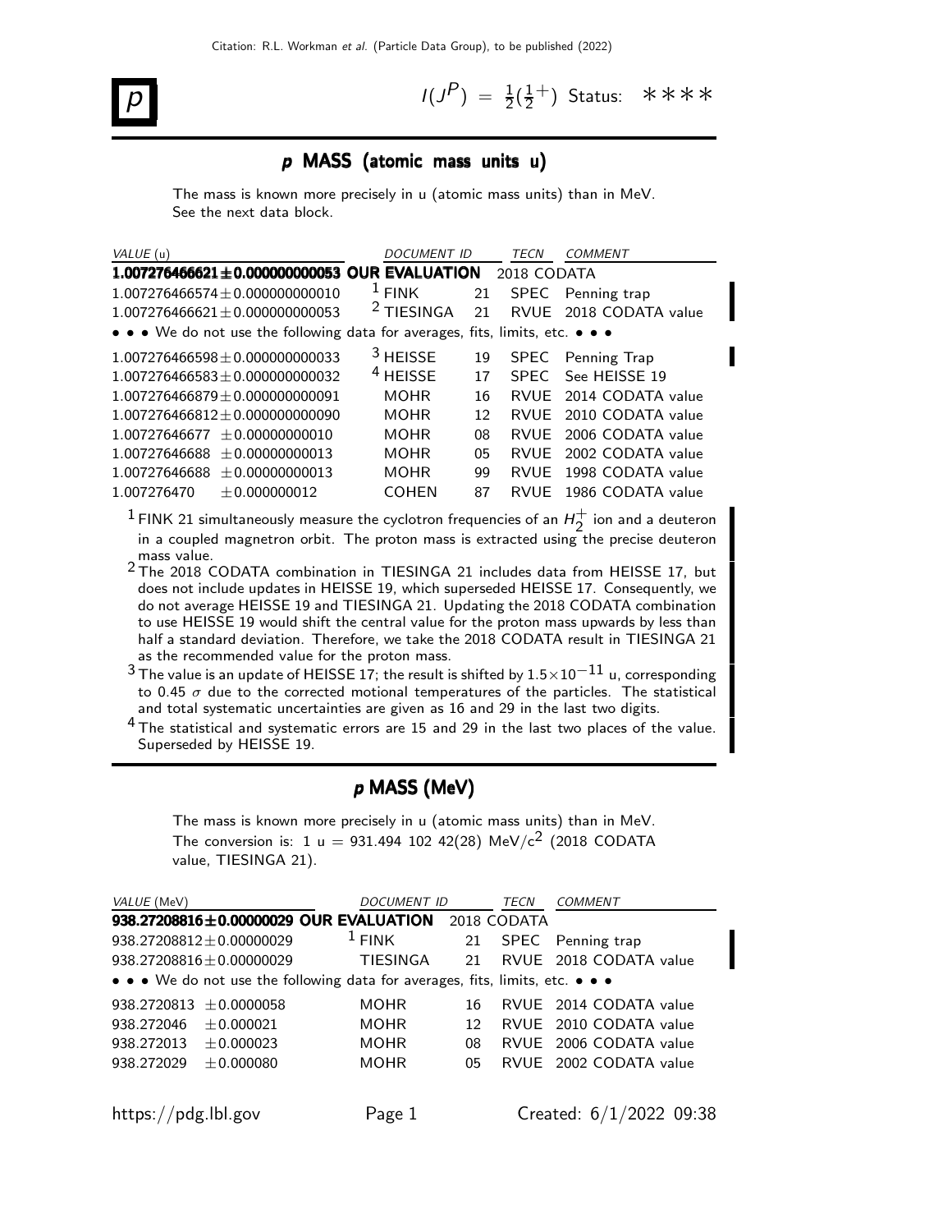# p

$I(J^P) = \frac{1}{2}(\frac{1}{2}^+)$ Status: ∗∗∗∗

## p MASS (atomic mass units u)

The mass is known more precisely in u (atomic mass units) than in MeV. See the next data block.

| VALUE (u) | DOCUMENT ID | | TECN | COMMENT |
|---|---|---|---|---|
| **1.007276466621±0.000000000053 OUR EVALUATION** | | | 2018 CODATA | |
| 1.007276466574±0.000000000010 | [1] FINK | 21 | SPEC | Penning trap |
| 1.007276466621±0.000000000053 | [2] TIESINGA | 21 | RVUE | 2018 CODATA value |
| • • • We do not use the following data for averages, fits, limits, etc. • • • | | | | |
| 1.007276466598±0.000000000033 | [3] HEISSE | 19 | SPEC | Penning Trap |
| 1.007276466583±0.000000000032 | [4] HEISSE | 17 | SPEC | See HEISSE 19 |
| 1.007276466879±0.000000000091 | MOHR | 16 | RVUE | 2014 CODATA value |
| 1.007276466812±0.000000000090 | MOHR | 12 | RVUE | 2010 CODATA value |
| 1.00727646677 ±0.00000000010 | MOHR | 08 | RVUE | 2006 CODATA value |
| 1.00727646688 ±0.00000000013 | MOHR | 05 | RVUE | 2002 CODATA value |
| 1.00727646688 ±0.00000000013 | MOHR | 99 | RVUE | 1998 CODATA value |
| 1.007276470 ±0.000000012 | COHEN | 87 | RVUE | 1986 CODATA value |

[1] FINK 21 simultaneously measure the cyclotron frequencies of an $H_2^+$ ion and a deuteron in a coupled magnetron orbit. The proton mass is extracted using the precise deuteron mass value.

[2] The 2018 CODATA combination in TIESINGA 21 includes data from HEISSE 17, but does not include updates in HEISSE 19, which superseded HEISSE 17. Consequently, we do not average HEISSE 19 and TIESINGA 21. Updating the 2018 CODATA combination to use HEISSE 19 would shift the central value for the proton mass upwards by less than half a standard deviation. Therefore, we take the 2018 CODATA result in TIESINGA 21 as the recommended value for the proton mass.

[3] The value is an update of HEISSE 17; the result is shifted by $1.5\times10^{-11}$ u, corresponding to 0.45 $\sigma$ due to the corrected motional temperatures of the particles. The statistical and total systematic uncertainties are given as 16 and 29 in the last two digits.

[4] The statistical and systematic errors are 15 and 29 in the last two places of the value. Superseded by HEISSE 19.

## p MASS (MeV)

The mass is known more precisely in u (atomic mass units) than in MeV. The conversion is: 1 u = 931.494 102 42(28) MeV/$c^2$ (2018 CODATA value, TIESINGA 21).

| VALUE (MeV) | DOCUMENT ID | | TECN | COMMENT |
|---|---|---|---|---|
| **938.27208816±0.00000029 OUR EVALUATION** | | | 2018 CODATA | |
| 938.27208812±0.00000029 | [1] FINK | 21 | SPEC | Penning trap |
| 938.27208816±0.00000029 | TIESINGA | 21 | RVUE | 2018 CODATA value |
| • • • We do not use the following data for averages, fits, limits, etc. • • • | | | | |
| 938.2720813 ±0.0000058 | MOHR | 16 | RVUE | 2014 CODATA value |
| 938.272046 ±0.000021 | MOHR | 12 | RVUE | 2010 CODATA value |
| 938.272013 ±0.000023 | MOHR | 08 | RVUE | 2006 CODATA value |
| 938.272029 ±0.000080 | MOHR | 05 | RVUE | 2002 CODATA value |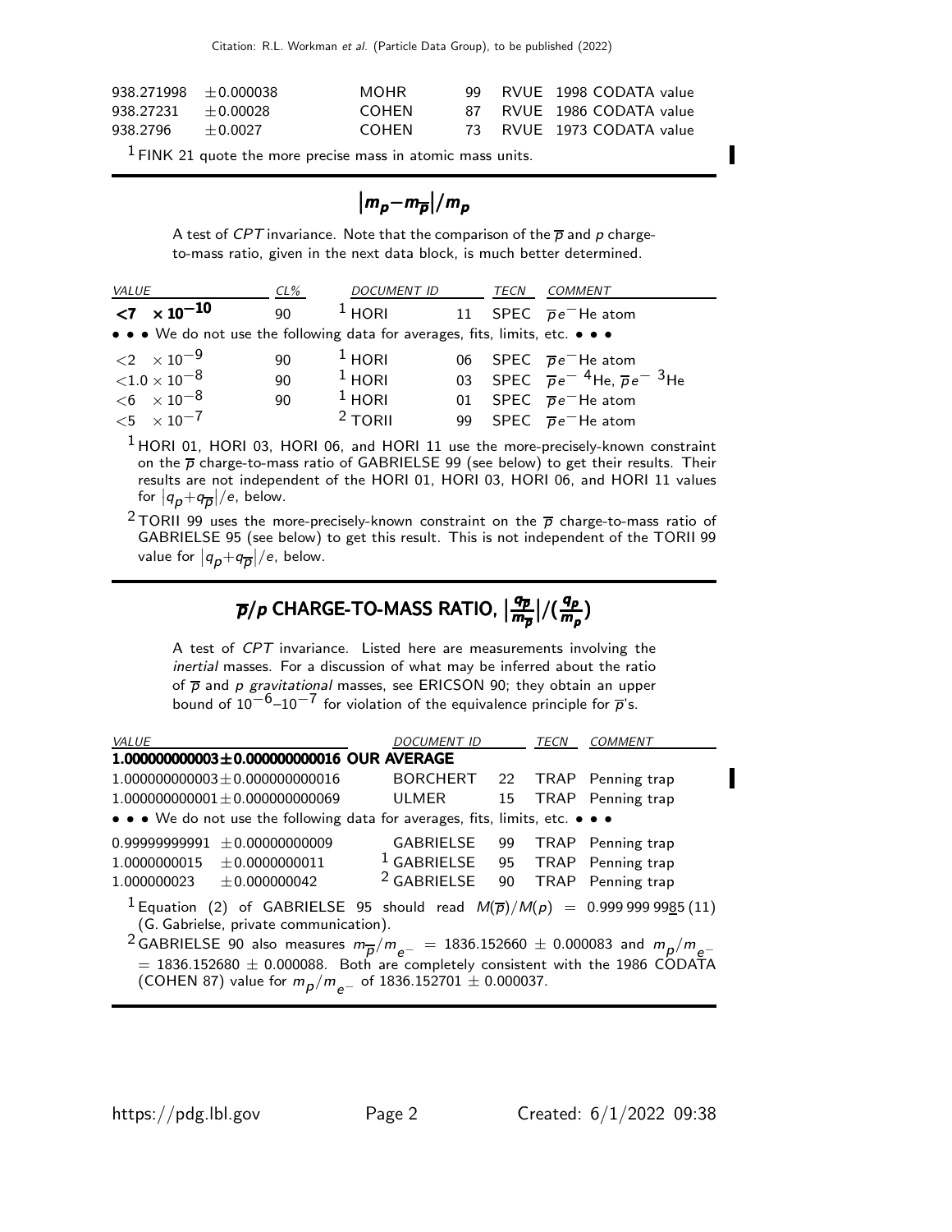| | | | | | |
|---|---|---|---|---|---|
| 938.271998 | ±0.000038 | MOHR | 99 | RVUE | 1998 CODATA value |
| 938.27231 | ±0.00028 | COHEN | 87 | RVUE | 1986 CODATA value |
| 938.2796 | ±0.0027 | COHEN | 73 | RVUE | 1973 CODATA value |

[1] FINK 21 quote the more precise mass in atomic mass units.

## $|m_p - m_{\overline{p}}|/m_p$

A test of *CPT* invariance. Note that the comparison of the $\overline{p}$ and $p$ charge-to-mass ratio, given in the next data block, is much better determined.

| *VALUE* | *CL%* | *DOCUMENT ID* | | *TECN* | *COMMENT* |
|---|---|---|---|---|---|
| **<7 $\times 10^{-10}$** | 90 | [1] HORI | 11 | SPEC | $\overline{p}e^-$He atom |
| • • • We do not use the following data for averages, fits, limits, etc. • • • | | | | | |
| $<2 \times 10^{-9}$ | 90 | [1] HORI | 06 | SPEC | $\overline{p}e^-$He atom |
| $<1.0 \times 10^{-8}$ | 90 | [1] HORI | 03 | SPEC | $\overline{p}e^-$ $^4$He, $\overline{p}e^-$ $^3$He |
| $<6 \times 10^{-8}$ | 90 | [1] HORI | 01 | SPEC | $\overline{p}e^-$He atom |
| $<5 \times 10^{-7}$ | | [2] TORII | 99 | SPEC | $\overline{p}e^-$He atom |

[1] HORI 01, HORI 03, HORI 06, and HORI 11 use the more-precisely-known constraint on the $\overline{p}$ charge-to-mass ratio of GABRIELSE 99 (see below) to get their results. Their results are not independent of the HORI 01, HORI 03, HORI 06, and HORI 11 values for $|q_p + q_{\overline{p}}|/e$, below.

[2] TORII 99 uses the more-precisely-known constraint on the $\overline{p}$ charge-to-mass ratio of GABRIELSE 95 (see below) to get this result. This is not independent of the TORII 99 value for $|q_p + q_{\overline{p}}|/e$, below.

## $\overline{p}/p$ CHARGE-TO-MASS RATIO, $\left|\frac{q_{\overline{p}}}{m_{\overline{p}}}\right|/\left(\frac{q_p}{m_p}\right)$

A test of *CPT* invariance. Listed here are measurements involving the *inertial* masses. For a discussion of what may be inferred about the ratio of $\overline{p}$ and $p$ *gravitational* masses, see ERICSON 90; they obtain an upper bound of $10^{-6}$–$10^{-7}$ for violation of the equivalence principle for $\overline{p}$'s.

| *VALUE* | *DOCUMENT ID* | | *TECN* | *COMMENT* |
|---|---|---|---|---|
| **1.000000000003±0.000000000016 OUR AVERAGE** | | | | |
| 1.000000000003±0.000000000016 | BORCHERT | 22 | TRAP | Penning trap |
| 1.000000000001±0.000000000069 | ULMER | 15 | TRAP | Penning trap |
| • • • We do not use the following data for averages, fits, limits, etc. • • • | | | | |
| 0.99999999991 ±0.00000000009 | GABRIELSE | 99 | TRAP | Penning trap |
| 1.0000000015 ±0.0000000011 | [1] GABRIELSE | 95 | TRAP | Penning trap |
| 1.000000023 ±0.000000042 | [2] GABRIELSE | 90 | TRAP | Penning trap |

[1] Equation (2) of GABRIELSE 95 should read $M(\overline{p})/M(p) = 0.999\,999\,99\underline{8}5\,(11)$ (G. Gabrielse, private communication).

[2] GABRIELSE 90 also measures $m_{\overline{p}}/m_{e^-} = 1836.152660 \pm 0.000083$ and $m_p/m_{e^-} = 1836.152680 \pm 0.000088$. Both are completely consistent with the 1986 CODATA (COHEN 87) value for $m_p/m_{e^-}$ of $1836.152701 \pm 0.000037$.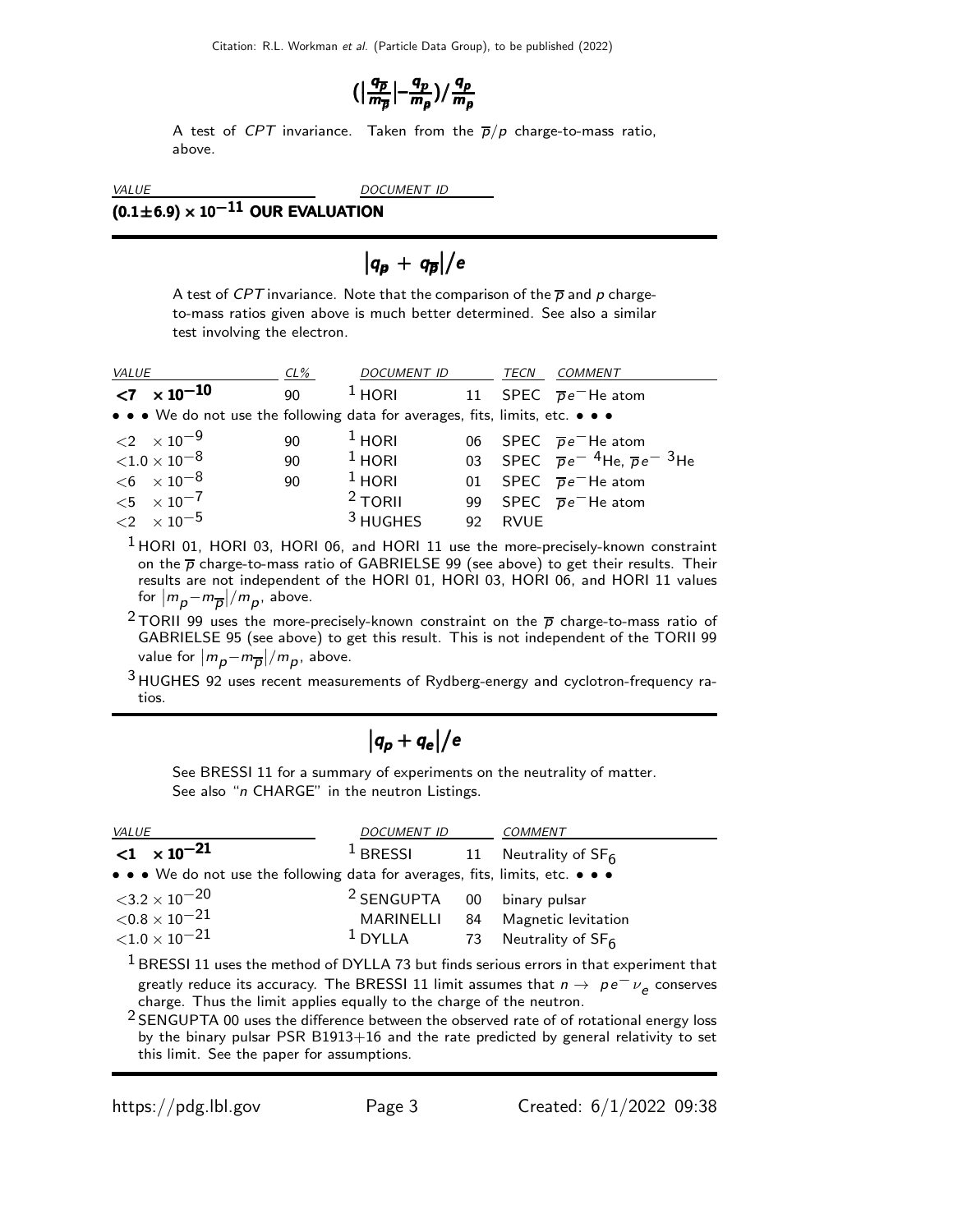## $\left(\left|\frac{q_{\overline{p}}}{m_{\overline{p}}}\right|-\frac{q_p}{m_p}\right)/\frac{q_p}{m_p}$

A test of *CPT* invariance. Taken from the $\overline{p}/p$ charge-to-mass ratio, above.

| *VALUE* | *DOCUMENT ID* |
|---|---|
| **$(0.1\pm6.9)\times10^{-11}$ OUR EVALUATION** | |

## $\left|q_p + q_{\overline{p}}\right|/e$

A test of *CPT* invariance. Note that the comparison of the $\overline{p}$ and $p$ charge-to-mass ratios given above is much better determined. See also a similar test involving the electron.

| *VALUE* | *CL%* | *DOCUMENT ID* | | *TECN* | *COMMENT* |
|---|---|---|---|---|---|
| **$<7\ \times10^{-10}$** | 90 | [1] HORI | 11 | SPEC | $\overline{p}e^-$He atom |
| • • • We do not use the following data for averages, fits, limits, etc. • • • | | | | | |
| $<2\ \times10^{-9}$ | 90 | [1] HORI | 06 | SPEC | $\overline{p}e^-$He atom |
| $<1.0\times10^{-8}$ | 90 | [1] HORI | 03 | SPEC | $\overline{p}e^-\ {}^4$He, $\overline{p}e^-\ {}^3$He |
| $<6\ \times10^{-8}$ | 90 | [1] HORI | 01 | SPEC | $\overline{p}e^-$He atom |
| $<5\ \times10^{-7}$ | | [2] TORII | 99 | SPEC | $\overline{p}e^-$He atom |
| $<2\ \times10^{-5}$ | | [3] HUGHES | 92 | RVUE | |

[1] HORI 01, HORI 03, HORI 06, and HORI 11 use the more-precisely-known constraint on the $\overline{p}$ charge-to-mass ratio of GABRIELSE 99 (see above) to get their results. Their results are not independent of the HORI 01, HORI 03, HORI 06, and HORI 11 values for $\left|m_p - m_{\overline{p}}\right|/m_p$, above.

[2] TORII 99 uses the more-precisely-known constraint on the $\overline{p}$ charge-to-mass ratio of GABRIELSE 95 (see above) to get this result. This is not independent of the TORII 99 value for $\left|m_p - m_{\overline{p}}\right|/m_p$, above.

[3] HUGHES 92 uses recent measurements of Rydberg-energy and cyclotron-frequency ratios.

## $\left|q_p + q_e\right|/e$

See BRESSI 11 for a summary of experiments on the neutrality of matter. See also "*n* CHARGE" in the neutron Listings.

| *VALUE* | *DOCUMENT ID* | | *COMMENT* |
|---|---|---|---|
| **$<1\ \times10^{-21}$** | [1] BRESSI | 11 | Neutrality of $SF_6$ |
| • • • We do not use the following data for averages, fits, limits, etc. • • • | | | |
| $<3.2\times10^{-20}$ | [2] SENGUPTA | 00 | binary pulsar |
| $<0.8\times10^{-21}$ | MARINELLI | 84 | Magnetic levitation |
| $<1.0\times10^{-21}$ | [1] DYLLA | 73 | Neutrality of $SF_6$ |

[1] BRESSI 11 uses the method of DYLLA 73 but finds serious errors in that experiment that greatly reduce its accuracy. The BRESSI 11 limit assumes that $n \to p e^- \nu_e$ conserves charge. Thus the limit applies equally to the charge of the neutron.

[2] SENGUPTA 00 uses the difference between the observed rate of of rotational energy loss by the binary pulsar PSR B1913+16 and the rate predicted by general relativity to set this limit. See the paper for assumptions.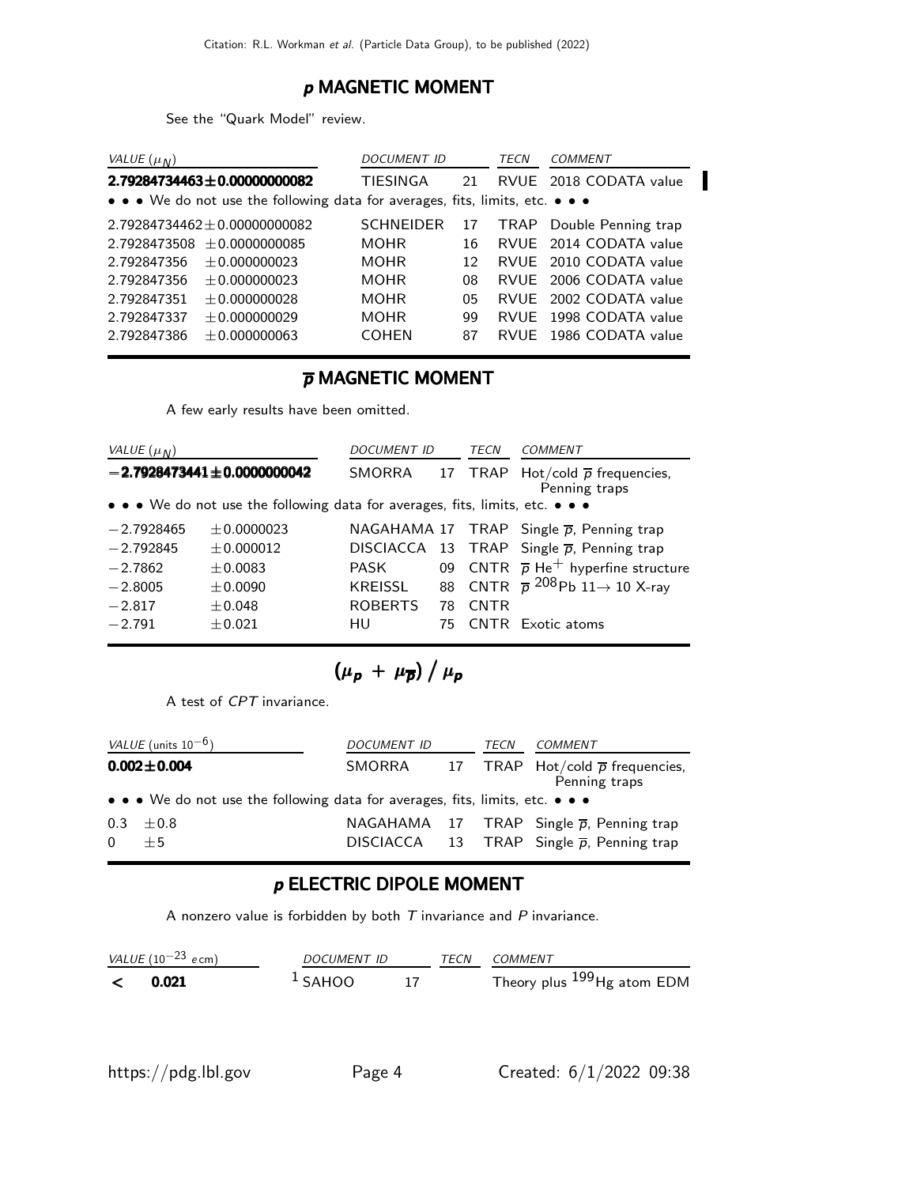## $p$ MAGNETIC MOMENT

See the "Quark Model" review.

| VALUE ($\mu_N$) | DOCUMENT ID | | TECN | COMMENT |
|---|---|---|---|---|
| **2.79284734463 ± 0.00000000082** | TIESINGA | 21 | RVUE | 2018 CODATA value |

• • • We do not use the following data for averages, fits, limits, etc. • • •

| VALUE ($\mu_N$) | DOCUMENT ID | | TECN | COMMENT |
|---|---|---|---|---|
| 2.79284734462 ± 0.00000000082 | SCHNEIDER | 17 | TRAP | Double Penning trap |
| 2.7928473508 ± 0.0000000085 | MOHR | 16 | RVUE | 2014 CODATA value |
| 2.792847356 ± 0.000000023 | MOHR | 12 | RVUE | 2010 CODATA value |
| 2.792847356 ± 0.000000023 | MOHR | 08 | RVUE | 2006 CODATA value |
| 2.792847351 ± 0.000000028 | MOHR | 05 | RVUE | 2002 CODATA value |
| 2.792847337 ± 0.000000029 | MOHR | 99 | RVUE | 1998 CODATA value |
| 2.792847386 ± 0.000000063 | COHEN | 87 | RVUE | 1986 CODATA value |

## $\overline{p}$ MAGNETIC MOMENT

A few early results have been omitted.

| VALUE ($\mu_N$) | DOCUMENT ID | | TECN | COMMENT |
|---|---|---|---|---|
| **−2.7928473441 ± 0.0000000042** | SMORRA | 17 | TRAP | Hot/cold $\overline{p}$ frequencies, Penning traps |

• • • We do not use the following data for averages, fits, limits, etc. • • •

| VALUE ($\mu_N$) | DOCUMENT ID | | TECN | COMMENT |
|---|---|---|---|---|
| −2.7928465 ± 0.0000023 | NAGAHAMA | 17 | TRAP | Single $\overline{p}$, Penning trap |
| −2.792845 ± 0.000012 | DISCIACCA | 13 | TRAP | Single $\overline{p}$, Penning trap |
| −2.7862 ± 0.0083 | PASK | 09 | CNTR | $\overline{p}$ $He^{+}$ hyperfine structure |
| −2.8005 ± 0.0090 | KREISSL | 88 | CNTR | $\overline{p}$ $^{208}$Pb 11→ 10 X-ray |
| −2.817 ± 0.048 | ROBERTS | 78 | CNTR | |
| −2.791 ± 0.021 | HU | 75 | CNTR | Exotic atoms |

## $(\mu_p + \mu_{\overline{p}}) \,/\, \mu_p$

A test of *CPT* invariance.

| VALUE (units $10^{-6}$) | DOCUMENT ID | | TECN | COMMENT |
|---|---|---|---|---|
| **0.002 ± 0.004** | SMORRA | 17 | TRAP | Hot/cold $\overline{p}$ frequencies, Penning traps |

• • • We do not use the following data for averages, fits, limits, etc. • • •

| VALUE (units $10^{-6}$) | DOCUMENT ID | | TECN | COMMENT |
|---|---|---|---|---|
| 0.3 ± 0.8 | NAGAHAMA | 17 | TRAP | Single $\overline{p}$, Penning trap |
| 0 ± 5 | DISCIACCA | 13 | TRAP | Single $\overline{p}$, Penning trap |

## $p$ ELECTRIC DIPOLE MOMENT

A nonzero value is forbidden by both *T* invariance and *P* invariance.

| VALUE ($10^{-23}$ $e$cm) | DOCUMENT ID | | TECN | COMMENT |
|---|---|---|---|---|
| **< 0.021** | [1] SAHOO | 17 | | Theory plus $^{199}$Hg atom EDM |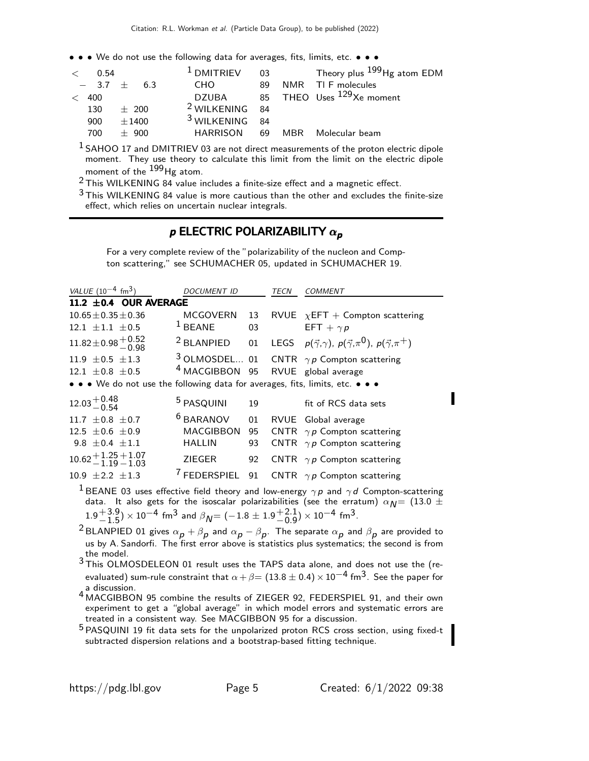• • • We do not use the following data for averages, fits, limits, etc. • • •

| | | | | |
|---|---|---|---|---|
| $<$ 0.54 | [1] DMITRIEV | 03 | | Theory plus $^{199}$Hg atom EDM |
| $-$ 3.7 $\pm$ 6.3 | CHO | 89 | NMR | Tl F molecules |
| $<$ 400 | DZUBA | 85 | THEO | Uses $^{129}$Xe moment |
| 130 $\pm$ 200 | [2] WILKENING | 84 | | |
| 900 $\pm$1400 | [3] WILKENING | 84 | | |
| 700 $\pm$ 900 | HARRISON | 69 | MBR | Molecular beam |

[1] SAHOO 17 and DMITRIEV 03 are not direct measurements of the proton electric dipole moment. They use theory to calculate this limit from the limit on the electric dipole moment of the $^{199}$Hg atom.

[2] This WILKENING 84 value includes a finite-size effect and a magnetic effect.

[3] This WILKENING 84 value is more cautious than the other and excludes the finite-size effect, which relies on uncertain nuclear integrals.

## *p* ELECTRIC POLARIZABILITY $\alpha_p$

For a very complete review of the "polarizability of the nucleon and Compton scattering," see SCHUMACHER 05, updated in SCHUMACHER 19.

| *VALUE* ($10^{-4}$ fm$^3$) | *DOCUMENT ID* | | *TECN* | *COMMENT* |
|---|---|---|---|---|
| **11.2 $\pm$0.4 OUR AVERAGE** | | | | |
| $10.65 \pm 0.35 \pm 0.36$ | MCGOVERN | 13 | RVUE | $\chi$EFT + Compton scattering |
| $12.1 \pm 1.1 \pm 0.5$ | [1] BEANE | 03 | | EFT + $\gamma p$ |
| $11.82 \pm 0.98 ^{+0.52}_{-0.98}$ | [2] BLANPIED | 01 | LEGS | $p(\vec{\gamma},\gamma)$, $p(\vec{\gamma},\pi^0)$, $p(\vec{\gamma},\pi^+)$ |
| $11.9 \pm 0.5 \pm 1.3$ | [3] OLMOSDEL... | 01 | CNTR | $\gamma p$ Compton scattering |
| $12.1 \pm 0.8 \pm 0.5$ | [4] MACGIBBON | 95 | RVUE | global average |
| • • • We do not use the following data for averages, fits, limits, etc. • • • | | | | |
| $12.03 ^{+0.48}_{-0.54}$ | [5] PASQUINI | 19 | | fit of RCS data sets |
| $11.7 \pm 0.8 \pm 0.7$ | [6] BARANOV | 01 | RVUE | Global average |
| $12.5 \pm 0.6 \pm 0.9$ | MACGIBBON | 95 | CNTR | $\gamma p$ Compton scattering |
| $9.8 \pm 0.4 \pm 1.1$ | HALLIN | 93 | CNTR | $\gamma p$ Compton scattering |
| $10.62 ^{+1.25}_{-1.19} {}^{+1.07}_{-1.03}$ | ZIEGER | 92 | CNTR | $\gamma p$ Compton scattering |
| $10.9 \pm 2.2 \pm 1.3$ | [7] FEDERSPIEL | 91 | CNTR | $\gamma p$ Compton scattering |

[1] BEANE 03 uses effective field theory and low-energy $\gamma p$ and $\gamma d$ Compton-scattering data. It also gets for the isoscalar polarizabilities (see the erratum) $\alpha_N = (13.0 \pm 1.9^{+3.9}_{-1.5}) \times 10^{-4}$ fm$^3$ and $\beta_N = (-1.8 \pm 1.9^{+2.1}_{-0.9}) \times 10^{-4}$ fm$^3$.

[2] BLANPIED 01 gives $\alpha_p + \beta_p$ and $\alpha_p - \beta_p$. The separate $\alpha_p$ and $\beta_p$ are provided to us by A. Sandorfi. The first error above is statistics plus systematics; the second is from the model.

[3] This OLMOSDELEON 01 result uses the TAPS data alone, and does not use the (re-evaluated) sum-rule constraint that $\alpha + \beta = (13.8 \pm 0.4) \times 10^{-4}$ fm$^3$. See the paper for a discussion.

[4] MACGIBBON 95 combine the results of ZIEGER 92, FEDERSPIEL 91, and their own experiment to get a "global average" in which model errors and systematic errors are treated in a consistent way. See MACGIBBON 95 for a discussion.

[5] PASQUINI 19 fit data sets for the unpolarized proton RCS cross section, using fixed-t subtracted dispersion relations and a bootstrap-based fitting technique.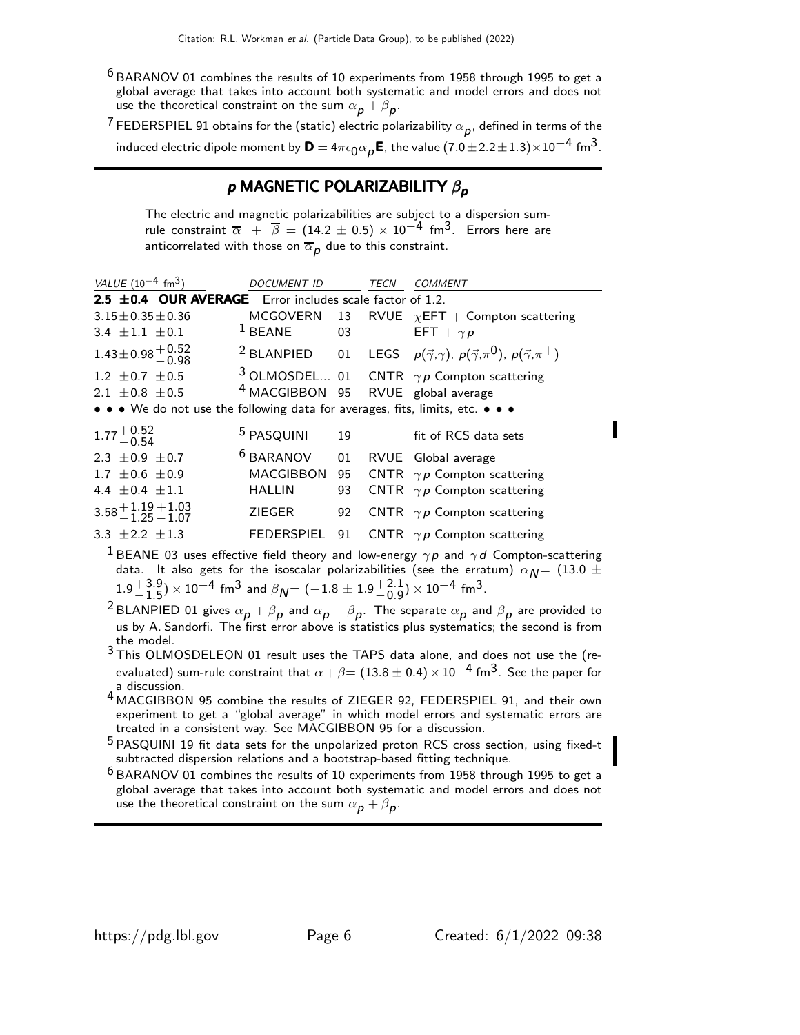[6] BARANOV 01 combines the results of 10 experiments from 1958 through 1995 to get a global average that takes into account both systematic and model errors and does not use the theoretical constraint on the sum $\alpha_p + \beta_p$.

[7] FEDERSPIEL 91 obtains for the (static) electric polarizability $\alpha_p$, defined in terms of the induced electric dipole moment by $\mathbf{D} = 4\pi\epsilon_0\alpha_p\mathbf{E}$, the value $(7.0 \pm 2.2 \pm 1.3) \times 10^{-4}$ fm$^3$.

## $p$ MAGNETIC POLARIZABILITY $\beta_p$

The electric and magnetic polarizabilities are subject to a dispersion sum-rule constraint $\overline{\alpha} + \overline{\beta} = (14.2 \pm 0.5) \times 10^{-4}$ fm$^3$. Errors here are anticorrelated with those on $\overline{\alpha}_p$ due to this constraint.

| VALUE ($10^{-4}$ fm$^3$) | DOCUMENT ID | | TECN | COMMENT |
|---|---|---|---|---|
| **2.5 ±0.4 OUR AVERAGE** Error includes scale factor of 1.2. | | | | |
| $3.15 \pm 0.35 \pm 0.36$ | MCGOVERN | 13 | RVUE | $\chi$EFT + Compton scattering |
| $3.4 \pm 1.1 \pm 0.1$ | [1] BEANE | 03 | | EFT + $\gamma p$ |
| $1.43 \pm 0.98^{+0.52}_{-0.98}$ | [2] BLANPIED | 01 | LEGS | $p(\vec{\gamma},\gamma)$, $p(\vec{\gamma},\pi^0)$, $p(\vec{\gamma},\pi^+)$ |
| $1.2 \pm 0.7 \pm 0.5$ | [3] OLMOSDEL... | 01 | CNTR | $\gamma p$ Compton scattering |
| $2.1 \pm 0.8 \pm 0.5$ | [4] MACGIBBON | 95 | RVUE | global average |
| • • • We do not use the following data for averages, fits, limits, etc. • • • | | | | |
| $1.77^{+0.52}_{-0.54}$ | [5] PASQUINI | 19 | | fit of RCS data sets |
| $2.3 \pm 0.9 \pm 0.7$ | [6] BARANOV | 01 | RVUE | Global average |
| $1.7 \pm 0.6 \pm 0.9$ | MACGIBBON | 95 | CNTR | $\gamma p$ Compton scattering |
| $4.4 \pm 0.4 \pm 1.1$ | HALLIN | 93 | CNTR | $\gamma p$ Compton scattering |
| $3.58^{+1.19}_{-1.25}{}^{+1.03}_{-1.07}$ | ZIEGER | 92 | CNTR | $\gamma p$ Compton scattering |
| $3.3 \pm 2.2 \pm 1.3$ | FEDERSPIEL | 91 | CNTR | $\gamma p$ Compton scattering |

[1] BEANE 03 uses effective field theory and low-energy $\gamma p$ and $\gamma d$ Compton-scattering data. It also gets for the isoscalar polarizabilities (see the erratum) $\alpha_N = (13.0 \pm 1.9^{+3.9}_{-1.5}) \times 10^{-4}$ fm$^3$ and $\beta_N = (-1.8 \pm 1.9^{+2.1}_{-0.9}) \times 10^{-4}$ fm$^3$.

[2] BLANPIED 01 gives $\alpha_p + \beta_p$ and $\alpha_p - \beta_p$. The separate $\alpha_p$ and $\beta_p$ are provided to us by A. Sandorfi. The first error above is statistics plus systematics; the second is from the model.

[3] This OLMOSDELEON 01 result uses the TAPS data alone, and does not use the (re-evaluated) sum-rule constraint that $\alpha + \beta = (13.8 \pm 0.4) \times 10^{-4}$ fm$^3$. See the paper for a discussion.

[4] MACGIBBON 95 combine the results of ZIEGER 92, FEDERSPIEL 91, and their own experiment to get a "global average" in which model errors and systematic errors are treated in a consistent way. See MACGIBBON 95 for a discussion.

[5] PASQUINI 19 fit data sets for the unpolarized proton RCS cross section, using fixed-t subtracted dispersion relations and a bootstrap-based fitting technique.

[6] BARANOV 01 combines the results of 10 experiments from 1958 through 1995 to get a global average that takes into account both systematic and model errors and does not use the theoretical constraint on the sum $\alpha_p + \beta_p$.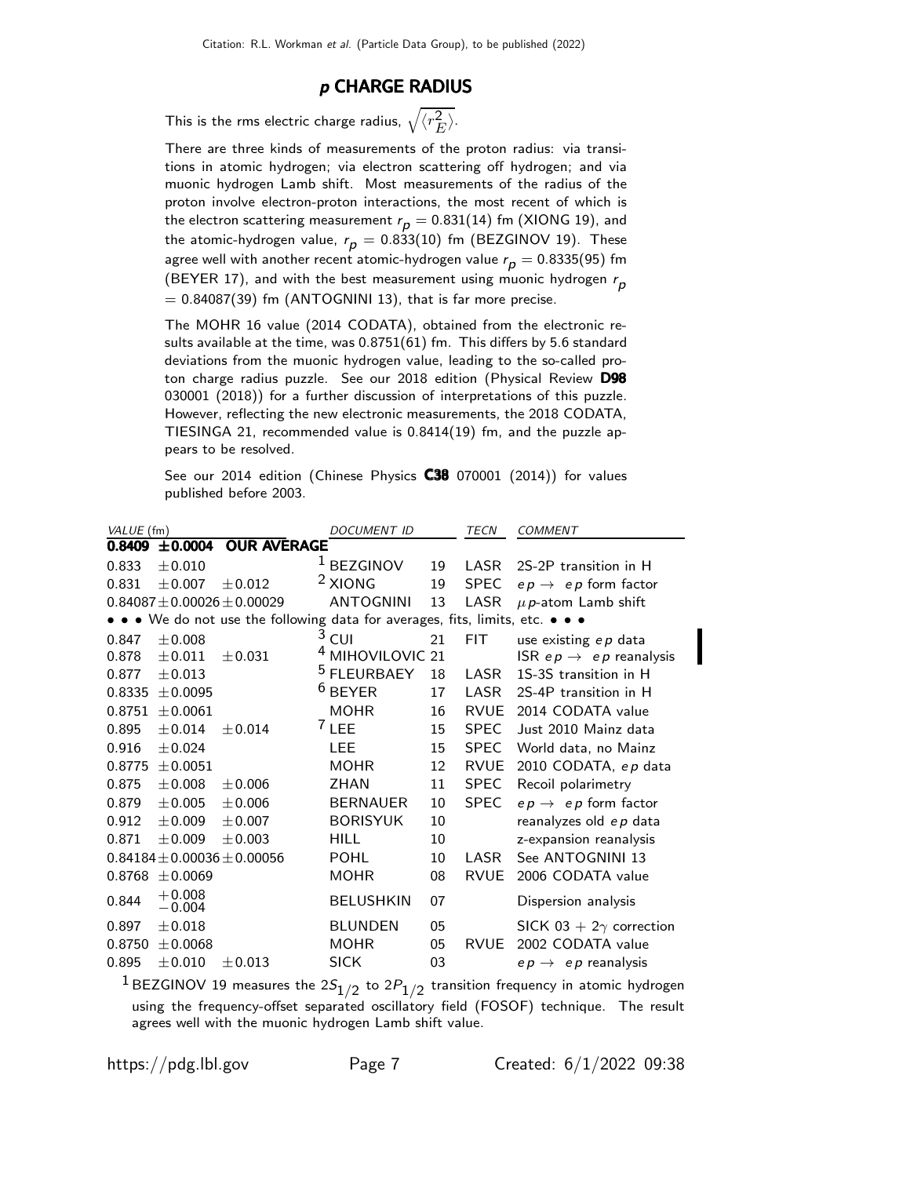## *p* CHARGE RADIUS

This is the rms electric charge radius, $\sqrt{\langle r_E^2 \rangle}$.

There are three kinds of measurements of the proton radius: via transitions in atomic hydrogen; via electron scattering off hydrogen; and via muonic hydrogen Lamb shift. Most measurements of the radius of the proton involve electron-proton interactions, the most recent of which is the electron scattering measurement $r_p$ = 0.831(14) fm (XIONG 19), and the atomic-hydrogen value, $r_p$ = 0.833(10) fm (BEZGINOV 19). These agree well with another recent atomic-hydrogen value $r_p$ = 0.8335(95) fm (BEYER 17), and with the best measurement using muonic hydrogen $r_p$ = 0.84087(39) fm (ANTOGNINI 13), that is far more precise.

The MOHR 16 value (2014 CODATA), obtained from the electronic results available at the time, was 0.8751(61) fm. This differs by 5.6 standard deviations from the muonic hydrogen value, leading to the so-called proton charge radius puzzle. See our 2018 edition (Physical Review **D98** 030001 (2018)) for a further discussion of interpretations of this puzzle. However, reflecting the new electronic measurements, the 2018 CODATA, TIESINGA 21, recommended value is 0.8414(19) fm, and the puzzle appears to be resolved.

See our 2014 edition (Chinese Physics **C38** 070001 (2014)) for values published before 2003.

| *VALUE* (fm) | *DOCUMENT ID* | | *TECN* | *COMMENT* |
|---|---|---|---|---|
| **0.8409 ±0.0004 OUR AVERAGE** | | | | |
| 0.833 ±0.010 | [1] BEZGINOV | 19 | LASR | 2S-2P transition in H |
| 0.831 ±0.007 ±0.012 | [2] XIONG | 19 | SPEC | $e p \rightarrow e p$ form factor |
| 0.84087±0.00026±0.00029 | ANTOGNINI | 13 | LASR | $\mu p$-atom Lamb shift |
| • • • We do not use the following data for averages, fits, limits, etc. • • • | | | | |
| 0.847 ±0.008 | [3] CUI | 21 | FIT | use existing $e p$ data |
| 0.878 ±0.011 ±0.031 | [4] MIHOVILOVIC | 21 | | ISR $e p \rightarrow e p$ reanalysis |
| 0.877 ±0.013 | [5] FLEURBAEY | 18 | LASR | 1S-3S transition in H |
| 0.8335 ±0.0095 | [6] BEYER | 17 | LASR | 2S-4P transition in H |
| 0.8751 ±0.0061 | MOHR | 16 | RVUE | 2014 CODATA value |
| 0.895 ±0.014 ±0.014 | [7] LEE | 15 | SPEC | Just 2010 Mainz data |
| 0.916 ±0.024 | LEE | 15 | SPEC | World data, no Mainz |
| 0.8775 ±0.0051 | MOHR | 12 | RVUE | 2010 CODATA, $e p$ data |
| 0.875 ±0.008 ±0.006 | ZHAN | 11 | SPEC | Recoil polarimetry |
| 0.879 ±0.005 ±0.006 | BERNAUER | 10 | SPEC | $e p \rightarrow e p$ form factor |
| 0.912 ±0.009 ±0.007 | BORISYUK | 10 | | reanalyzes old $e p$ data |
| 0.871 ±0.009 ±0.003 | HILL | 10 | | z-expansion reanalysis |
| 0.84184±0.00036±0.00056 | POHL | 10 | LASR | See ANTOGNINI 13 |
| 0.8768 ±0.0069 | MOHR | 08 | RVUE | 2006 CODATA value |
| 0.844 $^{+0.008}_{-0.004}$ | BELUSHKIN | 07 | | Dispersion analysis |
| 0.897 ±0.018 | BLUNDEN | 05 | | SICK 03 + $2\gamma$ correction |
| 0.8750 ±0.0068 | MOHR | 05 | RVUE | 2002 CODATA value |
| 0.895 ±0.010 ±0.013 | SICK | 03 | | $e p \rightarrow e p$ reanalysis |

[1] BEZGINOV 19 measures the $2S_{1/2}$ to $2P_{1/2}$ transition frequency in atomic hydrogen using the frequency-offset separated oscillatory field (FOSOF) technique. The result agrees well with the muonic hydrogen Lamb shift value.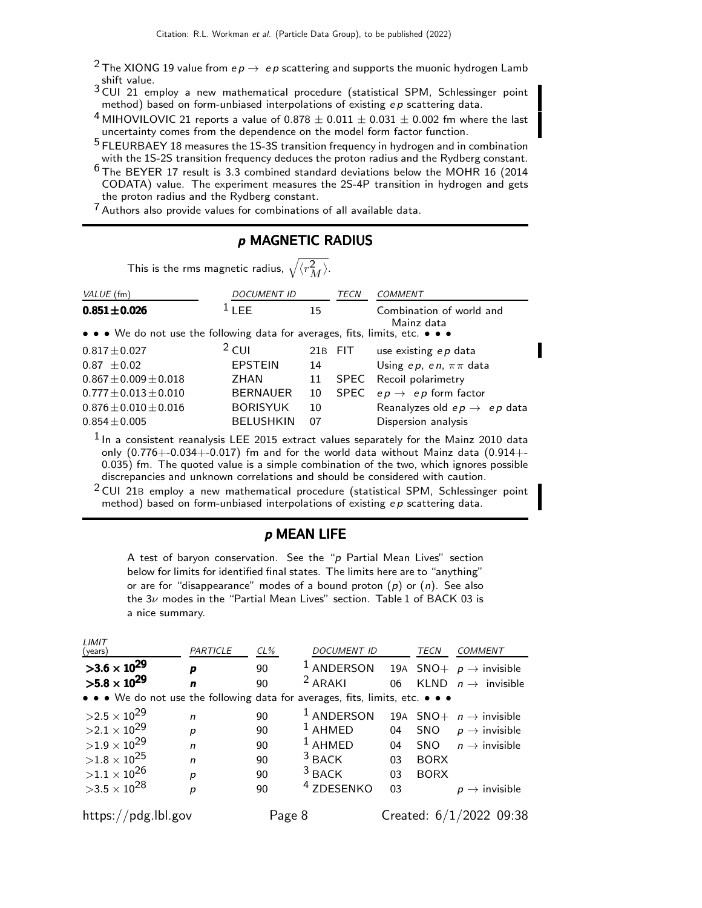[2] The XIONG 19 value from $e p \rightarrow e p$ scattering and supports the muonic hydrogen Lamb shift value.

[3] CUI 21 employ a new mathematical procedure (statistical SPM, Schlessinger point method) based on form-unbiased interpolations of existing $e p$ scattering data.

[4] MIHOVILOVIC 21 reports a value of $0.878 \pm 0.011 \pm 0.031 \pm 0.002$ fm where the last uncertainty comes from the dependence on the model form factor function.

[5] FLEURBAEY 18 measures the 1S-3S transition frequency in hydrogen and in combination with the 1S-2S transition frequency deduces the proton radius and the Rydberg constant.

[6] The BEYER 17 result is 3.3 combined standard deviations below the MOHR 16 (2014 CODATA) value. The experiment measures the 2S-4P transition in hydrogen and gets the proton radius and the Rydberg constant.

[7] Authors also provide values for combinations of all available data.

## *p* MAGNETIC RADIUS

This is the rms magnetic radius, $\sqrt{\langle r_M^2 \rangle}$.

| VALUE (fm) | DOCUMENT ID | | TECN | COMMENT |
|---|---|---|---|---|
| **0.851±0.026** | [1] LEE | 15 | | Combination of world and Mainz data |
| • • • We do not use the following data for averages, fits, limits, etc. • • • | | | | |
| 0.817±0.027 | [2] CUI | 21B | FIT | use existing $e p$ data |
| 0.87 ±0.02 | EPSTEIN | 14 | | Using $e p$, $e n$, $\pi \pi$ data |
| 0.867±0.009±0.018 | ZHAN | 11 | SPEC | Recoil polarimetry |
| 0.777±0.013±0.010 | BERNAUER | 10 | SPEC | $e p \rightarrow e p$ form factor |
| 0.876±0.010±0.016 | BORISYUK | 10 | | Reanalyzes old $e p \rightarrow e p$ data |
| 0.854±0.005 | BELUSHKIN | 07 | | Dispersion analysis |

[1] In a consistent reanalysis LEE 2015 extract values separately for the Mainz 2010 data only (0.776+-0.034+-0.017) fm and for the world data without Mainz data (0.914+-0.035) fm. The quoted value is a simple combination of the two, which ignores possible discrepancies and unknown correlations and should be considered with caution.

[2] CUI 21B employ a new mathematical procedure (statistical SPM, Schlessinger point method) based on form-unbiased interpolations of existing $e p$ scattering data.

## *p* MEAN LIFE

A test of baryon conservation. See the "$p$ Partial Mean Lives" section below for limits for identified final states. The limits here are to "anything" or are for "disappearance" modes of a bound proton ($p$) or ($n$). See also the $3\nu$ modes in the "Partial Mean Lives" section. Table 1 of BACK 03 is a nice summary.

| LIMIT (years) | PARTICLE | CL% | DOCUMENT ID | | TECN | COMMENT |
|---|---|---|---|---|---|---|
| **$>3.6 \times 10^{29}$** | ***p*** | 90 | [1] ANDERSON | 19A | SNO+ | $p \rightarrow$ invisible |
| **$>5.8 \times 10^{29}$** | ***n*** | 90 | [2] ARAKI | 06 | KLND | $n \rightarrow$ invisible |
| • • • We do not use the following data for averages, fits, limits, etc. • • • | | | | | | |
| $>2.5 \times 10^{29}$ | $n$ | 90 | [1] ANDERSON | 19A | SNO+ | $n \rightarrow$ invisible |
| $>2.1 \times 10^{29}$ | $p$ | 90 | [1] AHMED | 04 | SNO | $p \rightarrow$ invisible |
| $>1.9 \times 10^{29}$ | $n$ | 90 | [1] AHMED | 04 | SNO | $n \rightarrow$ invisible |
| $>1.8 \times 10^{25}$ | $n$ | 90 | [3] BACK | 03 | BORX | |
| $>1.1 \times 10^{26}$ | $p$ | 90 | [3] BACK | 03 | BORX | |
| $>3.5 \times 10^{28}$ | $p$ | 90 | [4] ZDESENKO | 03 | | $p \rightarrow$ invisible |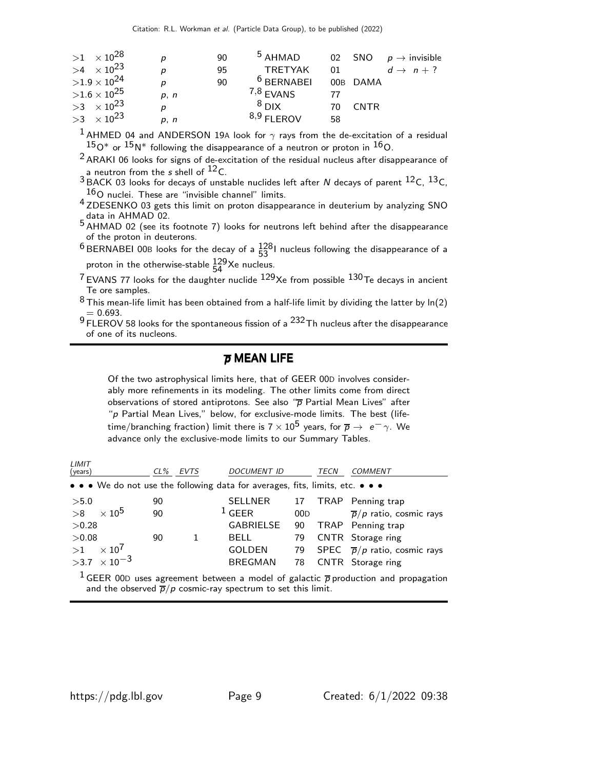| | | | | | | |
|---|---|---|---|---|---|---|
| $>1 \times 10^{28}$ | $p$ | 90 | [5] AHMAD | 02 | SNO | $p \rightarrow$ invisible |
| $>4 \times 10^{23}$ | $p$ | 95 | TRETYAK | 01 | | $d \rightarrow n + ?$ |
| $>1.9 \times 10^{24}$ | $p$ | 90 | [6] BERNABEI | 00B | DAMA | |
| $>1.6 \times 10^{25}$ | $p$, $n$ | | [7,8] EVANS | 77 | | |
| $>3 \times 10^{23}$ | $p$ | | [8] DIX | 70 | CNTR | |
| $>3 \times 10^{23}$ | $p$, $n$ | | [8,9] FLEROV | 58 | | |

[1] AHMED 04 and ANDERSON 19A look for $\gamma$ rays from the de-excitation of a residual $^{15}O^*$ or $^{15}N^*$ following the disappearance of a neutron or proton in $^{16}O$.

[2] ARAKI 06 looks for signs of de-excitation of the residual nucleus after disappearance of a neutron from the $s$ shell of $^{12}C$.

[3] BACK 03 looks for decays of unstable nuclides left after $N$ decays of parent $^{12}C$, $^{13}C$, $^{16}O$ nuclei. These are "invisible channel" limits.

[4] ZDESENKO 03 gets this limit on proton disappearance in deuterium by analyzing SNO data in AHMAD 02.

[5] AHMAD 02 (see its footnote 7) looks for neutrons left behind after the disappearance of the proton in deuterons.

[6] BERNABEI 00B looks for the decay of a $^{128}_{53}I$ nucleus following the disappearance of a proton in the otherwise-stable $^{129}_{54}Xe$ nucleus.

[7] EVANS 77 looks for the daughter nuclide $^{129}Xe$ from possible $^{130}Te$ decays in ancient Te ore samples.

[8] This mean-life limit has been obtained from a half-life limit by dividing the latter by $\ln(2) = 0.693$.

[9] FLEROV 58 looks for the spontaneous fission of a $^{232}Th$ nucleus after the disappearance of one of its nucleons.

## $\overline{p}$ MEAN LIFE

Of the two astrophysical limits here, that of GEER 00D involves considerably more refinements in its modeling. The other limits come from direct observations of stored antiprotons. See also "$\overline{p}$ Partial Mean Lives" after "$p$ Partial Mean Lives," below, for exclusive-mode limits. The best (lifetime/branching fraction) limit there is $7 \times 10^5$ years, for $\overline{p} \rightarrow e^- \gamma$. We advance only the exclusive-mode limits to our Summary Tables.

| *LIMIT* (years) | *CL%* | *EVTS* | *DOCUMENT ID* | | *TECN* | *COMMENT* |
|---|---|---|---|---|---|---|
| • • • We do not use the following data for averages, fits, limits, etc. • • • | | | | | | |
| $>5.0$ | 90 | | SELLNER | 17 | TRAP | Penning trap |
| $>8 \times 10^5$ | 90 | | [1] GEER | 00D | | $\overline{p}/p$ ratio, cosmic rays |
| $>0.28$ | | | GABRIELSE | 90 | TRAP | Penning trap |
| $>0.08$ | 90 | 1 | BELL | 79 | CNTR | Storage ring |
| $>1 \times 10^7$ | | | GOLDEN | 79 | SPEC | $\overline{p}/p$ ratio, cosmic rays |
| $>3.7 \times 10^{-3}$ | | | BREGMAN | 78 | CNTR | Storage ring |

[1] GEER 00D uses agreement between a model of galactic $\overline{p}$ production and propagation and the observed $\overline{p}/p$ cosmic-ray spectrum to set this limit.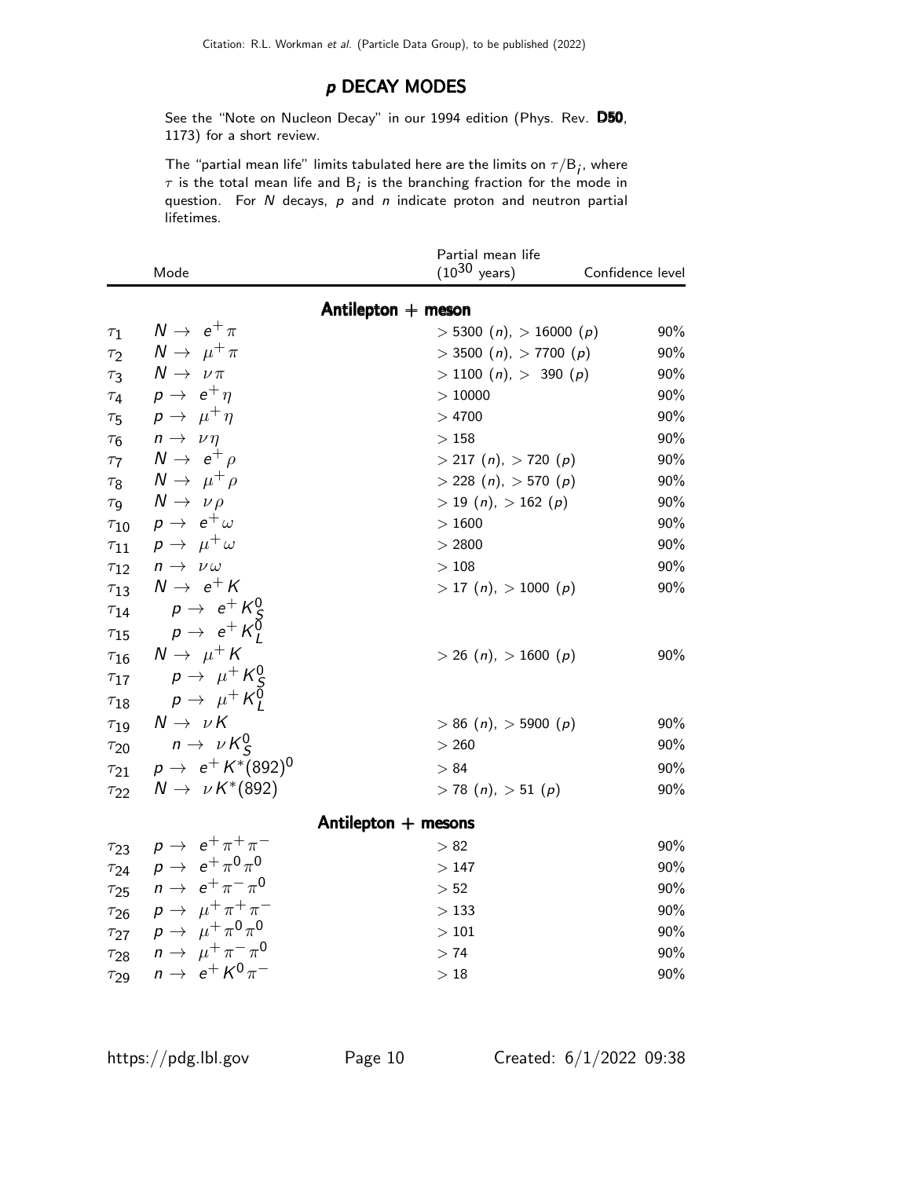## *p* DECAY MODES

See the "Note on Nucleon Decay" in our 1994 edition (Phys. Rev. **D50**, 1173) for a short review.

The "partial mean life" limits tabulated here are the limits on $\tau/B_i$, where $\tau$ is the total mean life and $B_i$ is the branching fraction for the mode in question. For $N$ decays, $p$ and $n$ indicate proton and neutron partial lifetimes.

| | Mode | Partial mean life ($10^{30}$ years) | Confidence level |
|---|---|---|---|
| | **Antilepton + meson** | | |
| $\tau_1$ | $N \to e^+ \pi$ | $> 5300$ ($n$), $> 16000$ ($p$) | 90% |
| $\tau_2$ | $N \to \mu^+ \pi$ | $> 3500$ ($n$), $> 7700$ ($p$) | 90% |
| $\tau_3$ | $N \to \nu \pi$ | $> 1100$ ($n$), $> 390$ ($p$) | 90% |
| $\tau_4$ | $p \to e^+ \eta$ | $> 10000$ | 90% |
| $\tau_5$ | $p \to \mu^+ \eta$ | $> 4700$ | 90% |
| $\tau_6$ | $n \to \nu \eta$ | $> 158$ | 90% |
| $\tau_7$ | $N \to e^+ \rho$ | $> 217$ ($n$), $> 720$ ($p$) | 90% |
| $\tau_8$ | $N \to \mu^+ \rho$ | $> 228$ ($n$), $> 570$ ($p$) | 90% |
| $\tau_9$ | $N \to \nu \rho$ | $> 19$ ($n$), $> 162$ ($p$) | 90% |
| $\tau_{10}$ | $p \to e^+ \omega$ | $> 1600$ | 90% |
| $\tau_{11}$ | $p \to \mu^+ \omega$ | $> 2800$ | 90% |
| $\tau_{12}$ | $n \to \nu \omega$ | $> 108$ | 90% |
| $\tau_{13}$ | $N \to e^+ K$ | $> 17$ ($n$), $> 1000$ ($p$) | 90% |
| $\tau_{14}$ | $p \to e^+ K^0_S$ | | |
| $\tau_{15}$ | $p \to e^+ K^0_L$ | | |
| $\tau_{16}$ | $N \to \mu^+ K$ | $> 26$ ($n$), $> 1600$ ($p$) | 90% |
| $\tau_{17}$ | $p \to \mu^+ K^0_S$ | | |
| $\tau_{18}$ | $p \to \mu^+ K^0_L$ | | |
| $\tau_{19}$ | $N \to \nu K$ | $> 86$ ($n$), $> 5900$ ($p$) | 90% |
| $\tau_{20}$ | $n \to \nu K^0_S$ | $> 260$ | 90% |
| $\tau_{21}$ | $p \to e^+ K^*(892)^0$ | $> 84$ | 90% |
| $\tau_{22}$ | $N \to \nu K^*(892)$ | $> 78$ ($n$), $> 51$ ($p$) | 90% |
| | **Antilepton + mesons** | | |
| $\tau_{23}$ | $p \to e^+ \pi^+ \pi^-$ | $> 82$ | 90% |
| $\tau_{24}$ | $p \to e^+ \pi^0 \pi^0$ | $> 147$ | 90% |
| $\tau_{25}$ | $n \to e^+ \pi^- \pi^0$ | $> 52$ | 90% |
| $\tau_{26}$ | $p \to \mu^+ \pi^+ \pi^-$ | $> 133$ | 90% |
| $\tau_{27}$ | $p \to \mu^+ \pi^0 \pi^0$ | $> 101$ | 90% |
| $\tau_{28}$ | $n \to \mu^+ \pi^- \pi^0$ | $> 74$ | 90% |
| $\tau_{29}$ | $n \to e^+ K^0 \pi^-$ | $> 18$ | 90% |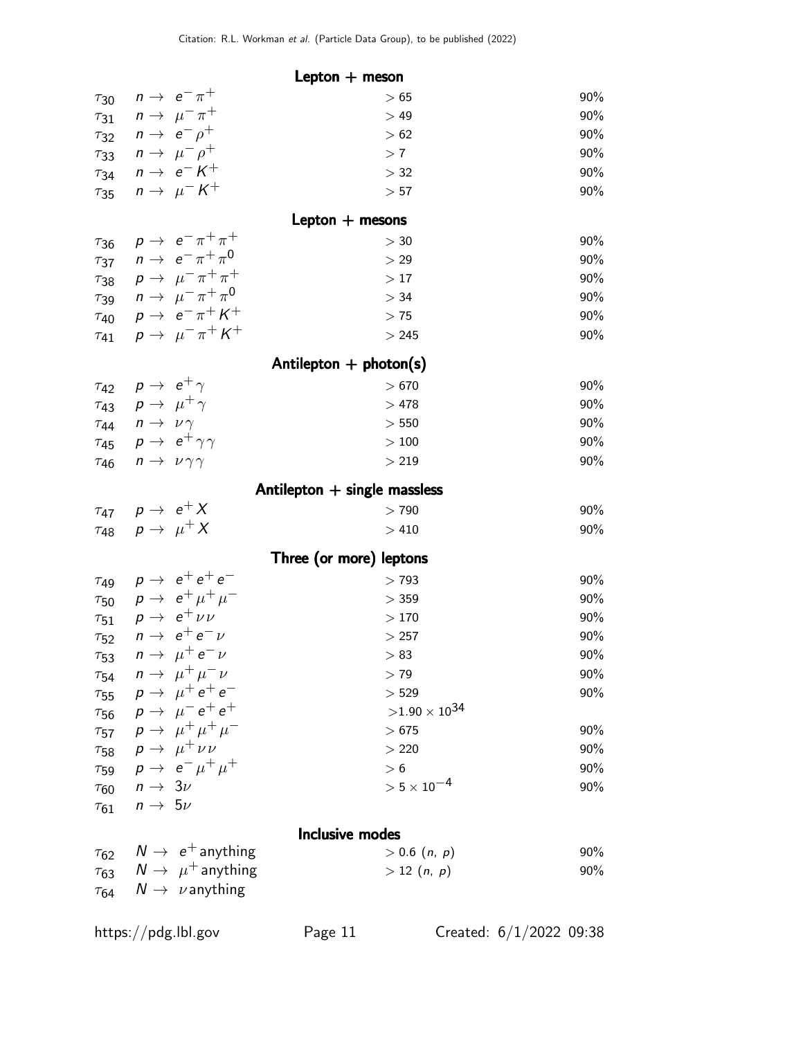| | | | |
|---|---|---|---|
| | | **Lepton + meson** | |
| $\tau_{30}$ | $n \to e^- \pi^+$ | $> 65$ | 90% |
| $\tau_{31}$ | $n \to \mu^- \pi^+$ | $> 49$ | 90% |
| $\tau_{32}$ | $n \to e^- \rho^+$ | $> 62$ | 90% |
| $\tau_{33}$ | $n \to \mu^- \rho^+$ | $> 7$ | 90% |
| $\tau_{34}$ | $n \to e^- K^+$ | $> 32$ | 90% |
| $\tau_{35}$ | $n \to \mu^- K^+$ | $> 57$ | 90% |
| | | **Lepton + mesons** | |
| $\tau_{36}$ | $p \to e^- \pi^+ \pi^+$ | $> 30$ | 90% |
| $\tau_{37}$ | $n \to e^- \pi^+ \pi^0$ | $> 29$ | 90% |
| $\tau_{38}$ | $p \to \mu^- \pi^+ \pi^+$ | $> 17$ | 90% |
| $\tau_{39}$ | $n \to \mu^- \pi^+ \pi^0$ | $> 34$ | 90% |
| $\tau_{40}$ | $p \to e^- \pi^+ K^+$ | $> 75$ | 90% |
| $\tau_{41}$ | $p \to \mu^- \pi^+ K^+$ | $> 245$ | 90% |
| | | **Antilepton + photon(s)** | |
| $\tau_{42}$ | $p \to e^+ \gamma$ | $> 670$ | 90% |
| $\tau_{43}$ | $p \to \mu^+ \gamma$ | $> 478$ | 90% |
| $\tau_{44}$ | $n \to \nu \gamma$ | $> 550$ | 90% |
| $\tau_{45}$ | $p \to e^+ \gamma \gamma$ | $> 100$ | 90% |
| $\tau_{46}$ | $n \to \nu \gamma \gamma$ | $> 219$ | 90% |
| | | **Antilepton + single massless** | |
| $\tau_{47}$ | $p \to e^+ X$ | $> 790$ | 90% |
| $\tau_{48}$ | $p \to \mu^+ X$ | $> 410$ | 90% |
| | | **Three (or more) leptons** | |
| $\tau_{49}$ | $p \to e^+ e^+ e^-$ | $> 793$ | 90% |
| $\tau_{50}$ | $p \to e^+ \mu^+ \mu^-$ | $> 359$ | 90% |
| $\tau_{51}$ | $p \to e^+ \nu \nu$ | $> 170$ | 90% |
| $\tau_{52}$ | $n \to e^+ e^- \nu$ | $> 257$ | 90% |
| $\tau_{53}$ | $n \to \mu^+ e^- \nu$ | $> 83$ | 90% |
| $\tau_{54}$ | $n \to \mu^+ \mu^- \nu$ | $> 79$ | 90% |
| $\tau_{55}$ | $p \to \mu^+ e^+ e^-$ | $> 529$ | 90% |
| $\tau_{56}$ | $p \to \mu^- e^+ e^+$ | $> 1.90 \times 10^{34}$ | |
| $\tau_{57}$ | $p \to \mu^+ \mu^+ \mu^-$ | $> 675$ | 90% |
| $\tau_{58}$ | $p \to \mu^+ \nu \nu$ | $> 220$ | 90% |
| $\tau_{59}$ | $p \to e^- \mu^+ \mu^+$ | $> 6$ | 90% |
| $\tau_{60}$ | $n \to 3\nu$ | $> 5 \times 10^{-4}$ | 90% |
| $\tau_{61}$ | $n \to 5\nu$ | | |
| | | **Inclusive modes** | |
| $\tau_{62}$ | $N \to e^+$ anything | $> 0.6$ ($n$, $p$) | 90% |
| $\tau_{63}$ | $N \to \mu^+$ anything | $> 12$ ($n$, $p$) | 90% |
| $\tau_{64}$ | $N \to \nu$ anything | | |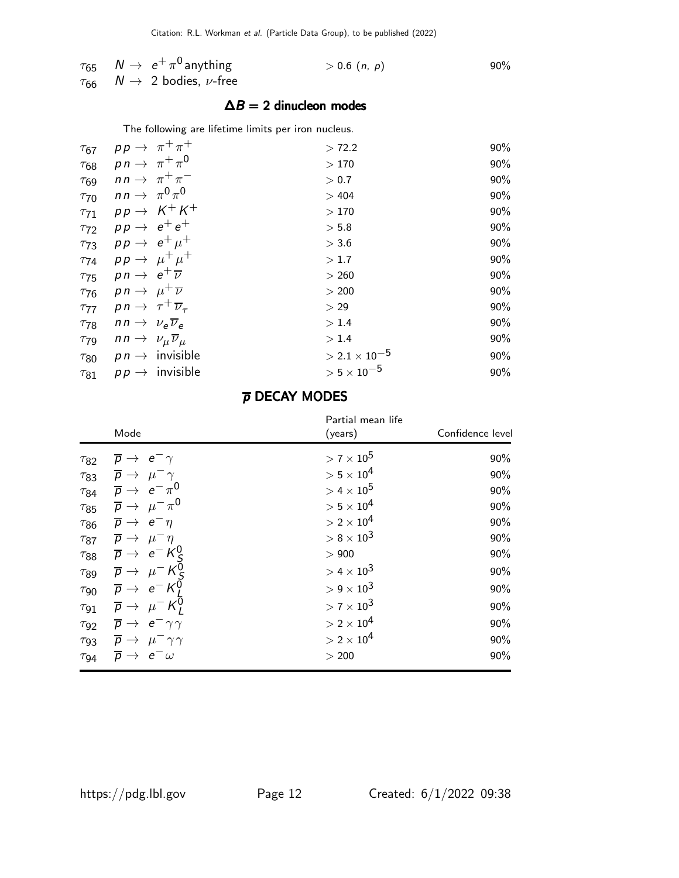| | | | |
|---|---|---|---|
| $\tau_{65}$ | $N \to e^+ \pi^0$ anything | $> 0.6$ ($n$, $p$) | 90% |
| $\tau_{66}$ | $N \to$ 2 bodies, $\nu$-free | | |

## $\Delta B = 2$ dinucleon modes

The following are lifetime limits per iron nucleus.

| | | | |
|---|---|---|---|
| $\tau_{67}$ | $p p \to \pi^+ \pi^+$ | $> 72.2$ | 90% |
| $\tau_{68}$ | $p n \to \pi^+ \pi^0$ | $> 170$ | 90% |
| $\tau_{69}$ | $n n \to \pi^+ \pi^-$ | $> 0.7$ | 90% |
| $\tau_{70}$ | $n n \to \pi^0 \pi^0$ | $> 404$ | 90% |
| $\tau_{71}$ | $p p \to K^+ K^+$ | $> 170$ | 90% |
| $\tau_{72}$ | $p p \to e^+ e^+$ | $> 5.8$ | 90% |
| $\tau_{73}$ | $p p \to e^+ \mu^+$ | $> 3.6$ | 90% |
| $\tau_{74}$ | $p p \to \mu^+ \mu^+$ | $> 1.7$ | 90% |
| $\tau_{75}$ | $p n \to e^+ \overline{\nu}$ | $> 260$ | 90% |
| $\tau_{76}$ | $p n \to \mu^+ \overline{\nu}$ | $> 200$ | 90% |
| $\tau_{77}$ | $p n \to \tau^+ \overline{\nu}_\tau$ | $> 29$ | 90% |
| $\tau_{78}$ | $n n \to \nu_e \overline{\nu}_e$ | $> 1.4$ | 90% |
| $\tau_{79}$ | $n n \to \nu_\mu \overline{\nu}_\mu$ | $> 1.4$ | 90% |
| $\tau_{80}$ | $p n \to$ invisible | $> 2.1 \times 10^{-5}$ | 90% |
| $\tau_{81}$ | $p p \to$ invisible | $> 5 \times 10^{-5}$ | 90% |

## $\overline{p}$ DECAY MODES

| | Mode | Partial mean life (years) | Confidence level |
|---|---|---|---|
| $\tau_{82}$ | $\overline{p} \to e^- \gamma$ | $> 7 \times 10^5$ | 90% |
| $\tau_{83}$ | $\overline{p} \to \mu^- \gamma$ | $> 5 \times 10^4$ | 90% |
| $\tau_{84}$ | $\overline{p} \to e^- \pi^0$ | $> 4 \times 10^5$ | 90% |
| $\tau_{85}$ | $\overline{p} \to \mu^- \pi^0$ | $> 5 \times 10^4$ | 90% |
| $\tau_{86}$ | $\overline{p} \to e^- \eta$ | $> 2 \times 10^4$ | 90% |
| $\tau_{87}$ | $\overline{p} \to \mu^- \eta$ | $> 8 \times 10^3$ | 90% |
| $\tau_{88}$ | $\overline{p} \to e^- K^0_S$ | $> 900$ | 90% |
| $\tau_{89}$ | $\overline{p} \to \mu^- K^0_S$ | $> 4 \times 10^3$ | 90% |
| $\tau_{90}$ | $\overline{p} \to e^- K^0_L$ | $> 9 \times 10^3$ | 90% |
| $\tau_{91}$ | $\overline{p} \to \mu^- K^0_L$ | $> 7 \times 10^3$ | 90% |
| $\tau_{92}$ | $\overline{p} \to e^- \gamma\gamma$ | $> 2 \times 10^4$ | 90% |
| $\tau_{93}$ | $\overline{p} \to \mu^- \gamma\gamma$ | $> 2 \times 10^4$ | 90% |
| $\tau_{94}$ | $\overline{p} \to e^- \omega$ | $> 200$ | 90% |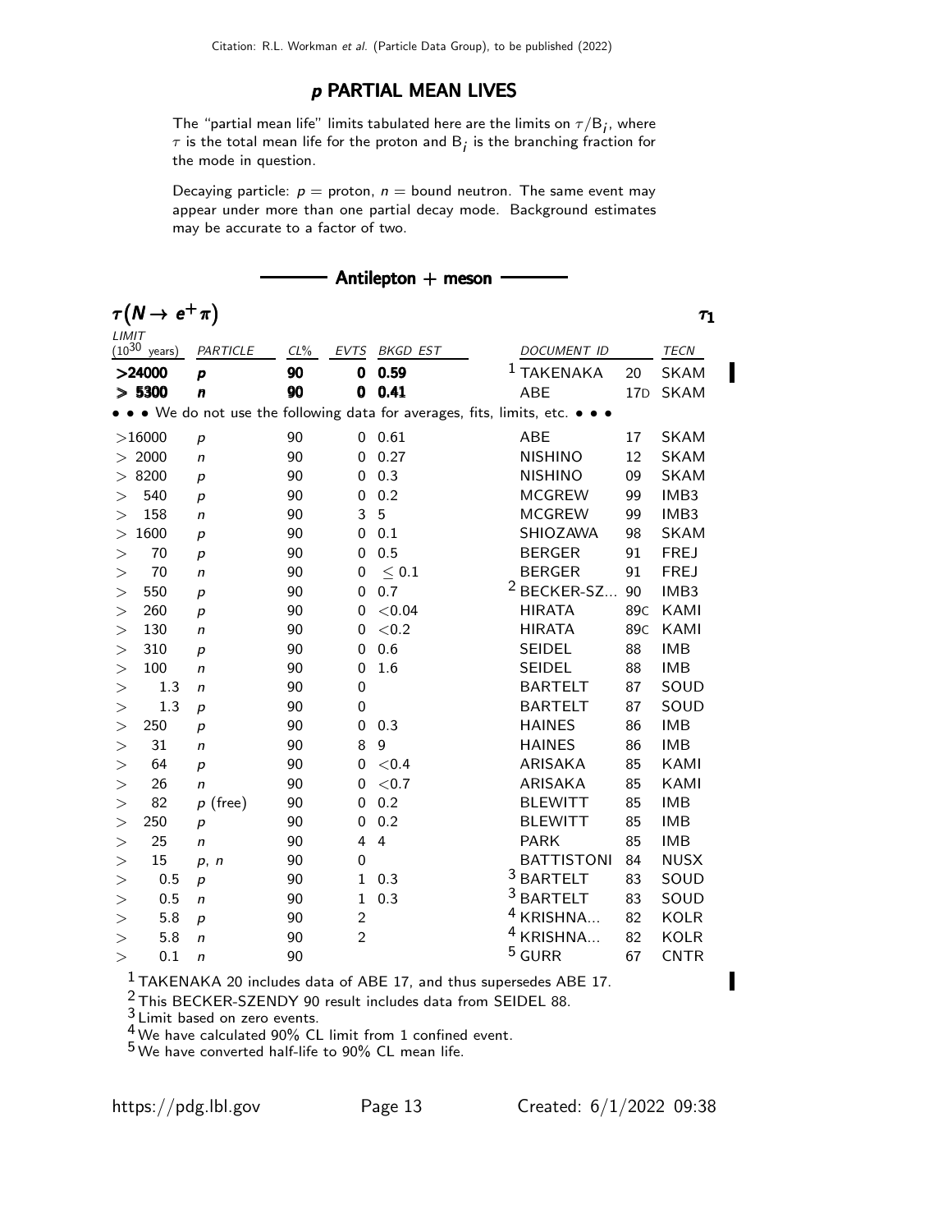## *p* PARTIAL MEAN LIVES

The "partial mean life" limits tabulated here are the limits on $\tau/B_i$, where $\tau$ is the total mean life for the proton and $B_i$ is the branching fraction for the mode in question.

Decaying particle: $p$ = proton, $n$ = bound neutron. The same event may appear under more than one partial decay mode. Background estimates may be accurate to a factor of two.

### Antilepton + meson

### $\tau(N \to e^+ \pi)$ $\tau_1$

| LIMIT ($10^{30}$ years) | PARTICLE | CL% | EVTS | BKGD EST | DOCUMENT ID | | TECN |
|---|---|---|---|---|---|---|---|
| **>24000** | ***p*** | **90** | **0** | **0.59** | [1] TAKENAKA | 20 | SKAM |
| **> 5300** | ***n*** | **90** | **0** | **0.41** | ABE | 17D | SKAM |
| • • • We do not use the following data for averages, fits, limits, etc. • • • | | | | | | | |
| >16000 | *p* | 90 | 0 | 0.61 | ABE | 17 | SKAM |
| > 2000 | *n* | 90 | 0 | 0.27 | NISHINO | 12 | SKAM |
| > 8200 | *p* | 90 | 0 | 0.3 | NISHINO | 09 | SKAM |
| > 540 | *p* | 90 | 0 | 0.2 | MCGREW | 99 | IMB3 |
| > 158 | *n* | 90 | 3 | 5 | MCGREW | 99 | IMB3 |
| > 1600 | *p* | 90 | 0 | 0.1 | SHIOZAWA | 98 | SKAM |
| > 70 | *p* | 90 | 0 | 0.5 | BERGER | 91 | FREJ |
| > 70 | *n* | 90 | 0 | ≤ 0.1 | BERGER | 91 | FREJ |
| > 550 | *p* | 90 | 0 | 0.7 | [2] BECKER-SZ... | 90 | IMB3 |
| > 260 | *p* | 90 | 0 | <0.04 | HIRATA | 89C | KAMI |
| > 130 | *n* | 90 | 0 | <0.2 | HIRATA | 89C | KAMI |
| > 310 | *p* | 90 | 0 | 0.6 | SEIDEL | 88 | IMB |
| > 100 | *n* | 90 | 0 | 1.6 | SEIDEL | 88 | IMB |
| > 1.3 | *n* | 90 | 0 | | BARTELT | 87 | SOUD |
| > 1.3 | *p* | 90 | 0 | | BARTELT | 87 | SOUD |
| > 250 | *p* | 90 | 0 | 0.3 | HAINES | 86 | IMB |
| > 31 | *n* | 90 | 8 | 9 | HAINES | 86 | IMB |
| > 64 | *p* | 90 | 0 | <0.4 | ARISAKA | 85 | KAMI |
| > 26 | *n* | 90 | 0 | <0.7 | ARISAKA | 85 | KAMI |
| > 82 | *p* (free) | 90 | 0 | 0.2 | BLEWITT | 85 | IMB |
| > 250 | *p* | 90 | 0 | 0.2 | BLEWITT | 85 | IMB |
| > 25 | *n* | 90 | 4 | 4 | PARK | 85 | IMB |
| > 15 | *p*, *n* | 90 | 0 | | BATTISTONI | 84 | NUSX |
| > 0.5 | *p* | 90 | 1 | 0.3 | [3] BARTELT | 83 | SOUD |
| > 0.5 | *n* | 90 | 1 | 0.3 | [3] BARTELT | 83 | SOUD |
| > 5.8 | *p* | 90 | 2 | | [4] KRISHNA... | 82 | KOLR |
| > 5.8 | *n* | 90 | 2 | | [4] KRISHNA... | 82 | KOLR |
| > 0.1 | *n* | 90 | | | [5] GURR | 67 | CNTR |

[1] TAKENAKA 20 includes data of ABE 17, and thus supersedes ABE 17.

[2] This BECKER-SZENDY 90 result includes data from SEIDEL 88.

[3] Limit based on zero events.

[4] We have calculated 90% CL limit from 1 confined event.

[5] We have converted half-life to 90% CL mean life.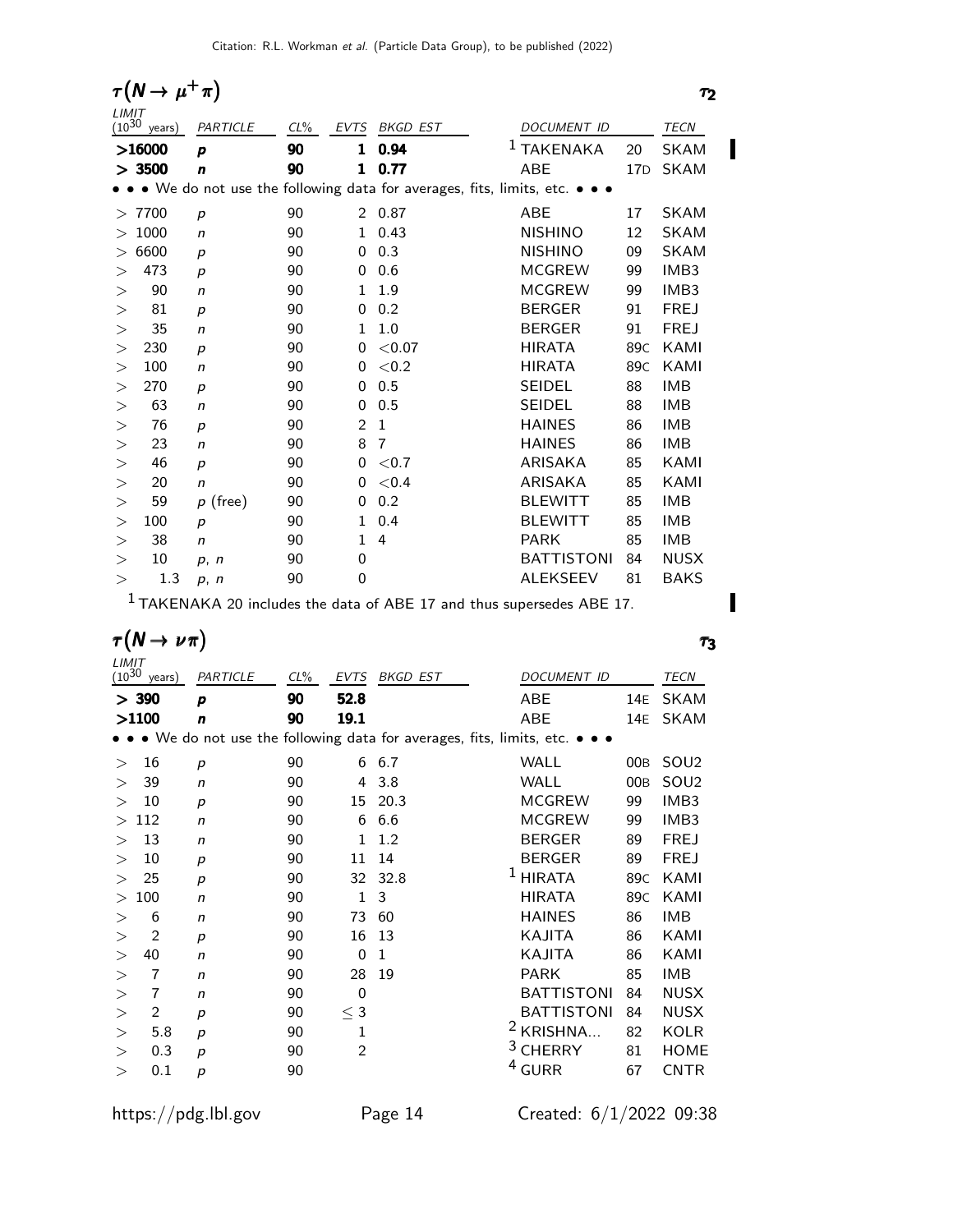## $\tau(N \to \mu^+ \pi)$ $\tau_2$

| LIMIT ($10^{30}$ years) | PARTICLE | CL% | EVTS | BKGD EST | DOCUMENT ID | | TECN |
|---|---|---|---|---|---|---|---|
| **>16000** | ***p*** | **90** | **1** | **0.94** | [1] TAKENAKA | 20 | SKAM |
| **> 3500** | ***n*** | **90** | **1** | **0.77** | ABE | 17D | SKAM |
| • • • We do not use the following data for averages, fits, limits, etc. • • • | | | | | | | |
| > 7700 | *p* | 90 | 2 | 0.87 | ABE | 17 | SKAM |
| > 1000 | *n* | 90 | 1 | 0.43 | NISHINO | 12 | SKAM |
| > 6600 | *p* | 90 | 0 | 0.3 | NISHINO | 09 | SKAM |
| > 473 | *p* | 90 | 0 | 0.6 | MCGREW | 99 | IMB3 |
| > 90 | *n* | 90 | 1 | 1.9 | MCGREW | 99 | IMB3 |
| > 81 | *p* | 90 | 0 | 0.2 | BERGER | 91 | FREJ |
| > 35 | *n* | 90 | 1 | 1.0 | BERGER | 91 | FREJ |
| > 230 | *p* | 90 | 0 | <0.07 | HIRATA | 89C | KAMI |
| > 100 | *n* | 90 | 0 | <0.2 | HIRATA | 89C | KAMI |
| > 270 | *p* | 90 | 0 | 0.5 | SEIDEL | 88 | IMB |
| > 63 | *n* | 90 | 0 | 0.5 | SEIDEL | 88 | IMB |
| > 76 | *p* | 90 | 2 | 1 | HAINES | 86 | IMB |
| > 23 | *n* | 90 | 8 | 7 | HAINES | 86 | IMB |
| > 46 | *p* | 90 | 0 | <0.7 | ARISAKA | 85 | KAMI |
| > 20 | *n* | 90 | 0 | <0.4 | ARISAKA | 85 | KAMI |
| > 59 | *p* (free) | 90 | 0 | 0.2 | BLEWITT | 85 | IMB |
| > 100 | *p* | 90 | 1 | 0.4 | BLEWITT | 85 | IMB |
| > 38 | *n* | 90 | 1 | 4 | PARK | 85 | IMB |
| > 10 | *p*, *n* | 90 | 0 | | BATTISTONI | 84 | NUSX |
| > 1.3 | *p*, *n* | 90 | 0 | | ALEKSEEV | 81 | BAKS |

[1] TAKENAKA 20 includes the data of ABE 17 and thus supersedes ABE 17.

## $\tau(N \to \nu \pi)$ $\tau_3$

| LIMIT ($10^{30}$ years) | PARTICLE | CL% | EVTS | BKGD EST | DOCUMENT ID | | TECN |
|---|---|---|---|---|---|---|---|
| **> 390** | ***p*** | **90** | **52.8** | | ABE | 14E | SKAM |
| **>1100** | ***n*** | **90** | **19.1** | | ABE | 14E | SKAM |
| • • • We do not use the following data for averages, fits, limits, etc. • • • | | | | | | | |
| > 16 | *p* | 90 | 6 | 6.7 | WALL | 00B | SOU2 |
| > 39 | *n* | 90 | 4 | 3.8 | WALL | 00B | SOU2 |
| > 10 | *p* | 90 | 15 | 20.3 | MCGREW | 99 | IMB3 |
| > 112 | *n* | 90 | 6 | 6.6 | MCGREW | 99 | IMB3 |
| > 13 | *n* | 90 | 1 | 1.2 | BERGER | 89 | FREJ |
| > 10 | *p* | 90 | 11 | 14 | BERGER | 89 | FREJ |
| > 25 | *p* | 90 | 32 | 32.8 | [1] HIRATA | 89C | KAMI |
| > 100 | *n* | 90 | 1 | 3 | HIRATA | 89C | KAMI |
| > 6 | *n* | 90 | 73 | 60 | HAINES | 86 | IMB |
| > 2 | *p* | 90 | 16 | 13 | KAJITA | 86 | KAMI |
| > 40 | *n* | 90 | 0 | 1 | KAJITA | 86 | KAMI |
| > 7 | *n* | 90 | 28 | 19 | PARK | 85 | IMB |
| > 7 | *n* | 90 | 0 | | BATTISTONI | 84 | NUSX |
| > 2 | *p* | 90 | ≤ 3 | | BATTISTONI | 84 | NUSX |
| > 5.8 | *p* | 90 | 1 | | [2] KRISHNA... | 82 | KOLR |
| > 0.3 | *p* | 90 | 2 | | [3] CHERRY | 81 | HOME |
| > 0.1 | *p* | 90 | | | [4] GURR | 67 | CNTR |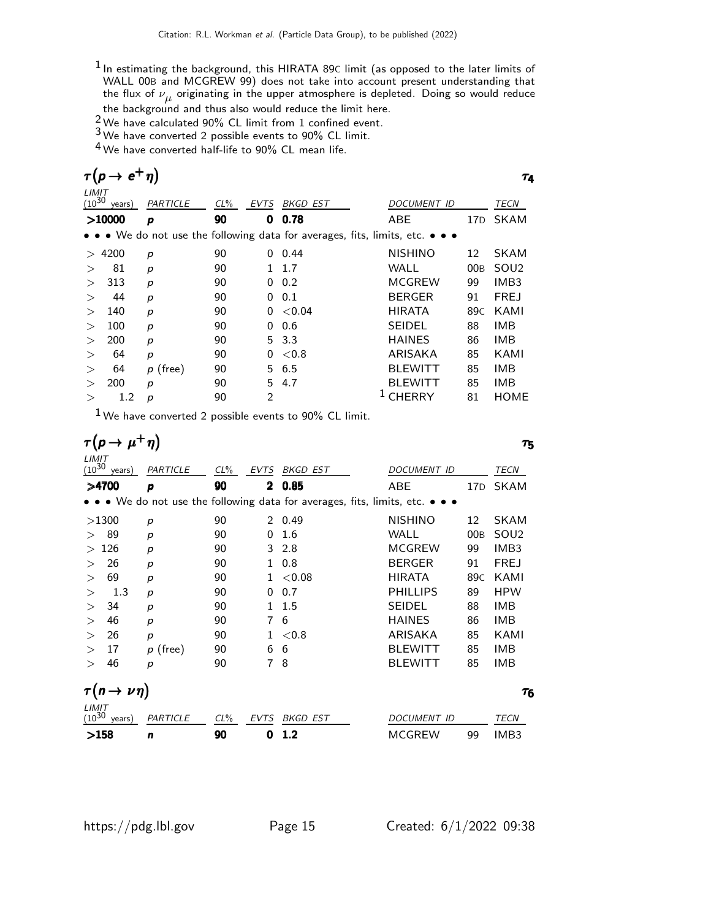[1] In estimating the background, this HIRATA 89C limit (as opposed to the later limits of WALL 00B and MCGREW 99) does not take into account present understanding that the flux of $\nu_\mu$ originating in the upper atmosphere is depleted. Doing so would reduce the background and thus also would reduce the limit here.

[2] We have calculated 90% CL limit from 1 confined event.

[3] We have converted 2 possible events to 90% CL limit.

[4] We have converted half-life to 90% CL mean life.

## $\tau(p \to e^+ \eta)$ — $\tau_4$

| LIMIT ($10^{30}$ years) | PARTICLE | CL% | EVTS | BKGD EST | DOCUMENT ID | | TECN |
|---|---|---|---|---|---|---|---|
| **>10000** | **p** | **90** | **0** | **0.78** | ABE | 17D | SKAM |
| • • • We do not use the following data for averages, fits, limits, etc. • • • | | | | | | | |
| > 4200 | p | 90 | 0 | 0.44 | NISHINO | 12 | SKAM |
| > 81 | p | 90 | 1 | 1.7 | WALL | 00B | SOU2 |
| > 313 | p | 90 | 0 | 0.2 | MCGREW | 99 | IMB3 |
| > 44 | p | 90 | 0 | 0.1 | BERGER | 91 | FREJ |
| > 140 | p | 90 | 0 | <0.04 | HIRATA | 89C | KAMI |
| > 100 | p | 90 | 0 | 0.6 | SEIDEL | 88 | IMB |
| > 200 | p | 90 | 5 | 3.3 | HAINES | 86 | IMB |
| > 64 | p | 90 | 0 | <0.8 | ARISAKA | 85 | KAMI |
| > 64 | p (free) | 90 | 5 | 6.5 | BLEWITT | 85 | IMB |
| > 200 | p | 90 | 5 | 4.7 | BLEWITT | 85 | IMB |
| > 1.2 | p | 90 | 2 | | [1] CHERRY | 81 | HOME |

[1] We have converted 2 possible events to 90% CL limit.

## $\tau(p \to \mu^+ \eta)$ — $\tau_5$

| LIMIT ($10^{30}$ years) | PARTICLE | CL% | EVTS | BKGD EST | DOCUMENT ID | | TECN |
|---|---|---|---|---|---|---|---|
| **>4700** | **p** | **90** | **2** | **0.85** | ABE | 17D | SKAM |
| • • • We do not use the following data for averages, fits, limits, etc. • • • | | | | | | | |
| >1300 | p | 90 | 2 | 0.49 | NISHINO | 12 | SKAM |
| > 89 | p | 90 | 0 | 1.6 | WALL | 00B | SOU2 |
| > 126 | p | 90 | 3 | 2.8 | MCGREW | 99 | IMB3 |
| > 26 | p | 90 | 1 | 0.8 | BERGER | 91 | FREJ |
| > 69 | p | 90 | 1 | <0.08 | HIRATA | 89C | KAMI |
| > 1.3 | p | 90 | 0 | 0.7 | PHILLIPS | 89 | HPW |
| > 34 | p | 90 | 1 | 1.5 | SEIDEL | 88 | IMB |
| > 46 | p | 90 | 7 | 6 | HAINES | 86 | IMB |
| > 26 | p | 90 | 1 | <0.8 | ARISAKA | 85 | KAMI |
| > 17 | p (free) | 90 | 6 | 6 | BLEWITT | 85 | IMB |
| > 46 | p | 90 | 7 | 8 | BLEWITT | 85 | IMB |

## $\tau(n \to \nu \eta)$ — $\tau_6$

| LIMIT ($10^{30}$ years) | PARTICLE | CL% | EVTS | BKGD EST | DOCUMENT ID | | TECN |
|---|---|---|---|---|---|---|---|
| **>158** | **n** | **90** | **0** | **1.2** | MCGREW | 99 | IMB3 |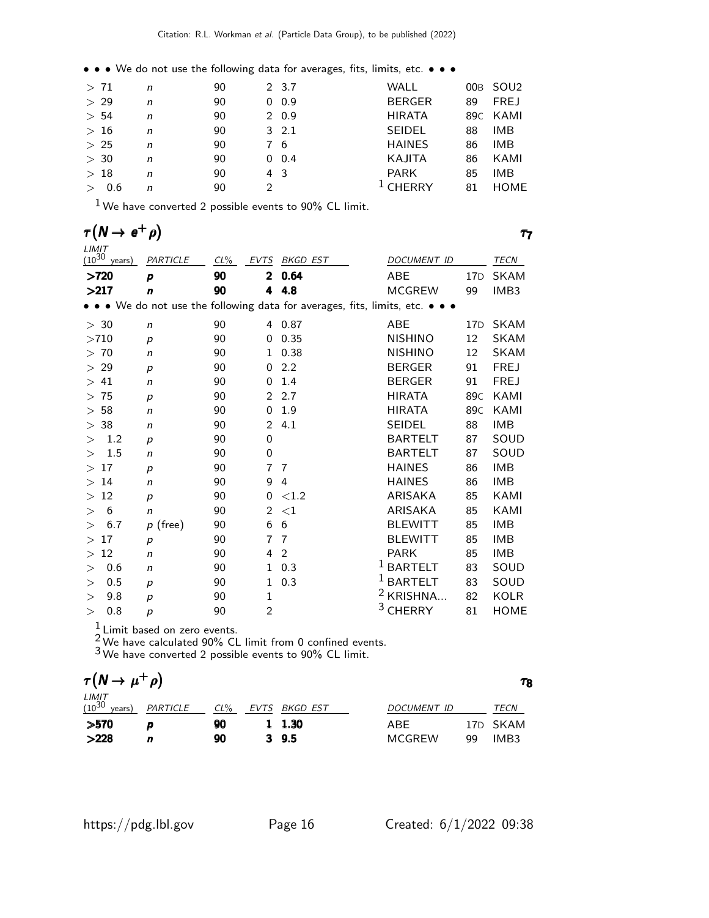• • • We do not use the following data for averages, fits, limits, etc. • • •

| | | | | | | | |
|---|---|---|---|---|---|---|---|
| > 71 | n | 90 | 2 | 3.7 | WALL | 00B | SOU2 |
| > 29 | n | 90 | 0 | 0.9 | BERGER | 89 | FREJ |
| > 54 | n | 90 | 2 | 0.9 | HIRATA | 89C | KAMI |
| > 16 | n | 90 | 3 | 2.1 | SEIDEL | 88 | IMB |
| > 25 | n | 90 | 7 | 6 | HAINES | 86 | IMB |
| > 30 | n | 90 | 0 | 0.4 | KAJITA | 86 | KAMI |
| > 18 | n | 90 | 4 | 3 | PARK | 85 | IMB |
| > 0.6 | n | 90 | 2 | | [1] CHERRY | 81 | HOME |

[1] We have converted 2 possible events to 90% CL limit.

## $\tau(N \to e^+ \rho)$ — $\tau_7$

| LIMIT ($10^{30}$ years) | PARTICLE | CL% | EVTS | BKGD EST | DOCUMENT ID | | TECN |
|---|---|---|---|---|---|---|---|
| **>720** | **p** | **90** | **2** | **0.64** | ABE | 17D | SKAM |
| **>217** | **n** | **90** | **4** | **4.8** | MCGREW | 99 | IMB3 |

• • • We do not use the following data for averages, fits, limits, etc. • • •

| | | | | | | | |
|---|---|---|---|---|---|---|---|
| > 30 | n | 90 | 4 | 0.87 | ABE | 17D | SKAM |
| >710 | p | 90 | 0 | 0.35 | NISHINO | 12 | SKAM |
| > 70 | n | 90 | 1 | 0.38 | NISHINO | 12 | SKAM |
| > 29 | p | 90 | 0 | 2.2 | BERGER | 91 | FREJ |
| > 41 | n | 90 | 0 | 1.4 | BERGER | 91 | FREJ |
| > 75 | p | 90 | 2 | 2.7 | HIRATA | 89C | KAMI |
| > 58 | n | 90 | 0 | 1.9 | HIRATA | 89C | KAMI |
| > 38 | n | 90 | 2 | 4.1 | SEIDEL | 88 | IMB |
| > 1.2 | p | 90 | 0 | | BARTELT | 87 | SOUD |
| > 1.5 | n | 90 | 0 | | BARTELT | 87 | SOUD |
| > 17 | p | 90 | 7 | 7 | HAINES | 86 | IMB |
| > 14 | n | 90 | 9 | 4 | HAINES | 86 | IMB |
| > 12 | p | 90 | 0 | <1.2 | ARISAKA | 85 | KAMI |
| > 6 | n | 90 | 2 | <1 | ARISAKA | 85 | KAMI |
| > 6.7 | p (free) | 90 | 6 | 6 | BLEWITT | 85 | IMB |
| > 17 | p | 90 | 7 | 7 | BLEWITT | 85 | IMB |
| > 12 | n | 90 | 4 | 2 | PARK | 85 | IMB |
| > 0.6 | n | 90 | 1 | 0.3 | [1] BARTELT | 83 | SOUD |
| > 0.5 | p | 90 | 1 | 0.3 | [1] BARTELT | 83 | SOUD |
| > 9.8 | p | 90 | 1 | | [2] KRISHNA... | 82 | KOLR |
| > 0.8 | p | 90 | 2 | | [3] CHERRY | 81 | HOME |

[1] Limit based on zero events.
[2] We have calculated 90% CL limit from 0 confined events.
[3] We have converted 2 possible events to 90% CL limit.

## $\tau(N \to \mu^+ \rho)$ — $\tau_8$

| LIMIT ($10^{30}$ years) | PARTICLE | CL% | EVTS | BKGD EST | DOCUMENT ID | | TECN |
|---|---|---|---|---|---|---|---|
| **>570** | **p** | **90** | **1** | **1.30** | ABE | 17D | SKAM |
| **>228** | **n** | **90** | **3** | **9.5** | MCGREW | 99 | IMB3 |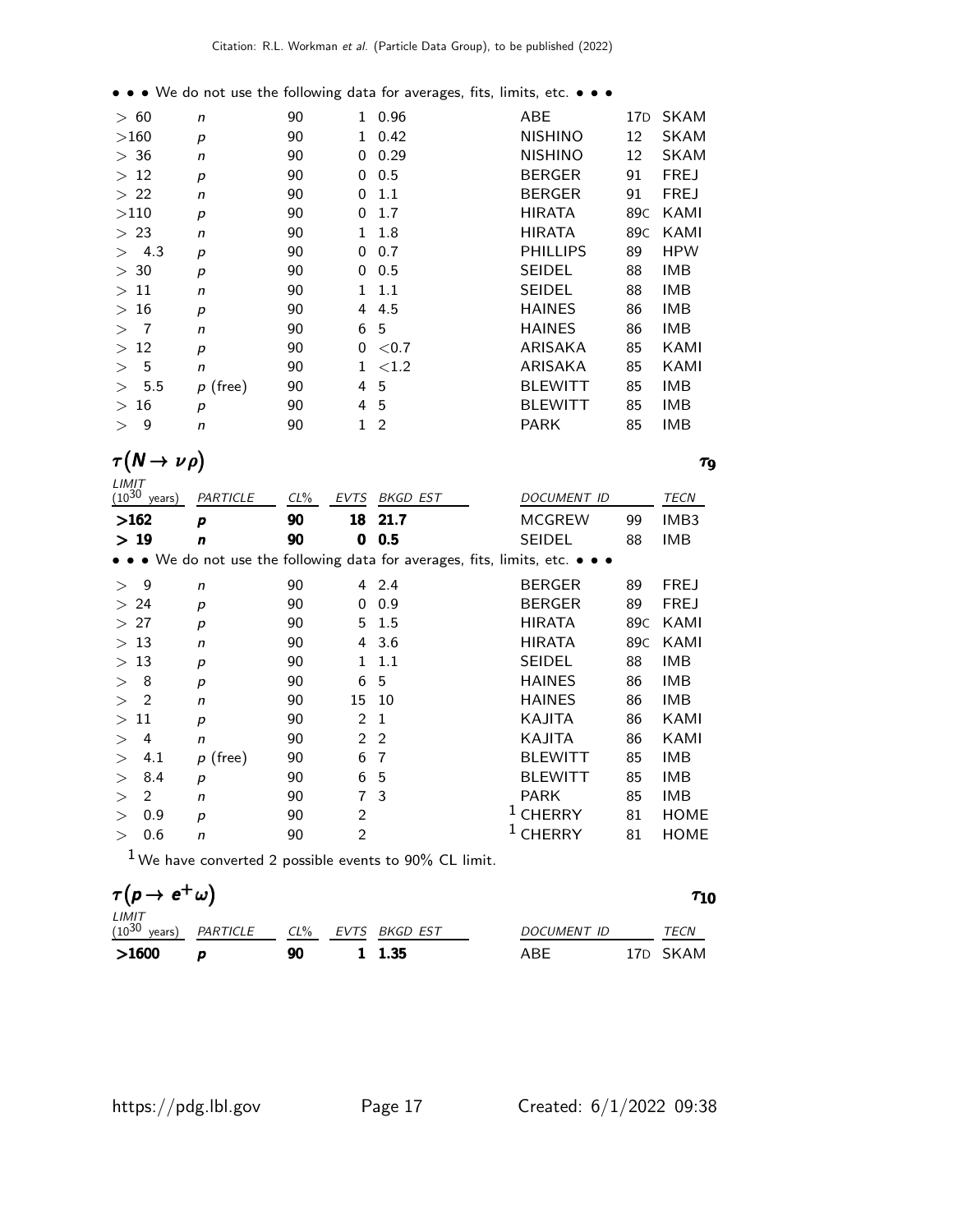• • • We do not use the following data for averages, fits, limits, etc. • • •

| | | | | | | | |
|---|---|---|---|---|---|---|---|
| > 60 | n | 90 | 1 | 0.96 | ABE | 17D | SKAM |
| >160 | p | 90 | 1 | 0.42 | NISHINO | 12 | SKAM |
| > 36 | n | 90 | 0 | 0.29 | NISHINO | 12 | SKAM |
| > 12 | p | 90 | 0 | 0.5 | BERGER | 91 | FREJ |
| > 22 | n | 90 | 0 | 1.1 | BERGER | 91 | FREJ |
| >110 | p | 90 | 0 | 1.7 | HIRATA | 89C | KAMI |
| > 23 | n | 90 | 1 | 1.8 | HIRATA | 89C | KAMI |
| > 4.3 | p | 90 | 0 | 0.7 | PHILLIPS | 89 | HPW |
| > 30 | p | 90 | 0 | 0.5 | SEIDEL | 88 | IMB |
| > 11 | n | 90 | 1 | 1.1 | SEIDEL | 88 | IMB |
| > 16 | p | 90 | 4 | 4.5 | HAINES | 86 | IMB |
| > 7 | n | 90 | 6 | 5 | HAINES | 86 | IMB |
| > 12 | p | 90 | 0 | <0.7 | ARISAKA | 85 | KAMI |
| > 5 | n | 90 | 1 | <1.2 | ARISAKA | 85 | KAMI |
| > 5.5 | p (free) | 90 | 4 | 5 | BLEWITT | 85 | IMB |
| > 16 | p | 90 | 4 | 5 | BLEWITT | 85 | IMB |
| > 9 | n | 90 | 1 | 2 | PARK | 85 | IMB |

## $\tau(N \to \nu\rho)$ — $\tau_9$

| LIMIT ($10^{30}$ years) | PARTICLE | CL% | EVTS | BKGD EST | DOCUMENT ID | | TECN |
|---|---|---|---|---|---|---|---|
| **>162** | **p** | **90** | **18** | **21.7** | MCGREW | 99 | IMB3 |
| **> 19** | **n** | **90** | **0** | **0.5** | SEIDEL | 88 | IMB |

• • • We do not use the following data for averages, fits, limits, etc. • • •

| | | | | | | | |
|---|---|---|---|---|---|---|---|
| > 9 | n | 90 | 4 | 2.4 | BERGER | 89 | FREJ |
| > 24 | p | 90 | 0 | 0.9 | BERGER | 89 | FREJ |
| > 27 | p | 90 | 5 | 1.5 | HIRATA | 89C | KAMI |
| > 13 | n | 90 | 4 | 3.6 | HIRATA | 89C | KAMI |
| > 13 | p | 90 | 1 | 1.1 | SEIDEL | 88 | IMB |
| > 8 | p | 90 | 6 | 5 | HAINES | 86 | IMB |
| > 2 | n | 90 | 15 | 10 | HAINES | 86 | IMB |
| > 11 | p | 90 | 2 | 1 | KAJITA | 86 | KAMI |
| > 4 | n | 90 | 2 | 2 | KAJITA | 86 | KAMI |
| > 4.1 | p (free) | 90 | 6 | 7 | BLEWITT | 85 | IMB |
| > 8.4 | p | 90 | 6 | 5 | BLEWITT | 85 | IMB |
| > 2 | n | 90 | 7 | 3 | PARK | 85 | IMB |
| > 0.9 | p | 90 | 2 | | [1] CHERRY | 81 | HOME |
| > 0.6 | n | 90 | 2 | | [1] CHERRY | 81 | HOME |

[1] We have converted 2 possible events to 90% CL limit.

## $\tau(p \to e^+\omega)$ — $\tau_{10}$

| LIMIT ($10^{30}$ years) | PARTICLE | CL% | EVTS | BKGD EST | DOCUMENT ID | | TECN |
|---|---|---|---|---|---|---|---|
| **>1600** | **p** | **90** | **1** | **1.35** | ABE | 17D | SKAM |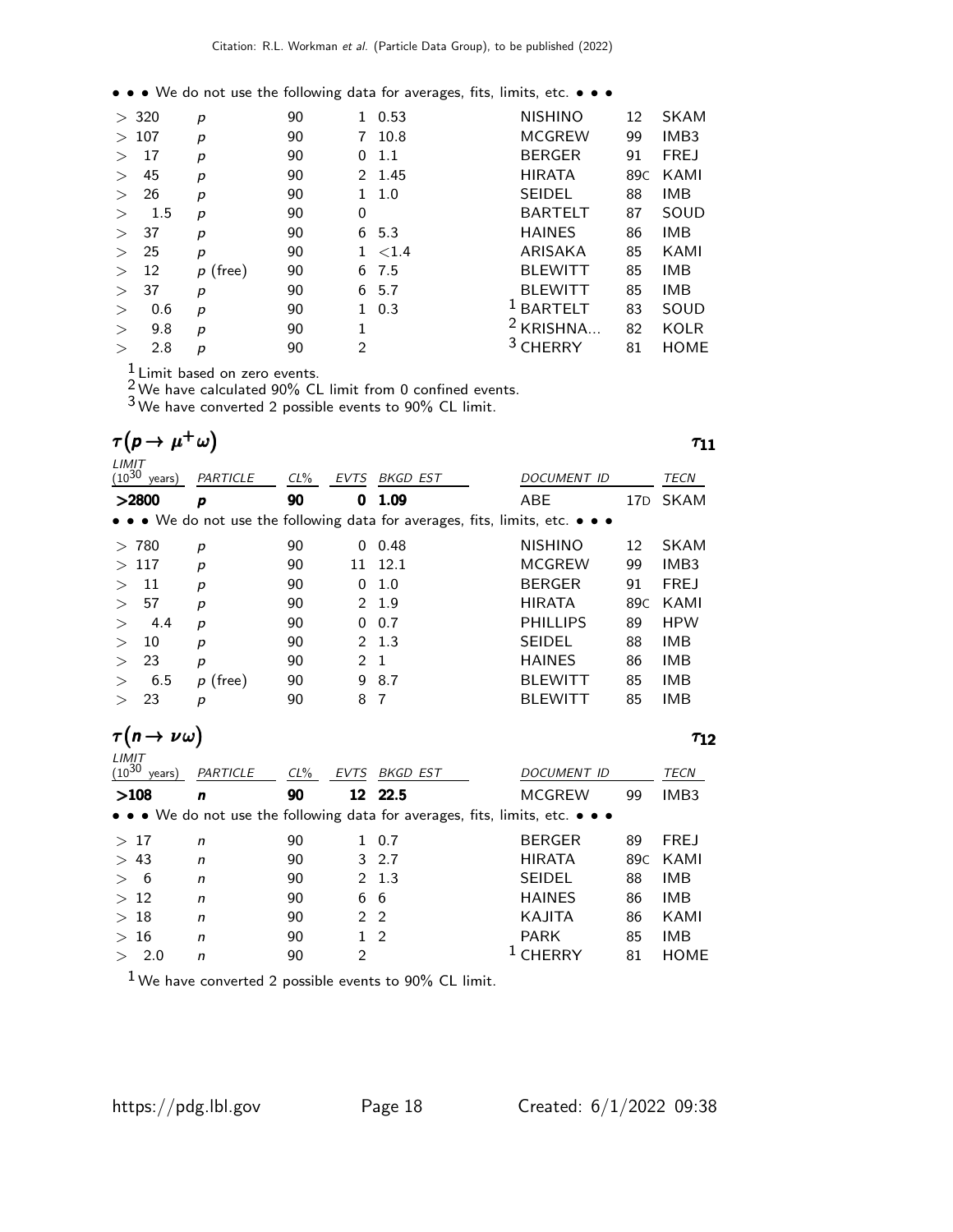• • • We do not use the following data for averages, fits, limits, etc. • • •

| | | | | | | | |
|---|---|---|---|---|---|---|---|
| > 320 | p | 90 | 1 | 0.53 | NISHINO | 12 | SKAM |
| > 107 | p | 90 | 7 | 10.8 | MCGREW | 99 | IMB3 |
| > 17 | p | 90 | 0 | 1.1 | BERGER | 91 | FREJ |
| > 45 | p | 90 | 2 | 1.45 | HIRATA | 89C | KAMI |
| > 26 | p | 90 | 1 | 1.0 | SEIDEL | 88 | IMB |
| > 1.5 | p | 90 | 0 | | BARTELT | 87 | SOUD |
| > 37 | p | 90 | 6 | 5.3 | HAINES | 86 | IMB |
| > 25 | p | 90 | 1 | <1.4 | ARISAKA | 85 | KAMI |
| > 12 | p (free) | 90 | 6 | 7.5 | BLEWITT | 85 | IMB |
| > 37 | p | 90 | 6 | 5.7 | BLEWITT | 85 | IMB |
| > 0.6 | p | 90 | 1 | 0.3 | [1] BARTELT | 83 | SOUD |
| > 9.8 | p | 90 | 1 | | [2] KRISHNA... | 82 | KOLR |
| > 2.8 | p | 90 | 2 | | [3] CHERRY | 81 | HOME |

[1] Limit based on zero events.
[2] We have calculated 90% CL limit from 0 confined events.
[3] We have converted 2 possible events to 90% CL limit.

## $\tau(p \to \mu^+ \omega)$ $\tau_{11}$

| LIMIT ($10^{30}$ years) | PARTICLE | CL% | EVTS | BKGD EST | DOCUMENT ID | | TECN |
|---|---|---|---|---|---|---|---|
| **>2800** | ***p*** | **90** | **0** | **1.09** | ABE | 17D | SKAM |
| • • • We do not use the following data for averages, fits, limits, etc. • • • | | | | | | | |
| > 780 | p | 90 | 0 | 0.48 | NISHINO | 12 | SKAM |
| > 117 | p | 90 | 11 | 12.1 | MCGREW | 99 | IMB3 |
| > 11 | p | 90 | 0 | 1.0 | BERGER | 91 | FREJ |
| > 57 | p | 90 | 2 | 1.9 | HIRATA | 89C | KAMI |
| > 4.4 | p | 90 | 0 | 0.7 | PHILLIPS | 89 | HPW |
| > 10 | p | 90 | 2 | 1.3 | SEIDEL | 88 | IMB |
| > 23 | p | 90 | 2 | 1 | HAINES | 86 | IMB |
| > 6.5 | p (free) | 90 | 9 | 8.7 | BLEWITT | 85 | IMB |
| > 23 | p | 90 | 8 | 7 | BLEWITT | 85 | IMB |

## $\tau(n \to \nu \omega)$ $\tau_{12}$

| LIMIT ($10^{30}$ years) | PARTICLE | CL% | EVTS | BKGD EST | DOCUMENT ID | | TECN |
|---|---|---|---|---|---|---|---|
| **>108** | ***n*** | **90** | **12** | **22.5** | MCGREW | 99 | IMB3 |
| • • • We do not use the following data for averages, fits, limits, etc. • • • | | | | | | | |
| > 17 | n | 90 | 1 | 0.7 | BERGER | 89 | FREJ |
| > 43 | n | 90 | 3 | 2.7 | HIRATA | 89C | KAMI |
| > 6 | n | 90 | 2 | 1.3 | SEIDEL | 88 | IMB |
| > 12 | n | 90 | 6 | 6 | HAINES | 86 | IMB |
| > 18 | n | 90 | 2 | 2 | KAJITA | 86 | KAMI |
| > 16 | n | 90 | 1 | 2 | PARK | 85 | IMB |
| > 2.0 | n | 90 | 2 | | [1] CHERRY | 81 | HOME |

[1] We have converted 2 possible events to 90% CL limit.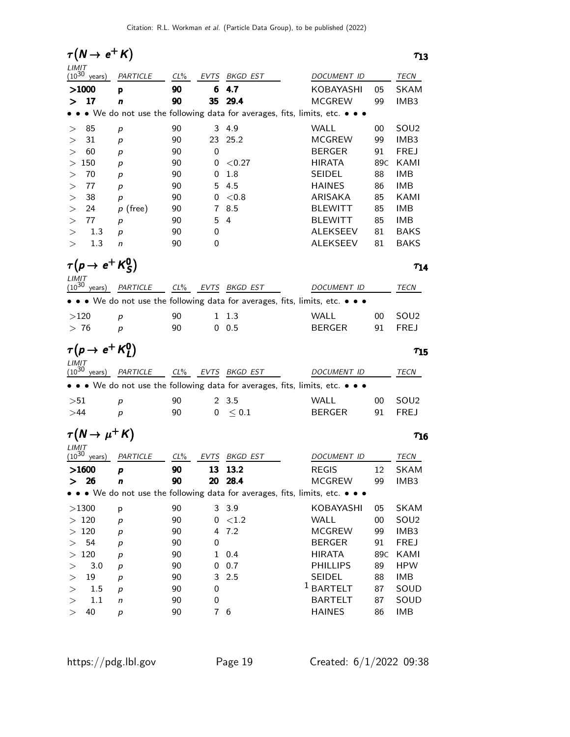## $\tau(N \to e^+ K)$ $\tau_{13}$

| LIMIT ($10^{30}$ years) | PARTICLE | CL% | EVTS | BKGD EST | DOCUMENT ID | | TECN |
|---|---|---|---|---|---|---|---|
| **>1000** | **p** | **90** | **6** | **4.7** | KOBAYASHI | 05 | SKAM |
| **> 17** | ***n*** | **90** | **35** | **29.4** | MCGREW | 99 | IMB3 |
| • • • We do not use the following data for averages, fits, limits, etc. • • • | | | | | | | |
| > 85 | *p* | 90 | 3 | 4.9 | WALL | 00 | SOU2 |
| > 31 | *p* | 90 | 23 | 25.2 | MCGREW | 99 | IMB3 |
| > 60 | *p* | 90 | 0 | | BERGER | 91 | FREJ |
| > 150 | *p* | 90 | 0 | <0.27 | HIRATA | 89C | KAMI |
| > 70 | *p* | 90 | 0 | 1.8 | SEIDEL | 88 | IMB |
| > 77 | *p* | 90 | 5 | 4.5 | HAINES | 86 | IMB |
| > 38 | *p* | 90 | 0 | <0.8 | ARISAKA | 85 | KAMI |
| > 24 | *p* (free) | 90 | 7 | 8.5 | BLEWITT | 85 | IMB |
| > 77 | *p* | 90 | 5 | 4 | BLEWITT | 85 | IMB |
| > 1.3 | *p* | 90 | 0 | | ALEKSEEV | 81 | BAKS |
| > 1.3 | *n* | 90 | 0 | | ALEKSEEV | 81 | BAKS |

## $\tau(p \to e^+ K^0_S)$ $\tau_{14}$

| LIMIT ($10^{30}$ years) | PARTICLE | CL% | EVTS | BKGD EST | DOCUMENT ID | | TECN |
|---|---|---|---|---|---|---|---|
| • • • We do not use the following data for averages, fits, limits, etc. • • • | | | | | | | |
| >120 | *p* | 90 | 1 | 1.3 | WALL | 00 | SOU2 |
| > 76 | *p* | 90 | 0 | 0.5 | BERGER | 91 | FREJ |

## $\tau(p \to e^+ K^0_L)$ $\tau_{15}$

| LIMIT ($10^{30}$ years) | PARTICLE | CL% | EVTS | BKGD EST | DOCUMENT ID | | TECN |
|---|---|---|---|---|---|---|---|
| • • • We do not use the following data for averages, fits, limits, etc. • • • | | | | | | | |
| >51 | *p* | 90 | 2 | 3.5 | WALL | 00 | SOU2 |
| >44 | *p* | 90 | 0 | $\leq 0.1$ | BERGER | 91 | FREJ |

## $\tau(N \to \mu^+ K)$ $\tau_{16}$

| LIMIT ($10^{30}$ years) | PARTICLE | CL% | EVTS | BKGD EST | DOCUMENT ID | | TECN |
|---|---|---|---|---|---|---|---|
| **>1600** | ***p*** | **90** | **13** | **13.2** | REGIS | 12 | SKAM |
| **> 26** | ***n*** | **90** | **20** | **28.4** | MCGREW | 99 | IMB3 |
| • • • We do not use the following data for averages, fits, limits, etc. • • • | | | | | | | |
| >1300 | p | 90 | 3 | 3.9 | KOBAYASHI | 05 | SKAM |
| > 120 | *p* | 90 | 0 | <1.2 | WALL | 00 | SOU2 |
| > 120 | *p* | 90 | 4 | 7.2 | MCGREW | 99 | IMB3 |
| > 54 | *p* | 90 | 0 | | BERGER | 91 | FREJ |
| > 120 | *p* | 90 | 1 | 0.4 | HIRATA | 89C | KAMI |
| > 3.0 | *p* | 90 | 0 | 0.7 | PHILLIPS | 89 | HPW |
| > 19 | *p* | 90 | 3 | 2.5 | SEIDEL | 88 | IMB |
| > 1.5 | *p* | 90 | 0 | | [1] BARTELT | 87 | SOUD |
| > 1.1 | *n* | 90 | 0 | | BARTELT | 87 | SOUD |
| > 40 | *p* | 90 | 7 | 6 | HAINES | 86 | IMB |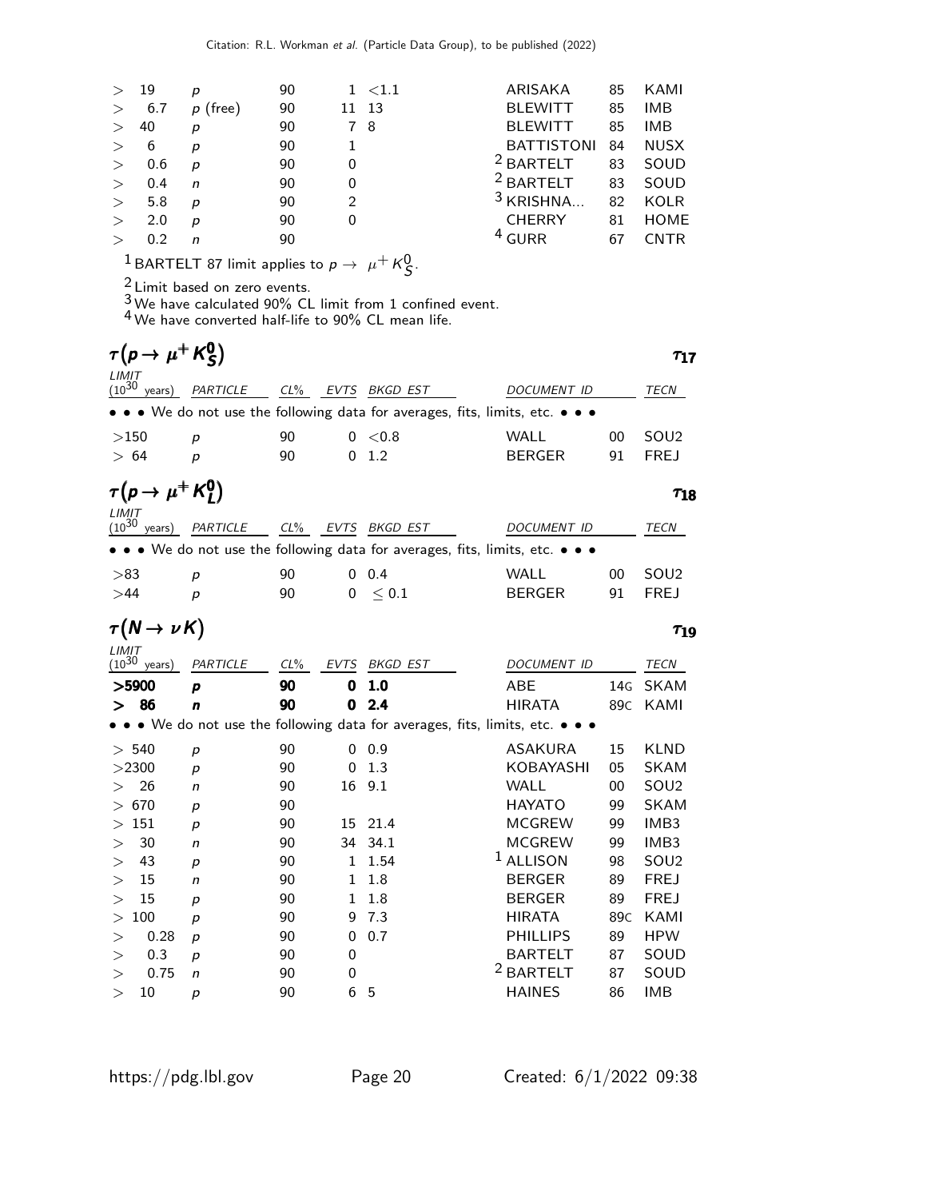| | | | | | | | |
|---|---|---|---|---|---|---|---|
| > 19 | p | 90 | 1 | <1.1 | ARISAKA | 85 | KAMI |
| > 6.7 | p (free) | 90 | 11 | 13 | BLEWITT | 85 | IMB |
| > 40 | p | 90 | 7 | 8 | BLEWITT | 85 | IMB |
| > 6 | p | 90 | 1 | | BATTISTONI | 84 | NUSX |
| > 0.6 | p | 90 | 0 | | [2] BARTELT | 83 | SOUD |
| > 0.4 | n | 90 | 0 | | [2] BARTELT | 83 | SOUD |
| > 5.8 | p | 90 | 2 | | [3] KRISHNA... | 82 | KOLR |
| > 2.0 | p | 90 | 0 | | CHERRY | 81 | HOME |
| > 0.2 | n | 90 | | | [4] GURR | 67 | CNTR |

[1] BARTELT 87 limit applies to $p \rightarrow \mu^+ K^0_S$.

[2] Limit based on zero events.

[3] We have calculated 90% CL limit from 1 confined event.

[4] We have converted half-life to 90% CL mean life.

## $\tau(p \rightarrow \mu^+ K^0_S)$ $\tau_{17}$

| LIMIT ($10^{30}$ years) | PARTICLE | CL% | EVTS | BKGD EST | DOCUMENT ID | | TECN |
|---|---|---|---|---|---|---|---|
| • • • We do not use the following data for averages, fits, limits, etc. • • • | | | | | | | |
| >150 | p | 90 | 0 | <0.8 | WALL | 00 | SOU2 |
| > 64 | p | 90 | 0 | 1.2 | BERGER | 91 | FREJ |

## $\tau(p \rightarrow \mu^+ K^0_L)$ $\tau_{18}$

| LIMIT ($10^{30}$ years) | PARTICLE | CL% | EVTS | BKGD EST | DOCUMENT ID | | TECN |
|---|---|---|---|---|---|---|---|
| • • • We do not use the following data for averages, fits, limits, etc. • • • | | | | | | | |
| >83 | p | 90 | 0 | 0.4 | WALL | 00 | SOU2 |
| >44 | p | 90 | 0 | ≤ 0.1 | BERGER | 91 | FREJ |

## $\tau(N \rightarrow \nu K)$ $\tau_{19}$

| LIMIT ($10^{30}$ years) | PARTICLE | CL% | EVTS | BKGD EST | DOCUMENT ID | | TECN |
|---|---|---|---|---|---|---|---|
| **>5900** | **p** | **90** | **0** | **1.0** | ABE | 14G | SKAM |
| **> 86** | **n** | **90** | **0** | **2.4** | HIRATA | 89C | KAMI |
| • • • We do not use the following data for averages, fits, limits, etc. • • • | | | | | | | |
| > 540 | p | 90 | 0 | 0.9 | ASAKURA | 15 | KLND |
| >2300 | p | 90 | 0 | 1.3 | KOBAYASHI | 05 | SKAM |
| > 26 | n | 90 | 16 | 9.1 | WALL | 00 | SOU2 |
| > 670 | p | 90 | | | HAYATO | 99 | SKAM |
| > 151 | p | 90 | 15 | 21.4 | MCGREW | 99 | IMB3 |
| > 30 | n | 90 | 34 | 34.1 | MCGREW | 99 | IMB3 |
| > 43 | p | 90 | 1 | 1.54 | [1] ALLISON | 98 | SOU2 |
| > 15 | n | 90 | 1 | 1.8 | BERGER | 89 | FREJ |
| > 15 | p | 90 | 1 | 1.8 | BERGER | 89 | FREJ |
| > 100 | p | 90 | 9 | 7.3 | HIRATA | 89C | KAMI |
| > 0.28 | p | 90 | 0 | 0.7 | PHILLIPS | 89 | HPW |
| > 0.3 | p | 90 | 0 | | BARTELT | 87 | SOUD |
| > 0.75 | n | 90 | 0 | | [2] BARTELT | 87 | SOUD |
| > 10 | p | 90 | 6 | 5 | HAINES | 86 | IMB |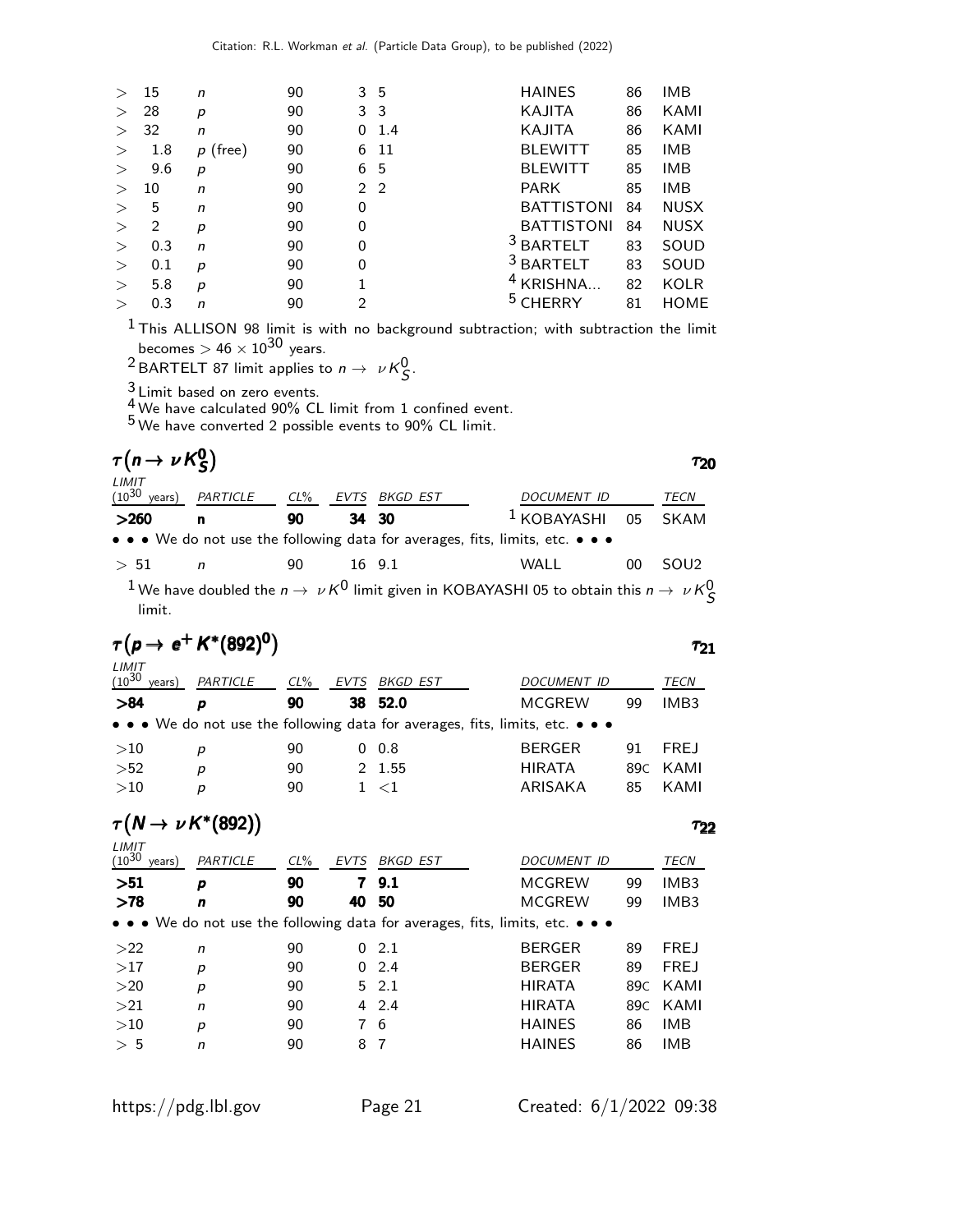| | | | | | | | |
|---|---|---|---|---|---|---|---|
| > 15 | n | 90 | 3 | 5 | HAINES | 86 | IMB |
| > 28 | p | 90 | 3 | 3 | KAJITA | 86 | KAMI |
| > 32 | n | 90 | 0 | 1.4 | KAJITA | 86 | KAMI |
| > 1.8 | p (free) | 90 | 6 | 11 | BLEWITT | 85 | IMB |
| > 9.6 | p | 90 | 6 | 5 | BLEWITT | 85 | IMB |
| > 10 | n | 90 | 2 | 2 | PARK | 85 | IMB |
| > 5 | n | 90 | 0 | | BATTISTONI | 84 | NUSX |
| > 2 | p | 90 | 0 | | BATTISTONI | 84 | NUSX |
| > 0.3 | n | 90 | 0 | | [3] BARTELT | 83 | SOUD |
| > 0.1 | p | 90 | 0 | | [3] BARTELT | 83 | SOUD |
| > 5.8 | p | 90 | 1 | | [4] KRISHNA... | 82 | KOLR |
| > 0.3 | n | 90 | 2 | | [5] CHERRY | 81 | HOME |

[1] This ALLISON 98 limit is with no background subtraction; with subtraction the limit becomes $> 46 \times 10^{30}$ years.

[2] BARTELT 87 limit applies to $n \to \nu K^0_S$.

[3] Limit based on zero events.

[4] We have calculated 90% CL limit from 1 confined event.

[5] We have converted 2 possible events to 90% CL limit.

## $\tau(n \to \nu K^0_S)$ $\tau_{20}$

| LIMIT ($10^{30}$ years) | PARTICLE | CL% | EVTS | BKGD EST | DOCUMENT ID | | TECN |
|---|---|---|---|---|---|---|---|
| **>260** | **n** | **90** | **34** | **30** | [1] KOBAYASHI | 05 | SKAM |
| • • • We do not use the following data for averages, fits, limits, etc. • • • | | | | | | | |
| > 51 | n | 90 | 16 | 9.1 | WALL | 00 | SOU2 |

[1] We have doubled the $n \to \nu K^0$ limit given in KOBAYASHI 05 to obtain this $n \to \nu K^0_S$ limit.

## $\tau(p \to e^+ K^*(892)^0)$ $\tau_{21}$

| LIMIT ($10^{30}$ years) | PARTICLE | CL% | EVTS | BKGD EST | DOCUMENT ID | | TECN |
|---|---|---|---|---|---|---|---|
| **>84** | **p** | **90** | **38** | **52.0** | MCGREW | 99 | IMB3 |
| • • • We do not use the following data for averages, fits, limits, etc. • • • | | | | | | | |
| >10 | p | 90 | 0 | 0.8 | BERGER | 91 | FREJ |
| >52 | p | 90 | 2 | 1.55 | HIRATA | 89C | KAMI |
| >10 | p | 90 | 1 | <1 | ARISAKA | 85 | KAMI |

## $\tau(N \to \nu K^*(892))$ $\tau_{22}$

| LIMIT ($10^{30}$ years) | PARTICLE | CL% | EVTS | BKGD EST | DOCUMENT ID | | TECN |
|---|---|---|---|---|---|---|---|
| **>51** | **p** | **90** | **7** | **9.1** | MCGREW | 99 | IMB3 |
| **>78** | **n** | **90** | **40** | **50** | MCGREW | 99 | IMB3 |
| • • • We do not use the following data for averages, fits, limits, etc. • • • | | | | | | | |
| >22 | n | 90 | 0 | 2.1 | BERGER | 89 | FREJ |
| >17 | p | 90 | 0 | 2.4 | BERGER | 89 | FREJ |
| >20 | p | 90 | 5 | 2.1 | HIRATA | 89C | KAMI |
| >21 | n | 90 | 4 | 2.4 | HIRATA | 89C | KAMI |
| >10 | p | 90 | 7 | 6 | HAINES | 86 | IMB |
| > 5 | n | 90 | 8 | 7 | HAINES | 86 | IMB |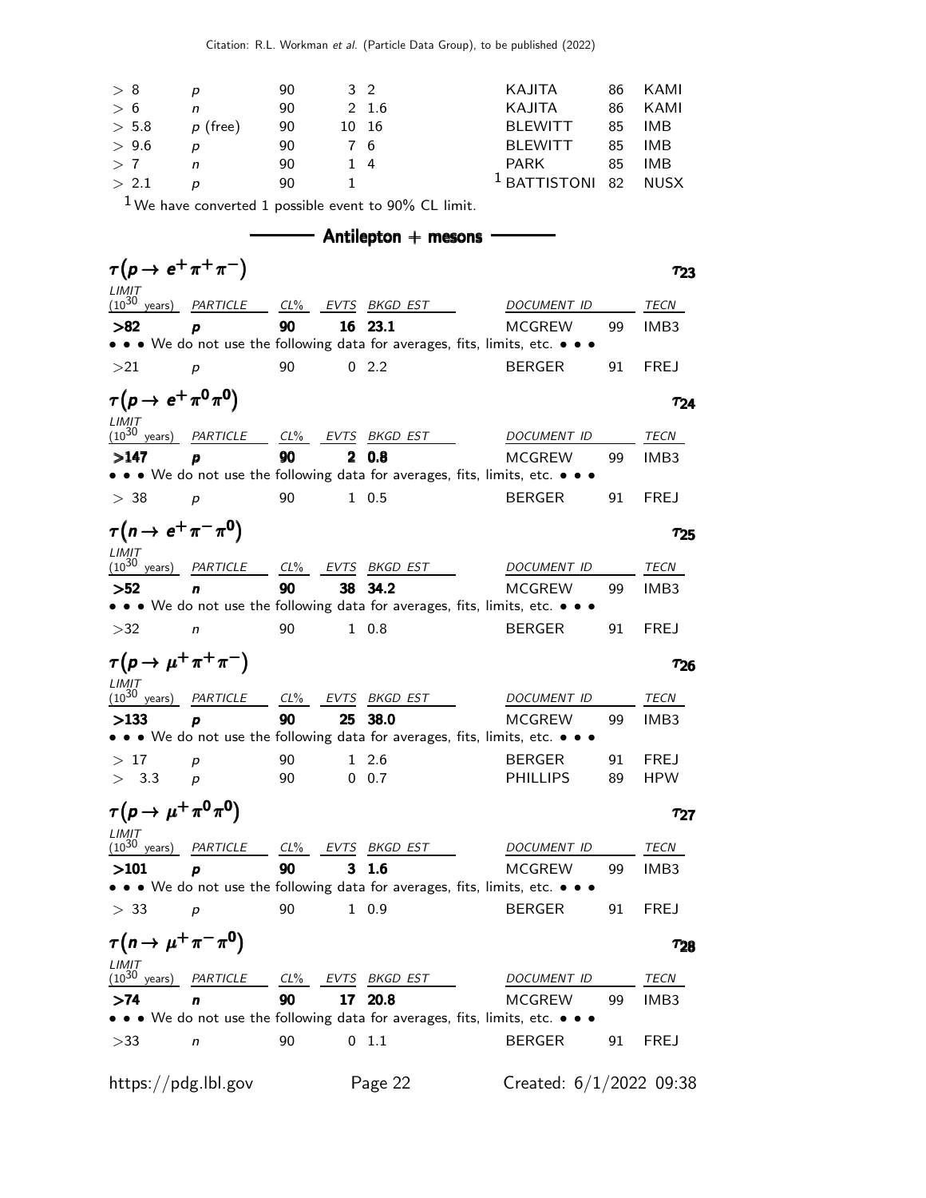| | | | | | | | |
|---|---|---|---|---|---|---|---|
| > 8 | $p$ | 90 | 3 | 2 | KAJITA | 86 | KAMI |
| > 6 | $n$ | 90 | 2 | 1.6 | KAJITA | 86 | KAMI |
| > 5.8 | $p$ (free) | 90 | 10 | 16 | BLEWITT | 85 | IMB |
| > 9.6 | $p$ | 90 | 7 | 6 | BLEWITT | 85 | IMB |
| > 7 | $n$ | 90 | 1 | 4 | PARK | 85 | IMB |
| > 2.1 | $p$ | 90 | 1 | | [1] BATTISTONI | 82 | NUSX |

[1] We have converted 1 possible event to 90% CL limit.

## Antilepton + mesons

### $\tau(p \to e^+ \pi^+ \pi^-)$ — $\tau_{23}$

| LIMIT ($10^{30}$ years) | PARTICLE | CL% | EVTS | BKGD EST | DOCUMENT ID | | TECN |
|---|---|---|---|---|---|---|---|
| **>82** | $p$ | **90** | **16** | **23.1** | MCGREW | 99 | IMB3 |
| • • • We do not use the following data for averages, fits, limits, etc. • • • | | | | | | | |
| >21 | $p$ | 90 | 0 | 2.2 | BERGER | 91 | FREJ |

### $\tau(p \to e^+ \pi^0 \pi^0)$ — $\tau_{24}$

| LIMIT ($10^{30}$ years) | PARTICLE | CL% | EVTS | BKGD EST | DOCUMENT ID | | TECN |
|---|---|---|---|---|---|---|---|
| **>147** | $p$ | **90** | **2** | **0.8** | MCGREW | 99 | IMB3 |
| • • • We do not use the following data for averages, fits, limits, etc. • • • | | | | | | | |
| > 38 | $p$ | 90 | 1 | 0.5 | BERGER | 91 | FREJ |

### $\tau(n \to e^+ \pi^- \pi^0)$ — $\tau_{25}$

| LIMIT ($10^{30}$ years) | PARTICLE | CL% | EVTS | BKGD EST | DOCUMENT ID | | TECN |
|---|---|---|---|---|---|---|---|
| **>52** | $n$ | **90** | **38** | **34.2** | MCGREW | 99 | IMB3 |
| • • • We do not use the following data for averages, fits, limits, etc. • • • | | | | | | | |
| >32 | $n$ | 90 | 1 | 0.8 | BERGER | 91 | FREJ |

### $\tau(p \to \mu^+ \pi^+ \pi^-)$ — $\tau_{26}$

| LIMIT ($10^{30}$ years) | PARTICLE | CL% | EVTS | BKGD EST | DOCUMENT ID | | TECN |
|---|---|---|---|---|---|---|---|
| **>133** | $p$ | **90** | **25** | **38.0** | MCGREW | 99 | IMB3 |
| • • • We do not use the following data for averages, fits, limits, etc. • • • | | | | | | | |
| > 17 | $p$ | 90 | 1 | 2.6 | BERGER | 91 | FREJ |
| > 3.3 | $p$ | 90 | 0 | 0.7 | PHILLIPS | 89 | HPW |

### $\tau(p \to \mu^+ \pi^0 \pi^0)$ — $\tau_{27}$

| LIMIT ($10^{30}$ years) | PARTICLE | CL% | EVTS | BKGD EST | DOCUMENT ID | | TECN |
|---|---|---|---|---|---|---|---|
| **>101** | $p$ | **90** | **3** | **1.6** | MCGREW | 99 | IMB3 |
| • • • We do not use the following data for averages, fits, limits, etc. • • • | | | | | | | |
| > 33 | $p$ | 90 | 1 | 0.9 | BERGER | 91 | FREJ |

### $\tau(n \to \mu^+ \pi^- \pi^0)$ — $\tau_{28}$

| LIMIT ($10^{30}$ years) | PARTICLE | CL% | EVTS | BKGD EST | DOCUMENT ID | | TECN |
|---|---|---|---|---|---|---|---|
| **>74** | $n$ | **90** | **17** | **20.8** | MCGREW | 99 | IMB3 |
| • • • We do not use the following data for averages, fits, limits, etc. • • • | | | | | | | |
| >33 | $n$ | 90 | 0 | 1.1 | BERGER | 91 | FREJ |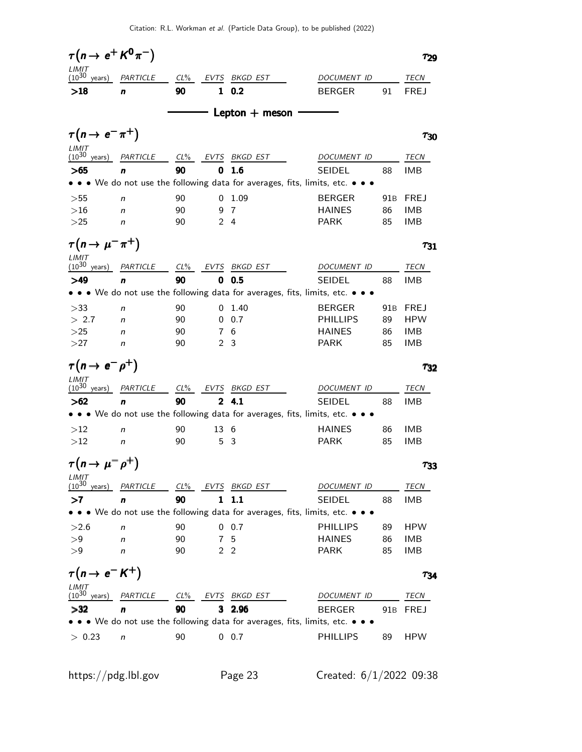## $\tau(n \to e^+ K^0 \pi^-)$ $\tau_{29}$

| LIMIT ($10^{30}$ years) | PARTICLE | CL% | EVTS | BKGD EST | DOCUMENT ID | | TECN |
|---|---|---|---|---|---|---|---|
| **>18** | ***n*** | **90** | **1** | **0.2** | BERGER | 91 | FREJ |

### Lepton + meson

## $\tau(n \to e^- \pi^+)$ $\tau_{30}$

| LIMIT ($10^{30}$ years) | PARTICLE | CL% | EVTS | BKGD EST | DOCUMENT ID | | TECN |
|---|---|---|---|---|---|---|---|
| **>65** | ***n*** | **90** | **0** | **1.6** | SEIDEL | 88 | IMB |
| • • • We do not use the following data for averages, fits, limits, etc. • • • | | | | | | | |
| >55 | *n* | 90 | 0 | 1.09 | BERGER | 91B | FREJ |
| >16 | *n* | 90 | 9 | 7 | HAINES | 86 | IMB |
| >25 | *n* | 90 | 2 | 4 | PARK | 85 | IMB |

## $\tau(n \to \mu^- \pi^+)$ $\tau_{31}$

| LIMIT ($10^{30}$ years) | PARTICLE | CL% | EVTS | BKGD EST | DOCUMENT ID | | TECN |
|---|---|---|---|---|---|---|---|
| **>49** | ***n*** | **90** | **0** | **0.5** | SEIDEL | 88 | IMB |
| • • • We do not use the following data for averages, fits, limits, etc. • • • | | | | | | | |
| >33 | *n* | 90 | 0 | 1.40 | BERGER | 91B | FREJ |
| > 2.7 | *n* | 90 | 0 | 0.7 | PHILLIPS | 89 | HPW |
| >25 | *n* | 90 | 7 | 6 | HAINES | 86 | IMB |
| >27 | *n* | 90 | 2 | 3 | PARK | 85 | IMB |

## $\tau(n \to e^- \rho^+)$ $\tau_{32}$

| LIMIT ($10^{30}$ years) | PARTICLE | CL% | EVTS | BKGD EST | DOCUMENT ID | | TECN |
|---|---|---|---|---|---|---|---|
| **>62** | ***n*** | **90** | **2** | **4.1** | SEIDEL | 88 | IMB |
| • • • We do not use the following data for averages, fits, limits, etc. • • • | | | | | | | |
| >12 | *n* | 90 | 13 | 6 | HAINES | 86 | IMB |
| >12 | *n* | 90 | 5 | 3 | PARK | 85 | IMB |

## $\tau(n \to \mu^- \rho^+)$ $\tau_{33}$

| LIMIT ($10^{30}$ years) | PARTICLE | CL% | EVTS | BKGD EST | DOCUMENT ID | | TECN |
|---|---|---|---|---|---|---|---|
| **>7** | ***n*** | **90** | **1** | **1.1** | SEIDEL | 88 | IMB |
| • • • We do not use the following data for averages, fits, limits, etc. • • • | | | | | | | |
| >2.6 | *n* | 90 | 0 | 0.7 | PHILLIPS | 89 | HPW |
| >9 | *n* | 90 | 7 | 5 | HAINES | 86 | IMB |
| >9 | *n* | 90 | 2 | 2 | PARK | 85 | IMB |

## $\tau(n \to e^- K^+)$ $\tau_{34}$

| LIMIT ($10^{30}$ years) | PARTICLE | CL% | EVTS | BKGD EST | DOCUMENT ID | | TECN |
|---|---|---|---|---|---|---|---|
| **>32** | ***n*** | **90** | **3** | **2.96** | BERGER | 91B | FREJ |
| • • • We do not use the following data for averages, fits, limits, etc. • • • | | | | | | | |
| > 0.23 | *n* | 90 | 0 | 0.7 | PHILLIPS | 89 | HPW |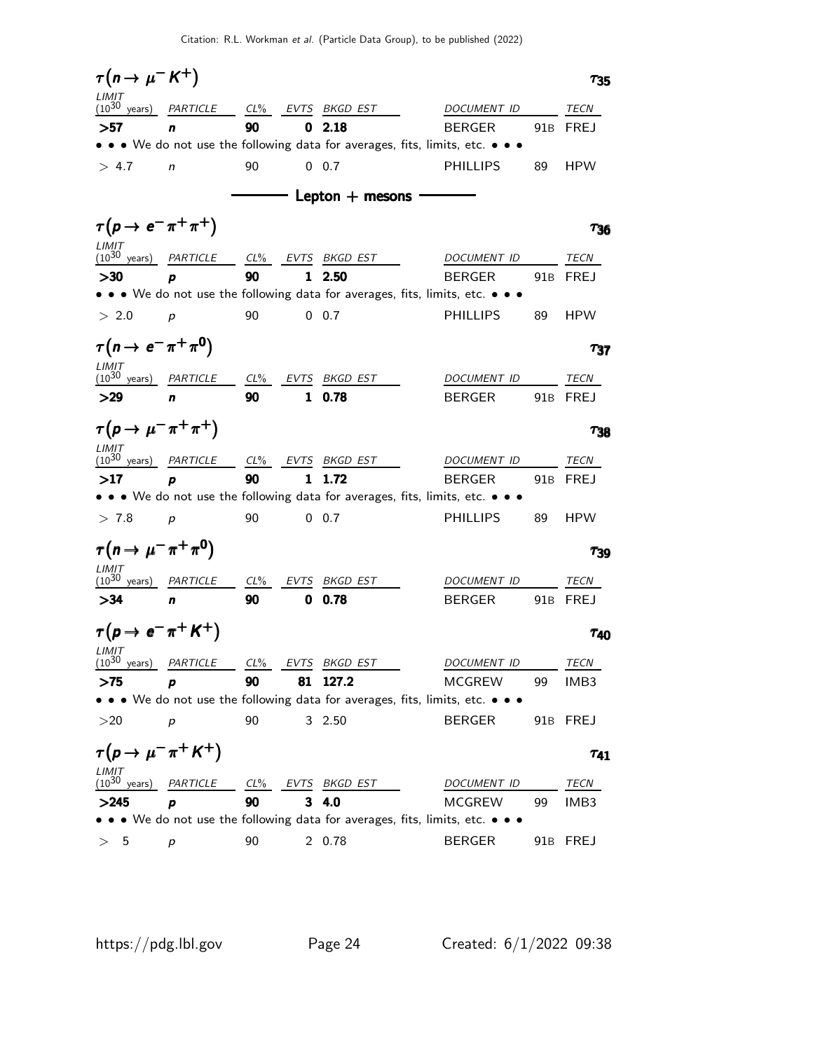### $\tau(n \to \mu^- K^+)$ $\tau_{35}$

| LIMIT ($10^{30}$ years) | PARTICLE | CL% | EVTS | BKGD EST | DOCUMENT ID | | TECN |
|---|---|---|---|---|---|---|---|
| **>57** | ***n*** | **90** | **0** | **2.18** | BERGER | 91B | FREJ |
| • • • We do not use the following data for averages, fits, limits, etc. • • • | | | | | | | |
| > 4.7 | *n* | 90 | 0 | 0.7 | PHILLIPS | 89 | HPW |

## Lepton + mesons

### $\tau(p \to e^- \pi^+ \pi^+)$ $\tau_{36}$

| LIMIT ($10^{30}$ years) | PARTICLE | CL% | EVTS | BKGD EST | DOCUMENT ID | | TECN |
|---|---|---|---|---|---|---|---|
| **>30** | ***p*** | **90** | **1** | **2.50** | BERGER | 91B | FREJ |
| • • • We do not use the following data for averages, fits, limits, etc. • • • | | | | | | | |
| > 2.0 | *p* | 90 | 0 | 0.7 | PHILLIPS | 89 | HPW |

### $\tau(n \to e^- \pi^+ \pi^0)$ $\tau_{37}$

| LIMIT ($10^{30}$ years) | PARTICLE | CL% | EVTS | BKGD EST | DOCUMENT ID | | TECN |
|---|---|---|---|---|---|---|---|
| **>29** | ***n*** | **90** | **1** | **0.78** | BERGER | 91B | FREJ |

### $\tau(p \to \mu^- \pi^+ \pi^+)$ $\tau_{38}$

| LIMIT ($10^{30}$ years) | PARTICLE | CL% | EVTS | BKGD EST | DOCUMENT ID | | TECN |
|---|---|---|---|---|---|---|---|
| **>17** | ***p*** | **90** | **1** | **1.72** | BERGER | 91B | FREJ |
| • • • We do not use the following data for averages, fits, limits, etc. • • • | | | | | | | |
| > 7.8 | *p* | 90 | 0 | 0.7 | PHILLIPS | 89 | HPW |

### $\tau(n \to \mu^- \pi^+ \pi^0)$ $\tau_{39}$

| LIMIT ($10^{30}$ years) | PARTICLE | CL% | EVTS | BKGD EST | DOCUMENT ID | | TECN |
|---|---|---|---|---|---|---|---|
| **>34** | ***n*** | **90** | **0** | **0.78** | BERGER | 91B | FREJ |

### $\tau(p \to e^- \pi^+ K^+)$ $\tau_{40}$

| LIMIT ($10^{30}$ years) | PARTICLE | CL% | EVTS | BKGD EST | DOCUMENT ID | | TECN |
|---|---|---|---|---|---|---|---|
| **>75** | ***p*** | **90** | **81** | **127.2** | MCGREW | 99 | IMB3 |
| • • • We do not use the following data for averages, fits, limits, etc. • • • | | | | | | | |
| >20 | *p* | 90 | 3 | 2.50 | BERGER | 91B | FREJ |

### $\tau(p \to \mu^- \pi^+ K^+)$ $\tau_{41}$

| LIMIT ($10^{30}$ years) | PARTICLE | CL% | EVTS | BKGD EST | DOCUMENT ID | | TECN |
|---|---|---|---|---|---|---|---|
| **>245** | ***p*** | **90** | **3** | **4.0** | MCGREW | 99 | IMB3 |
| • • • We do not use the following data for averages, fits, limits, etc. • • • | | | | | | | |
| > 5 | *p* | 90 | 2 | 0.78 | BERGER | 91B | FREJ |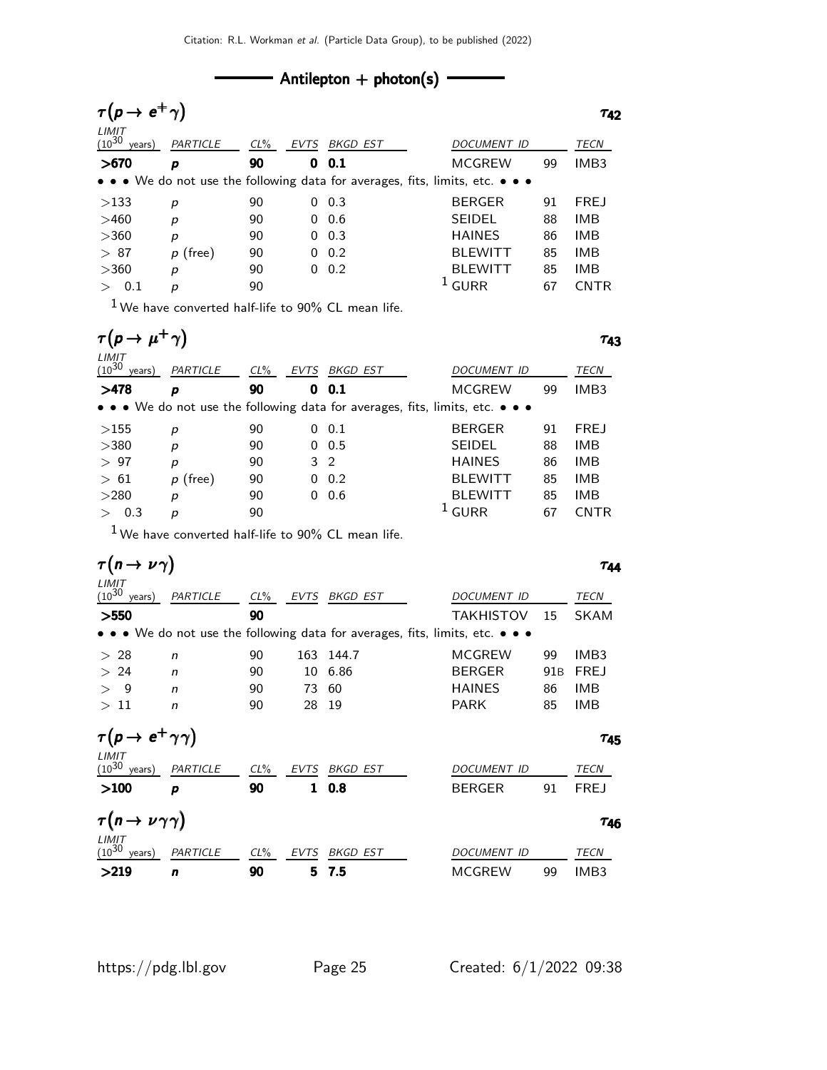## Antilepton + photon(s)

### $\tau(p \to e^+ \gamma)$ — $\tau_{42}$

| LIMIT ($10^{30}$ years) | PARTICLE | CL% | EVTS | BKGD EST | DOCUMENT ID | | TECN |
|---|---|---|---|---|---|---|---|
| **>670** | ***p*** | **90** | **0** | **0.1** | MCGREW | 99 | IMB3 |
| • • • We do not use the following data for averages, fits, limits, etc. • • • | | | | | | | |
| >133 | *p* | 90 | 0 | 0.3 | BERGER | 91 | FREJ |
| >460 | *p* | 90 | 0 | 0.6 | SEIDEL | 88 | IMB |
| >360 | *p* | 90 | 0 | 0.3 | HAINES | 86 | IMB |
| > 87 | *p* (free) | 90 | 0 | 0.2 | BLEWITT | 85 | IMB |
| >360 | *p* | 90 | 0 | 0.2 | BLEWITT | 85 | IMB |
| > 0.1 | *p* | 90 | | | [1] GURR | 67 | CNTR |

[1] We have converted half-life to 90% CL mean life.

### $\tau(p \to \mu^+ \gamma)$ — $\tau_{43}$

| LIMIT ($10^{30}$ years) | PARTICLE | CL% | EVTS | BKGD EST | DOCUMENT ID | | TECN |
|---|---|---|---|---|---|---|---|
| **>478** | ***p*** | **90** | **0** | **0.1** | MCGREW | 99 | IMB3 |
| • • • We do not use the following data for averages, fits, limits, etc. • • • | | | | | | | |
| >155 | *p* | 90 | 0 | 0.1 | BERGER | 91 | FREJ |
| >380 | *p* | 90 | 0 | 0.5 | SEIDEL | 88 | IMB |
| > 97 | *p* | 90 | 3 | 2 | HAINES | 86 | IMB |
| > 61 | *p* (free) | 90 | 0 | 0.2 | BLEWITT | 85 | IMB |
| >280 | *p* | 90 | 0 | 0.6 | BLEWITT | 85 | IMB |
| > 0.3 | *p* | 90 | | | [1] GURR | 67 | CNTR |

[1] We have converted half-life to 90% CL mean life.

### $\tau(n \to \nu \gamma)$ — $\tau_{44}$

| LIMIT ($10^{30}$ years) | PARTICLE | CL% | EVTS | BKGD EST | DOCUMENT ID | | TECN |
|---|---|---|---|---|---|---|---|
| **>550** | | **90** | | | TAKHISTOV | 15 | SKAM |
| • • • We do not use the following data for averages, fits, limits, etc. • • • | | | | | | | |
| > 28 | *n* | 90 | 163 | 144.7 | MCGREW | 99 | IMB3 |
| > 24 | *n* | 90 | 10 | 6.86 | BERGER | 91B | FREJ |
| > 9 | *n* | 90 | 73 | 60 | HAINES | 86 | IMB |
| > 11 | *n* | 90 | 28 | 19 | PARK | 85 | IMB |

### $\tau(p \to e^+ \gamma\gamma)$ — $\tau_{45}$

| LIMIT ($10^{30}$ years) | PARTICLE | CL% | EVTS | BKGD EST | DOCUMENT ID | | TECN |
|---|---|---|---|---|---|---|---|
| **>100** | ***p*** | **90** | **1** | **0.8** | BERGER | 91 | FREJ |

### $\tau(n \to \nu \gamma\gamma)$ — $\tau_{46}$

| LIMIT ($10^{30}$ years) | PARTICLE | CL% | EVTS | BKGD EST | DOCUMENT ID | | TECN |
|---|---|---|---|---|---|---|---|
| **>219** | ***n*** | **90** | **5** | **7.5** | MCGREW | 99 | IMB3 |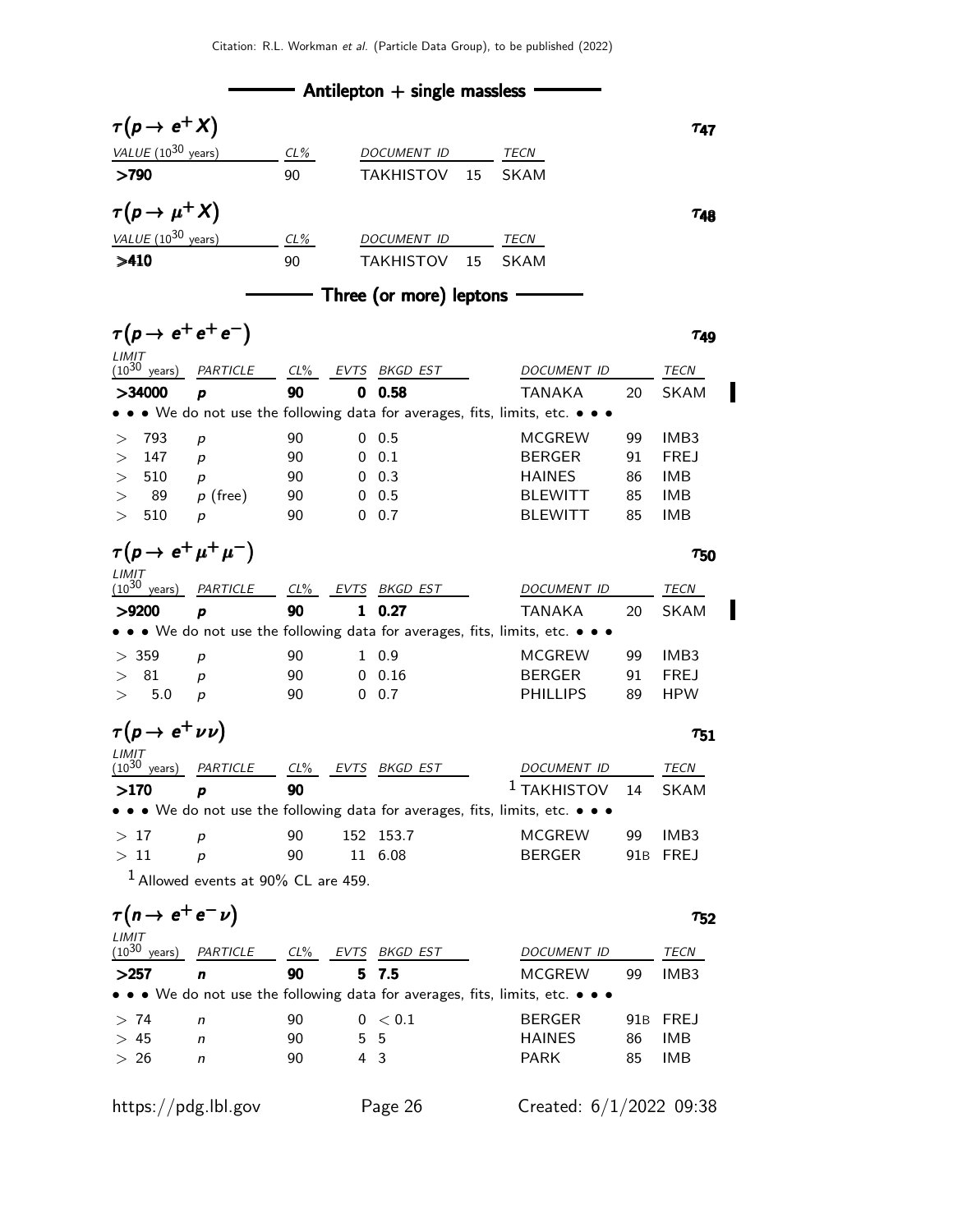## Antilepton + single massless

### $\tau(p \to e^+ X)$ — $\tau_{47}$

| VALUE ($10^{30}$ years) | CL% | DOCUMENT ID | | TECN |
|---|---|---|---|---|
| **>790** | 90 | TAKHISTOV | 15 | SKAM |

### $\tau(p \to \mu^+ X)$ — $\tau_{48}$

| VALUE ($10^{30}$ years) | CL% | DOCUMENT ID | | TECN |
|---|---|---|---|---|
| **>410** | 90 | TAKHISTOV | 15 | SKAM |

## Three (or more) leptons

### $\tau(p \to e^+ e^+ e^-)$ — $\tau_{49}$

| LIMIT ($10^{30}$ years) | PARTICLE | CL% | EVTS | BKGD EST | DOCUMENT ID | | TECN |
|---|---|---|---|---|---|---|---|
| **>34000** | ***p*** | **90** | **0** | **0.58** | TANAKA | 20 | SKAM |
| • • • We do not use the following data for averages, fits, limits, etc. • • • | | | | | | | |
| > 793 | *p* | 90 | 0 | 0.5 | MCGREW | 99 | IMB3 |
| > 147 | *p* | 90 | 0 | 0.1 | BERGER | 91 | FREJ |
| > 510 | *p* | 90 | 0 | 0.3 | HAINES | 86 | IMB |
| > 89 | *p* (free) | 90 | 0 | 0.5 | BLEWITT | 85 | IMB |
| > 510 | *p* | 90 | 0 | 0.7 | BLEWITT | 85 | IMB |

### $\tau(p \to e^+ \mu^+ \mu^-)$ — $\tau_{50}$

| LIMIT ($10^{30}$ years) | PARTICLE | CL% | EVTS | BKGD EST | DOCUMENT ID | | TECN |
|---|---|---|---|---|---|---|---|
| **>9200** | ***p*** | **90** | **1** | **0.27** | TANAKA | 20 | SKAM |
| • • • We do not use the following data for averages, fits, limits, etc. • • • | | | | | | | |
| > 359 | *p* | 90 | 1 | 0.9 | MCGREW | 99 | IMB3 |
| > 81 | *p* | 90 | 0 | 0.16 | BERGER | 91 | FREJ |
| > 5.0 | *p* | 90 | 0 | 0.7 | PHILLIPS | 89 | HPW |

### $\tau(p \to e^+ \nu \nu)$ — $\tau_{51}$

| LIMIT ($10^{30}$ years) | PARTICLE | CL% | EVTS | BKGD EST | DOCUMENT ID | | TECN |
|---|---|---|---|---|---|---|---|
| **>170** | ***p*** | **90** | | | [1] TAKHISTOV | 14 | SKAM |
| • • • We do not use the following data for averages, fits, limits, etc. • • • | | | | | | | |
| > 17 | *p* | 90 | 152 | 153.7 | MCGREW | 99 | IMB3 |
| > 11 | *p* | 90 | 11 | 6.08 | BERGER | 91B | FREJ |

[1] Allowed events at 90% CL are 459.

### $\tau(n \to e^+ e^- \nu)$ — $\tau_{52}$

| LIMIT ($10^{30}$ years) | PARTICLE | CL% | EVTS | BKGD EST | DOCUMENT ID | | TECN |
|---|---|---|---|---|---|---|---|
| **>257** | ***n*** | **90** | **5** | **7.5** | MCGREW | 99 | IMB3 |
| • • • We do not use the following data for averages, fits, limits, etc. • • • | | | | | | | |
| > 74 | *n* | 90 | 0 | < 0.1 | BERGER | 91B | FREJ |
| > 45 | *n* | 90 | 5 | 5 | HAINES | 86 | IMB |
| > 26 | *n* | 90 | 4 | 3 | PARK | 85 | IMB |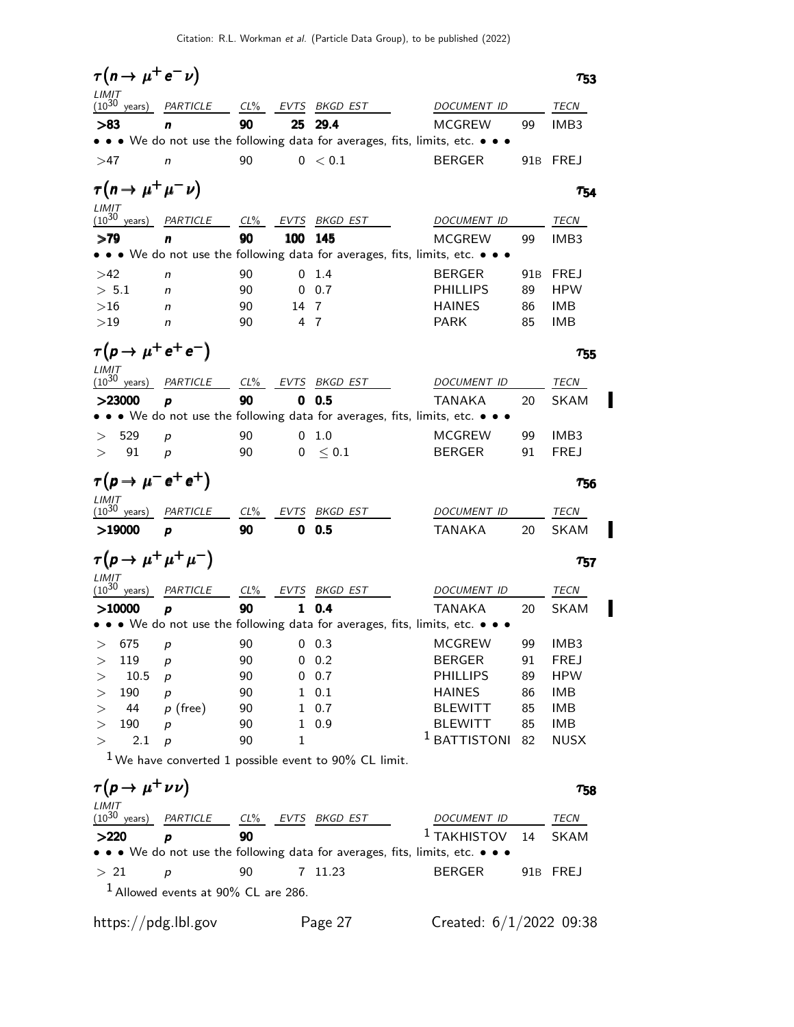## $\tau(n \to \mu^+ e^- \nu)$ $\tau_{53}$

| LIMIT ($10^{30}$ years) | PARTICLE | CL% | EVTS | BKGD EST | DOCUMENT ID | | TECN |
|---|---|---|---|---|---|---|---|
| **>83** | ***n*** | **90** | **25** | **29.4** | MCGREW | 99 | IMB3 |
| • • • We do not use the following data for averages, fits, limits, etc. • • • | | | | | | | |
| >47 | *n* | 90 | 0 | < 0.1 | BERGER | 91B | FREJ |

## $\tau(n \to \mu^+ \mu^- \nu)$ $\tau_{54}$

| LIMIT ($10^{30}$ years) | PARTICLE | CL% | EVTS | BKGD EST | DOCUMENT ID | | TECN |
|---|---|---|---|---|---|---|---|
| **>79** | ***n*** | **90** | **100** | **145** | MCGREW | 99 | IMB3 |
| • • • We do not use the following data for averages, fits, limits, etc. • • • | | | | | | | |
| >42 | *n* | 90 | 0 | 1.4 | BERGER | 91B | FREJ |
| > 5.1 | *n* | 90 | 0 | 0.7 | PHILLIPS | 89 | HPW |
| >16 | *n* | 90 | 14 | 7 | HAINES | 86 | IMB |
| >19 | *n* | 90 | 4 | 7 | PARK | 85 | IMB |

## $\tau(p \to \mu^+ e^+ e^-)$ $\tau_{55}$

| LIMIT ($10^{30}$ years) | PARTICLE | CL% | EVTS | BKGD EST | DOCUMENT ID | | TECN |
|---|---|---|---|---|---|---|---|
| **>23000** | ***p*** | **90** | **0** | **0.5** | TANAKA | 20 | SKAM |
| • • • We do not use the following data for averages, fits, limits, etc. • • • | | | | | | | |
| > 529 | *p* | 90 | 0 | 1.0 | MCGREW | 99 | IMB3 |
| > 91 | *p* | 90 | 0 | ≤ 0.1 | BERGER | 91 | FREJ |

## $\tau(p \to \mu^- e^+ e^+)$ $\tau_{56}$

| LIMIT ($10^{30}$ years) | PARTICLE | CL% | EVTS | BKGD EST | DOCUMENT ID | | TECN |
|---|---|---|---|---|---|---|---|
| **>19000** | ***p*** | **90** | **0** | **0.5** | TANAKA | 20 | SKAM |

## $\tau(p \to \mu^+ \mu^+ \mu^-)$ $\tau_{57}$

| LIMIT ($10^{30}$ years) | PARTICLE | CL% | EVTS | BKGD EST | DOCUMENT ID | | TECN |
|---|---|---|---|---|---|---|---|
| **>10000** | ***p*** | **90** | **1** | **0.4** | TANAKA | 20 | SKAM |
| • • • We do not use the following data for averages, fits, limits, etc. • • • | | | | | | | |
| > 675 | *p* | 90 | 0 | 0.3 | MCGREW | 99 | IMB3 |
| > 119 | *p* | 90 | 0 | 0.2 | BERGER | 91 | FREJ |
| > 10.5 | *p* | 90 | 0 | 0.7 | PHILLIPS | 89 | HPW |
| > 190 | *p* | 90 | 1 | 0.1 | HAINES | 86 | IMB |
| > 44 | *p* (free) | 90 | 1 | 0.7 | BLEWITT | 85 | IMB |
| > 190 | *p* | 90 | 1 | 0.9 | BLEWITT | 85 | IMB |
| > 2.1 | *p* | 90 | 1 | | [1] BATTISTONI | 82 | NUSX |

[1] We have converted 1 possible event to 90% CL limit.

## $\tau(p \to \mu^+ \nu \nu)$ $\tau_{58}$

| LIMIT ($10^{30}$ years) | PARTICLE | CL% | EVTS | BKGD EST | DOCUMENT ID | | TECN |
|---|---|---|---|---|---|---|---|
| **>220** | ***p*** | **90** | | | [1] TAKHISTOV | 14 | SKAM |
| • • • We do not use the following data for averages, fits, limits, etc. • • • | | | | | | | |
| > 21 | *p* | 90 | 7 | 11.23 | BERGER | 91B | FREJ |

[1] Allowed events at 90% CL are 286.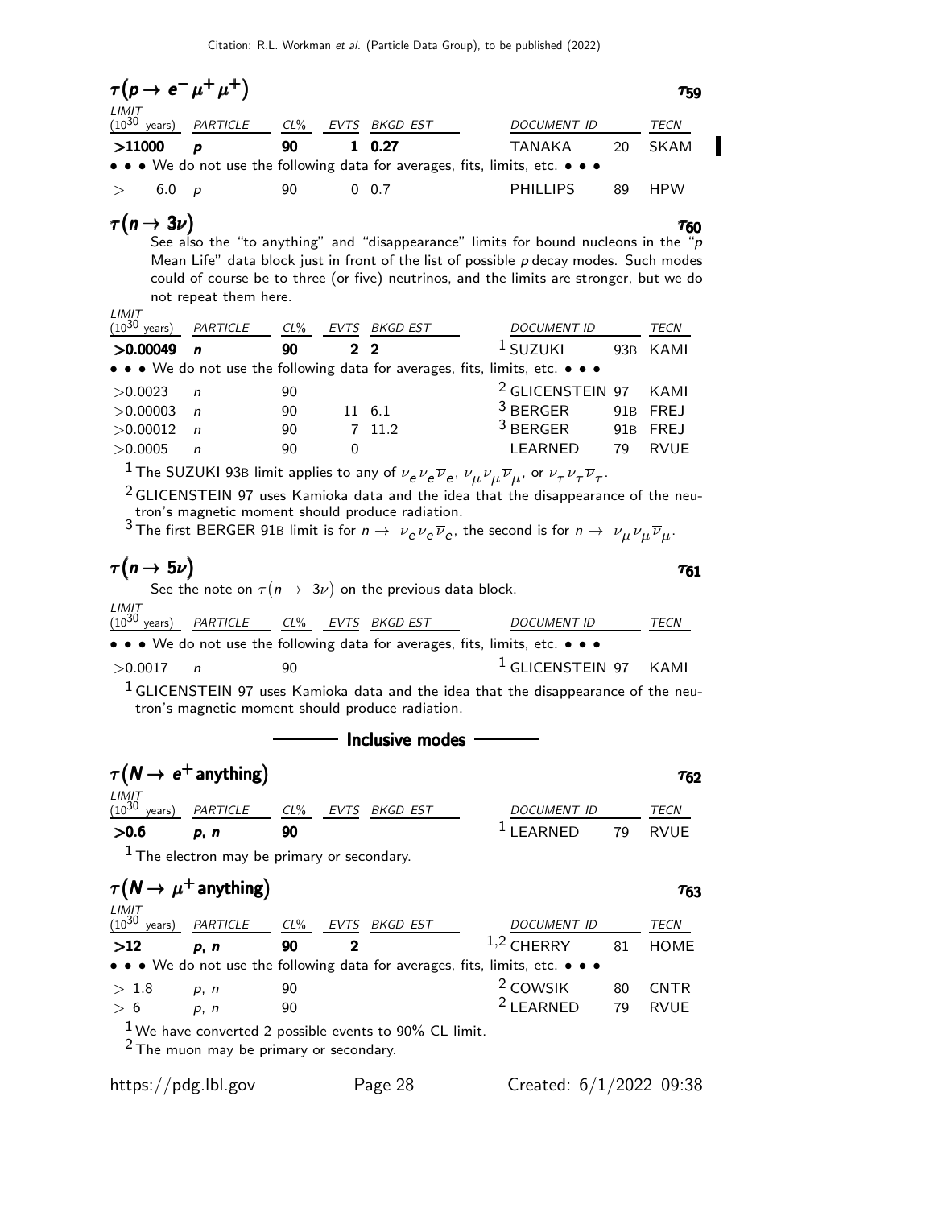## $\tau(p \to e^- \mu^+ \mu^+)$ $\tau_{59}$

| LIMIT ($10^{30}$ years) | PARTICLE | CL% | EVTS | BKGD EST | DOCUMENT ID | | TECN |
|---|---|---|---|---|---|---|---|
| **>11000** | ***p*** | **90** | **1** | **0.27** | TANAKA | 20 | SKAM |
| • • • We do not use the following data for averages, fits, limits, etc. • • • | | | | | | | |
| > 6.0 | *p* | 90 | 0 | 0.7 | PHILLIPS | 89 | HPW |

## $\tau(n \to 3\nu)$ $\tau_{60}$

See also the "to anything" and "disappearance" limits for bound nucleons in the "*p* Mean Life" data block just in front of the list of possible *p* decay modes. Such modes could of course be to three (or five) neutrinos, and the limits are stronger, but we do not repeat them here.

| LIMIT ($10^{30}$ years) | PARTICLE | CL% | EVTS | BKGD EST | DOCUMENT ID | | TECN |
|---|---|---|---|---|---|---|---|
| **>0.00049** | ***n*** | **90** | **2** | **2** | [1] SUZUKI | 93B | KAMI |
| • • • We do not use the following data for averages, fits, limits, etc. • • • | | | | | | | |
| >0.0023 | *n* | 90 | | | [2] GLICENSTEIN | 97 | KAMI |
| >0.00003 | *n* | 90 | 11 | 6.1 | [3] BERGER | 91B | FREJ |
| >0.00012 | *n* | 90 | 7 | 11.2 | [3] BERGER | 91B | FREJ |
| >0.0005 | *n* | 90 | 0 | | LEARNED | 79 | RVUE |

[1] The SUZUKI 93B limit applies to any of $\nu_e \nu_e \overline{\nu}_e$, $\nu_\mu \nu_\mu \overline{\nu}_\mu$, or $\nu_\tau \nu_\tau \overline{\nu}_\tau$.

[2] GLICENSTEIN 97 uses Kamioka data and the idea that the disappearance of the neutron's magnetic moment should produce radiation.

[3] The first BERGER 91B limit is for $n \to \nu_e \nu_e \overline{\nu}_e$, the second is for $n \to \nu_\mu \nu_\mu \overline{\nu}_\mu$.

## $\tau(n \to 5\nu)$ $\tau_{61}$

See the note on $\tau(n \to 3\nu)$ on the previous data block.

| LIMIT ($10^{30}$ years) | PARTICLE | CL% | EVTS | BKGD EST | DOCUMENT ID | | TECN |
|---|---|---|---|---|---|---|---|
| • • • We do not use the following data for averages, fits, limits, etc. • • • | | | | | | | |
| >0.0017 | *n* | 90 | | | [1] GLICENSTEIN | 97 | KAMI |

[1] GLICENSTEIN 97 uses Kamioka data and the idea that the disappearance of the neutron's magnetic moment should produce radiation.

### Inclusive modes

## $\tau(N \to e^+ \text{anything})$ $\tau_{62}$

| LIMIT ($10^{30}$ years) | PARTICLE | CL% | EVTS | BKGD EST | DOCUMENT ID | | TECN |
|---|---|---|---|---|---|---|---|
| **>0.6** | ***p, n*** | **90** | | | [1] LEARNED | 79 | RVUE |

[1] The electron may be primary or secondary.

## $\tau(N \to \mu^+ \text{anything})$ $\tau_{63}$

| LIMIT ($10^{30}$ years) | PARTICLE | CL% | EVTS | BKGD EST | DOCUMENT ID | | TECN |
|---|---|---|---|---|---|---|---|
| **>12** | ***p, n*** | **90** | **2** | | [1,2] CHERRY | 81 | HOME |
| • • • We do not use the following data for averages, fits, limits, etc. • • • | | | | | | | |
| > 1.8 | *p, n* | 90 | | | [2] COWSIK | 80 | CNTR |
| > 6 | *p, n* | 90 | | | [2] LEARNED | 79 | RVUE |

[1] We have converted 2 possible events to 90% CL limit.

[2] The muon may be primary or secondary.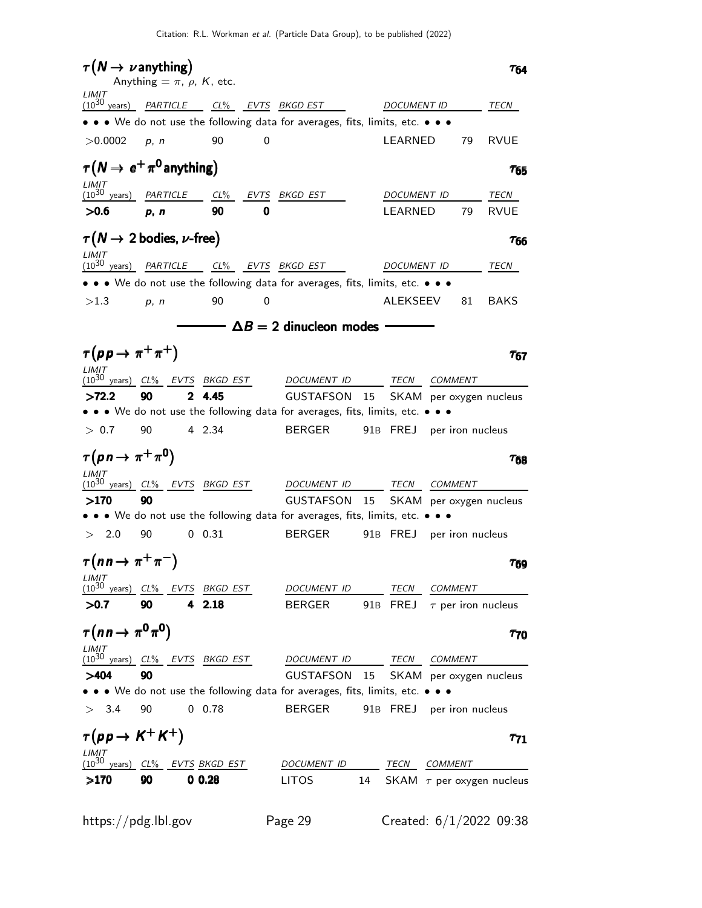## $\tau(N \to \nu\,\text{anything})$ $\tau_{64}$

Anything = $\pi$, $\rho$, $K$, etc.

| LIMIT ($10^{30}$ years) | PARTICLE | CL% | EVTS | BKGD EST | DOCUMENT ID | | TECN |
|---|---|---|---|---|---|---|---|
| • • • We do not use the following data for averages, fits, limits, etc. • • • | | | | | | | |
| >0.0002 | p, n | 90 | 0 | | LEARNED | 79 | RVUE |

## $\tau(N \to e^+ \pi^0\,\text{anything})$ $\tau_{65}$

| LIMIT ($10^{30}$ years) | PARTICLE | CL% | EVTS | BKGD EST | DOCUMENT ID | | TECN |
|---|---|---|---|---|---|---|---|
| **>0.6** | **p, n** | **90** | **0** | | LEARNED | 79 | RVUE |

## $\tau(N \to 2\text{ bodies}, \nu\text{-free})$ $\tau_{66}$

| LIMIT ($10^{30}$ years) | PARTICLE | CL% | EVTS | BKGD EST | DOCUMENT ID | | TECN |
|---|---|---|---|---|---|---|---|
| • • • We do not use the following data for averages, fits, limits, etc. • • • | | | | | | | |
| >1.3 | p, n | 90 | 0 | | ALEKSEEV | 81 | BAKS |

### $\Delta B = 2$ dinucleon modes

## $\tau(pp \to \pi^+ \pi^+)$ $\tau_{67}$

| LIMIT ($10^{30}$ years) | CL% | EVTS | BKGD EST | DOCUMENT ID | | TECN | COMMENT |
|---|---|---|---|---|---|---|---|
| **>72.2** | **90** | **2** | **4.45** | GUSTAFSON | 15 | SKAM | per oxygen nucleus |
| • • • We do not use the following data for averages, fits, limits, etc. • • • | | | | | | | |
| > 0.7 | 90 | 4 | 2.34 | BERGER | 91B | FREJ | per iron nucleus |

## $\tau(pn \to \pi^+ \pi^0)$ $\tau_{68}$

| LIMIT ($10^{30}$ years) | CL% | EVTS | BKGD EST | DOCUMENT ID | | TECN | COMMENT |
|---|---|---|---|---|---|---|---|
| **>170** | **90** | | | GUSTAFSON | 15 | SKAM | per oxygen nucleus |
| • • • We do not use the following data for averages, fits, limits, etc. • • • | | | | | | | |
| > 2.0 | 90 | 0 | 0.31 | BERGER | 91B | FREJ | per iron nucleus |

## $\tau(nn \to \pi^+ \pi^-)$ $\tau_{69}$

| LIMIT ($10^{30}$ years) | CL% | EVTS | BKGD EST | DOCUMENT ID | | TECN | COMMENT |
|---|---|---|---|---|---|---|---|
| **>0.7** | **90** | **4** | **2.18** | BERGER | 91B | FREJ | $\tau$ per iron nucleus |

## $\tau(nn \to \pi^0 \pi^0)$ $\tau_{70}$

| LIMIT ($10^{30}$ years) | CL% | EVTS | BKGD EST | DOCUMENT ID | | TECN | COMMENT |
|---|---|---|---|---|---|---|---|
| **>404** | **90** | | | GUSTAFSON | 15 | SKAM | per oxygen nucleus |
| • • • We do not use the following data for averages, fits, limits, etc. • • • | | | | | | | |
| > 3.4 | 90 | 0 | 0.78 | BERGER | 91B | FREJ | per iron nucleus |

## $\tau(pp \to K^+ K^+)$ $\tau_{71}$

| LIMIT ($10^{30}$ years) | CL% | EVTS | BKGD EST | DOCUMENT ID | | TECN | COMMENT |
|---|---|---|---|---|---|---|---|
| **>170** | **90** | **0** | **0.28** | LITOS | 14 | SKAM | $\tau$ per oxygen nucleus |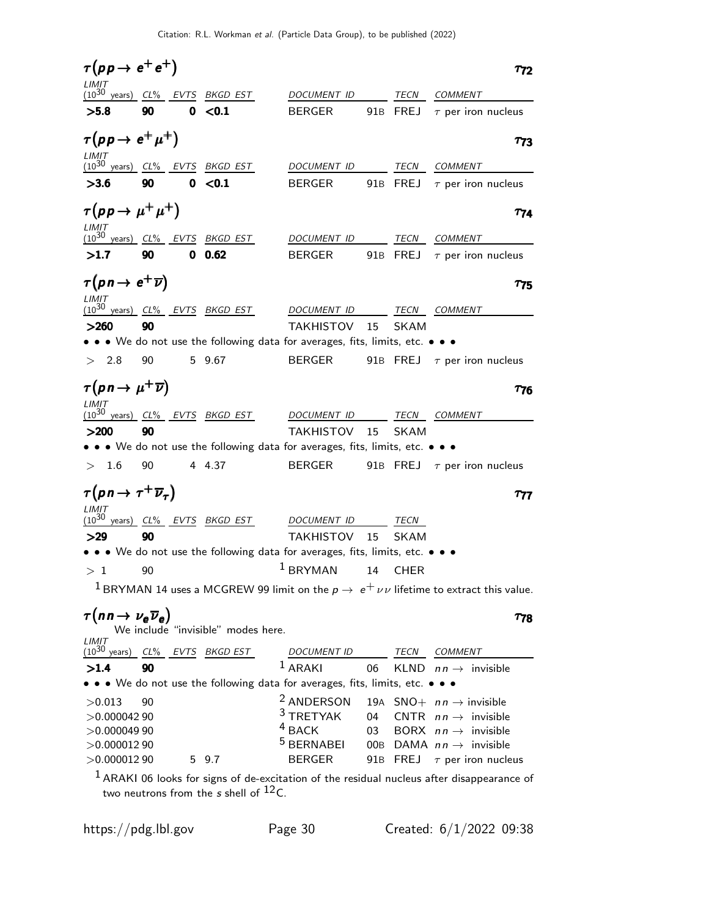## $\tau(pp \to e^+ e^+)$ $\tau_{72}$

| LIMIT ($10^{30}$ years) | CL% | EVTS | BKGD EST | DOCUMENT ID | | TECN | COMMENT |
|---|---|---|---|---|---|---|---|
| **>5.8** | **90** | **0** | **<0.1** | BERGER | 91B | FREJ | $\tau$ per iron nucleus |

## $\tau(pp \to e^+ \mu^+)$ $\tau_{73}$

| LIMIT ($10^{30}$ years) | CL% | EVTS | BKGD EST | DOCUMENT ID | | TECN | COMMENT |
|---|---|---|---|---|---|---|---|
| **>3.6** | **90** | **0** | **<0.1** | BERGER | 91B | FREJ | $\tau$ per iron nucleus |

## $\tau(pp \to \mu^+ \mu^+)$ $\tau_{74}$

| LIMIT ($10^{30}$ years) | CL% | EVTS | BKGD EST | DOCUMENT ID | | TECN | COMMENT |
|---|---|---|---|---|---|---|---|
| **>1.7** | **90** | **0** | **0.62** | BERGER | 91B | FREJ | $\tau$ per iron nucleus |

## $\tau(pn \to e^+ \overline{\nu})$ $\tau_{75}$

| LIMIT ($10^{30}$ years) | CL% | EVTS | BKGD EST | DOCUMENT ID | | TECN | COMMENT |
|---|---|---|---|---|---|---|---|
| **>260** | **90** | | | TAKHISTOV | 15 | SKAM | |
| • • • We do not use the following data for averages, fits, limits, etc. • • • | | | | | | | |
| > 2.8 | 90 | 5 | 9.67 | BERGER | 91B | FREJ | $\tau$ per iron nucleus |

## $\tau(pn \to \mu^+ \overline{\nu})$ $\tau_{76}$

| LIMIT ($10^{30}$ years) | CL% | EVTS | BKGD EST | DOCUMENT ID | | TECN | COMMENT |
|---|---|---|---|---|---|---|---|
| **>200** | **90** | | | TAKHISTOV | 15 | SKAM | |
| • • • We do not use the following data for averages, fits, limits, etc. • • • | | | | | | | |
| > 1.6 | 90 | 4 | 4.37 | BERGER | 91B | FREJ | $\tau$ per iron nucleus |

## $\tau(pn \to \tau^+ \overline{\nu}_\tau)$ $\tau_{77}$

| LIMIT ($10^{30}$ years) | CL% | EVTS | BKGD EST | DOCUMENT ID | | TECN |
|---|---|---|---|---|---|---|
| **>29** | **90** | | | TAKHISTOV | 15 | SKAM |
| • • • We do not use the following data for averages, fits, limits, etc. • • • | | | | | | |
| > 1 | 90 | | | [1] BRYMAN | 14 | CHER |

[1] BRYMAN 14 uses a MCGREW 99 limit on the $p \to e^+ \nu \nu$ lifetime to extract this value.

## $\tau(nn \to \nu_e \overline{\nu}_e)$ $\tau_{78}$

We include "invisible" modes here.

| LIMIT ($10^{30}$ years) | CL% | EVTS | BKGD EST | DOCUMENT ID | | TECN | COMMENT |
|---|---|---|---|---|---|---|---|
| **>1.4** | **90** | | | [1] ARAKI | 06 | KLND | $nn \to$ invisible |
| • • • We do not use the following data for averages, fits, limits, etc. • • • | | | | | | | |
| >0.013 | 90 | | | [2] ANDERSON | 19A | SNO+ | $nn \to$ invisible |
| >0.000042 | 90 | | | [3] TRETYAK | 04 | CNTR | $nn \to$ invisible |
| >0.000049 | 90 | | | [4] BACK | 03 | BORX | $nn \to$ invisible |
| >0.000012 | 90 | | | [5] BERNABEI | 00B | DAMA | $nn \to$ invisible |
| >0.000012 | 90 | 5 | 9.7 | BERGER | 91B | FREJ | $\tau$ per iron nucleus |

[1] ARAKI 06 looks for signs of de-excitation of the residual nucleus after disappearance of two neutrons from the $s$ shell of $^{12}$C.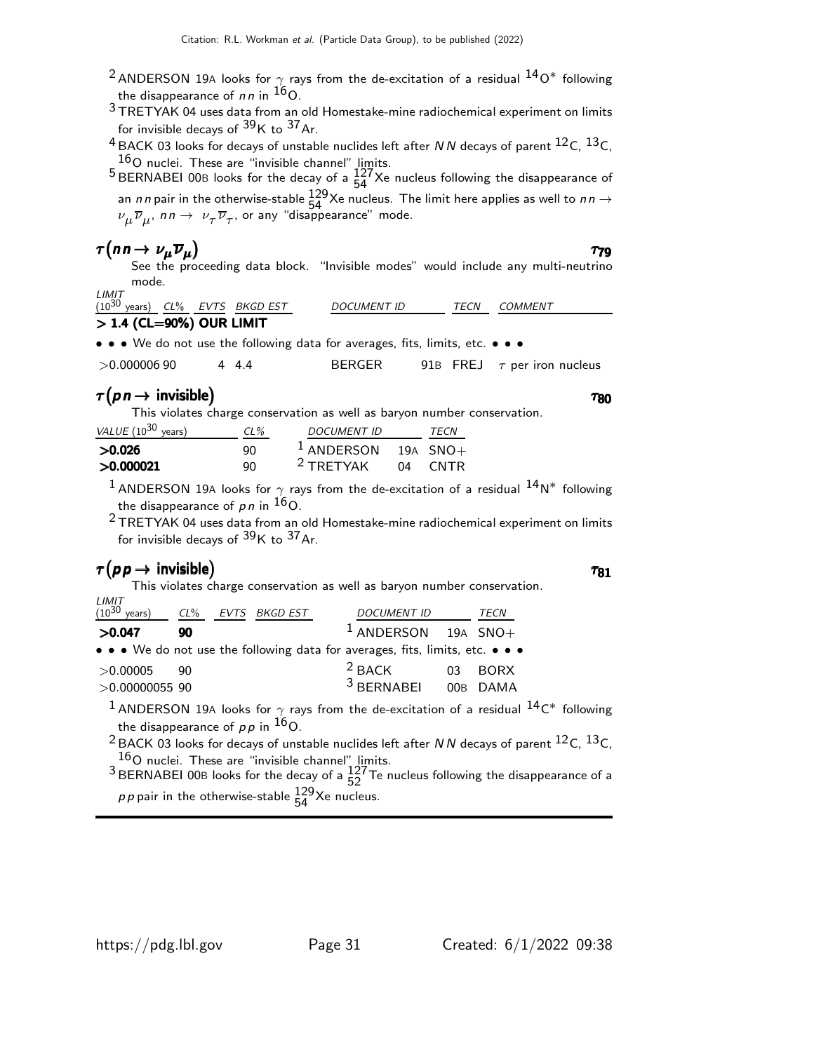[2] ANDERSON 19A looks for $\gamma$ rays from the de-excitation of a residual $^{14}O^*$ following the disappearance of $nn$ in $^{16}O$.

[3] TRETYAK 04 uses data from an old Homestake-mine radiochemical experiment on limits for invisible decays of $^{39}K$ to $^{37}Ar$.

[4] BACK 03 looks for decays of unstable nuclides left after $NN$ decays of parent $^{12}C$, $^{13}C$, $^{16}O$ nuclei. These are "invisible channel" limits.

[5] BERNABEI 00B looks for the decay of a $^{127}_{54}Xe$ nucleus following the disappearance of an $nn$ pair in the otherwise-stable $^{129}_{54}Xe$ nucleus. The limit here applies as well to $nn \to \nu_\mu \overline{\nu}_\mu$, $nn \to \nu_\tau \overline{\nu}_\tau$, or any "disappearance" mode.

## $\tau(nn \to \nu_\mu \overline{\nu}_\mu)$ $\tau_{79}$

See the proceeding data block. "Invisible modes" would include any multi-neutrino mode.

| LIMIT ($10^{30}$ years) | CL% | EVTS | BKGD EST | DOCUMENT ID | | TECN | COMMENT |
|---|---|---|---|---|---|---|---|
| **> 1.4 (CL=90%) OUR LIMIT** | | | | | | | |
| • • • We do not use the following data for averages, fits, limits, etc. • • • | | | | | | | |
| >0.000006 | 90 | 4 | 4.4 | BERGER | 91B | FREJ | $\tau$ per iron nucleus |

## $\tau(pn \to \text{invisible})$ $\tau_{80}$

This violates charge conservation as well as baryon number conservation.

| VALUE ($10^{30}$ years) | CL% | DOCUMENT ID | | TECN |
|---|---|---|---|---|
| **>0.026** | 90 | [1] ANDERSON | 19A | SNO+ |
| **>0.000021** | 90 | [2] TRETYAK | 04 | CNTR |

[1] ANDERSON 19A looks for $\gamma$ rays from the de-excitation of a residual $^{14}N^*$ following the disappearance of $pn$ in $^{16}O$.

[2] TRETYAK 04 uses data from an old Homestake-mine radiochemical experiment on limits for invisible decays of $^{39}K$ to $^{37}Ar$.

## $\tau(pp \to \text{invisible})$ $\tau_{81}$

This violates charge conservation as well as baryon number conservation.

| LIMIT ($10^{30}$ years) | CL% | EVTS | BKGD EST | DOCUMENT ID | | TECN |
|---|---|---|---|---|---|---|
| **>0.047** | **90** | | | [1] ANDERSON | 19A | SNO+ |
| • • • We do not use the following data for averages, fits, limits, etc. • • • | | | | | | |
| >0.00005 | 90 | | | [2] BACK | 03 | BORX |
| >0.00000055 | 90 | | | [3] BERNABEI | 00B | DAMA |

[1] ANDERSON 19A looks for $\gamma$ rays from the de-excitation of a residual $^{14}C^*$ following the disappearance of $pp$ in $^{16}O$.

[2] BACK 03 looks for decays of unstable nuclides left after $NN$ decays of parent $^{12}C$, $^{13}C$, $^{16}O$ nuclei. These are "invisible channel" limits.

[3] BERNABEI 00B looks for the decay of a $^{127}_{52}Te$ nucleus following the disappearance of a $pp$ pair in the otherwise-stable $^{129}_{54}Xe$ nucleus.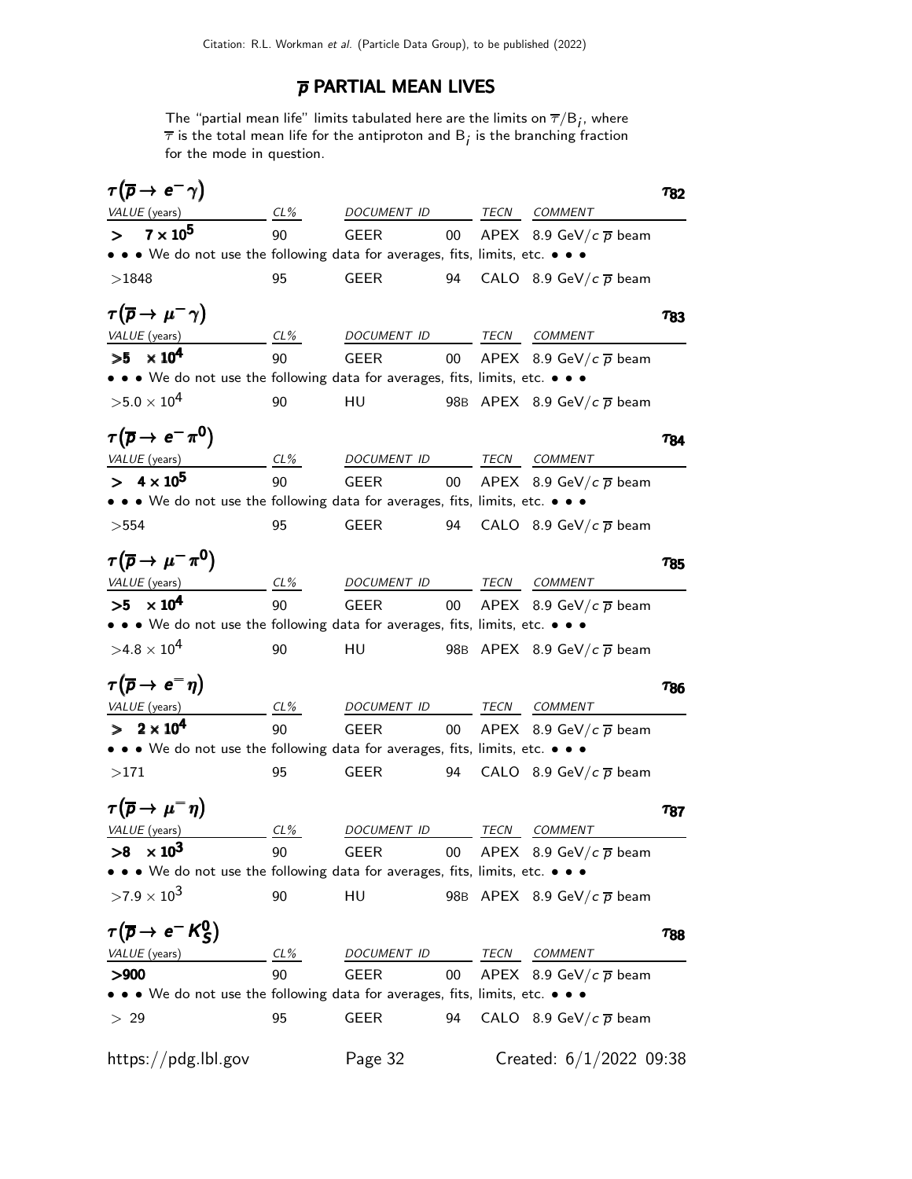## $\overline{p}$ PARTIAL MEAN LIVES

The "partial mean life" limits tabulated here are the limits on $\overline{\tau}/B_i$, where $\overline{\tau}$ is the total mean life for the antiproton and $B_i$ is the branching fraction for the mode in question.

### $\tau(\overline{p} \to e^- \gamma)$ — $\tau_{82}$

| VALUE (years) | CL% | DOCUMENT ID | | TECN | COMMENT |
|---|---|---|---|---|---|
| **> 7 × 10$^5$** | 90 | GEER | 00 | APEX | 8.9 GeV/$c$ $\overline{p}$ beam |
| • • • We do not use the following data for averages, fits, limits, etc. • • • | | | | | |
| >1848 | 95 | GEER | 94 | CALO | 8.9 GeV/$c$ $\overline{p}$ beam |

### $\tau(\overline{p} \to \mu^- \gamma)$ — $\tau_{83}$

| VALUE (years) | CL% | DOCUMENT ID | | TECN | COMMENT |
|---|---|---|---|---|---|
| **>5 × 10$^4$** | 90 | GEER | 00 | APEX | 8.9 GeV/$c$ $\overline{p}$ beam |
| • • • We do not use the following data for averages, fits, limits, etc. • • • | | | | | |
| >5.0 × 10$^4$ | 90 | HU | 98B | APEX | 8.9 GeV/$c$ $\overline{p}$ beam |

### $\tau(\overline{p} \to e^- \pi^0)$ — $\tau_{84}$

| VALUE (years) | CL% | DOCUMENT ID | | TECN | COMMENT |
|---|---|---|---|---|---|
| **> 4 × 10$^5$** | 90 | GEER | 00 | APEX | 8.9 GeV/$c$ $\overline{p}$ beam |
| • • • We do not use the following data for averages, fits, limits, etc. • • • | | | | | |
| >554 | 95 | GEER | 94 | CALO | 8.9 GeV/$c$ $\overline{p}$ beam |

### $\tau(\overline{p} \to \mu^- \pi^0)$ — $\tau_{85}$

| VALUE (years) | CL% | DOCUMENT ID | | TECN | COMMENT |
|---|---|---|---|---|---|
| **>5 × 10$^4$** | 90 | GEER | 00 | APEX | 8.9 GeV/$c$ $\overline{p}$ beam |
| • • • We do not use the following data for averages, fits, limits, etc. • • • | | | | | |
| >4.8 × 10$^4$ | 90 | HU | 98B | APEX | 8.9 GeV/$c$ $\overline{p}$ beam |

### $\tau(\overline{p} \to e^- \eta)$ — $\tau_{86}$

| VALUE (years) | CL% | DOCUMENT ID | | TECN | COMMENT |
|---|---|---|---|---|---|
| **> 2 × 10$^4$** | 90 | GEER | 00 | APEX | 8.9 GeV/$c$ $\overline{p}$ beam |
| • • • We do not use the following data for averages, fits, limits, etc. • • • | | | | | |
| >171 | 95 | GEER | 94 | CALO | 8.9 GeV/$c$ $\overline{p}$ beam |

### $\tau(\overline{p} \to \mu^- \eta)$ — $\tau_{87}$

| VALUE (years) | CL% | DOCUMENT ID | | TECN | COMMENT |
|---|---|---|---|---|---|
| **>8 × 10$^3$** | 90 | GEER | 00 | APEX | 8.9 GeV/$c$ $\overline{p}$ beam |
| • • • We do not use the following data for averages, fits, limits, etc. • • • | | | | | |
| >7.9 × 10$^3$ | 90 | HU | 98B | APEX | 8.9 GeV/$c$ $\overline{p}$ beam |

### $\tau(\overline{p} \to e^- K^0_S)$ — $\tau_{88}$

| VALUE (years) | CL% | DOCUMENT ID | | TECN | COMMENT |
|---|---|---|---|---|---|
| **>900** | 90 | GEER | 00 | APEX | 8.9 GeV/$c$ $\overline{p}$ beam |
| • • • We do not use the following data for averages, fits, limits, etc. • • • | | | | | |
| > 29 | 95 | GEER | 94 | CALO | 8.9 GeV/$c$ $\overline{p}$ beam |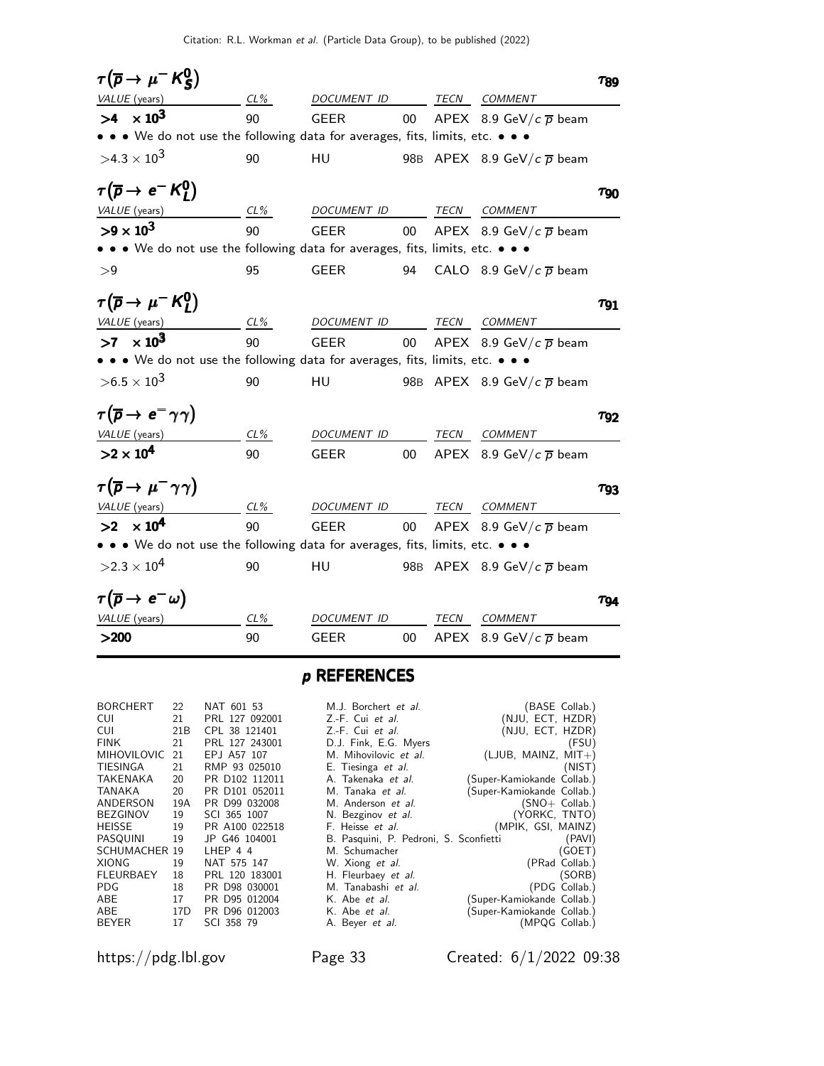### $\tau(\overline{p} \to \mu^- K^0_S)$ $\tau_{89}$

| VALUE (years) | CL% | DOCUMENT ID | | TECN | COMMENT |
|---|---|---|---|---|---|
| **$>4 \times 10^3$** | 90 | GEER | 00 | APEX | 8.9 GeV/$c$ $\overline{p}$ beam |
| • • • We do not use the following data for averages, fits, limits, etc. • • • | | | | | |
| $>4.3 \times 10^3$ | 90 | HU | 98B | APEX | 8.9 GeV/$c$ $\overline{p}$ beam |

### $\tau(\overline{p} \to e^- K^0_L)$ $\tau_{90}$

| VALUE (years) | CL% | DOCUMENT ID | | TECN | COMMENT |
|---|---|---|---|---|---|
| **$>9 \times 10^3$** | 90 | GEER | 00 | APEX | 8.9 GeV/$c$ $\overline{p}$ beam |
| • • • We do not use the following data for averages, fits, limits, etc. • • • | | | | | |
| $>9$ | 95 | GEER | 94 | CALO | 8.9 GeV/$c$ $\overline{p}$ beam |

### $\tau(\overline{p} \to \mu^- K^0_L)$ $\tau_{91}$

| VALUE (years) | CL% | DOCUMENT ID | | TECN | COMMENT |
|---|---|---|---|---|---|
| **$>7 \times 10^3$** | 90 | GEER | 00 | APEX | 8.9 GeV/$c$ $\overline{p}$ beam |
| • • • We do not use the following data for averages, fits, limits, etc. • • • | | | | | |
| $>6.5 \times 10^3$ | 90 | HU | 98B | APEX | 8.9 GeV/$c$ $\overline{p}$ beam |

### $\tau(\overline{p} \to e^- \gamma\gamma)$ $\tau_{92}$

| VALUE (years) | CL% | DOCUMENT ID | | TECN | COMMENT |
|---|---|---|---|---|---|
| **$>2 \times 10^4$** | 90 | GEER | 00 | APEX | 8.9 GeV/$c$ $\overline{p}$ beam |

### $\tau(\overline{p} \to \mu^- \gamma\gamma)$ $\tau_{93}$

| VALUE (years) | CL% | DOCUMENT ID | | TECN | COMMENT |
|---|---|---|---|---|---|
| **$>2 \times 10^4$** | 90 | GEER | 00 | APEX | 8.9 GeV/$c$ $\overline{p}$ beam |
| • • • We do not use the following data for averages, fits, limits, etc. • • • | | | | | |
| $>2.3 \times 10^4$ | 90 | HU | 98B | APEX | 8.9 GeV/$c$ $\overline{p}$ beam |

### $\tau(\overline{p} \to e^- \omega)$ $\tau_{94}$

| VALUE (years) | CL% | DOCUMENT ID | | TECN | COMMENT |
|---|---|---|---|---|---|
| **$>200$** | 90 | GEER | 00 | APEX | 8.9 GeV/$c$ $\overline{p}$ beam |

## *p* REFERENCES

| | | | | |
|---|---|---|---|---|
| BORCHERT | 22 | NAT 601 53 | M.J. Borchert *et al.* | (BASE Collab.) |
| CUI | 21 | PRL 127 092001 | Z.-F. Cui *et al.* | (NJU, ECT, HZDR) |
| CUI | 21B | CPL 38 121401 | Z.-F. Cui *et al.* | (NJU, ECT, HZDR) |
| FINK | 21 | PRL 127 243001 | D.J. Fink, E.G. Myers | (FSU) |
| MIHOVILOVIC | 21 | EPJ A57 107 | M. Mihovilovic *et al.* | (LJUB, MAINZ, MIT+) |
| TIESINGA | 21 | RMP 93 025010 | E. Tiesinga *et al.* | (NIST) |
| TAKENAKA | 20 | PR D102 112011 | A. Takenaka *et al.* | (Super-Kamiokande Collab.) |
| TANAKA | 20 | PR D101 052011 | M. Tanaka *et al.* | (Super-Kamiokande Collab.) |
| ANDERSON | 19A | PR D99 032008 | M. Anderson *et al.* | (SNO+ Collab.) |
| BEZGINOV | 19 | SCI 365 1007 | N. Bezginov *et al.* | (YORKC, TNTO) |
| HEISSE | 19 | PR A100 022518 | F. Heisse *et al.* | (MPIK, GSI, MAINZ) |
| PASQUINI | 19 | JP G46 104001 | B. Pasquini, P. Pedroni, S. Sconfietti | (PAVI) |
| SCHUMACHER | 19 | LHEP 4 4 | M. Schumacher | (GOET) |
| XIONG | 19 | NAT 575 147 | W. Xiong *et al.* | (PRad Collab.) |
| FLEURBAEY | 18 | PRL 120 183001 | H. Fleurbaey *et al.* | (SORB) |
| PDG | 18 | PR D98 030001 | M. Tanabashi *et al.* | (PDG Collab.) |
| ABE | 17 | PR D95 012004 | K. Abe *et al.* | (Super-Kamiokande Collab.) |
| ABE | 17D | PR D96 012003 | K. Abe *et al.* | (Super-Kamiokande Collab.) |
| BEYER | 17 | SCI 358 79 | A. Beyer *et al.* | (MPQG Collab.) |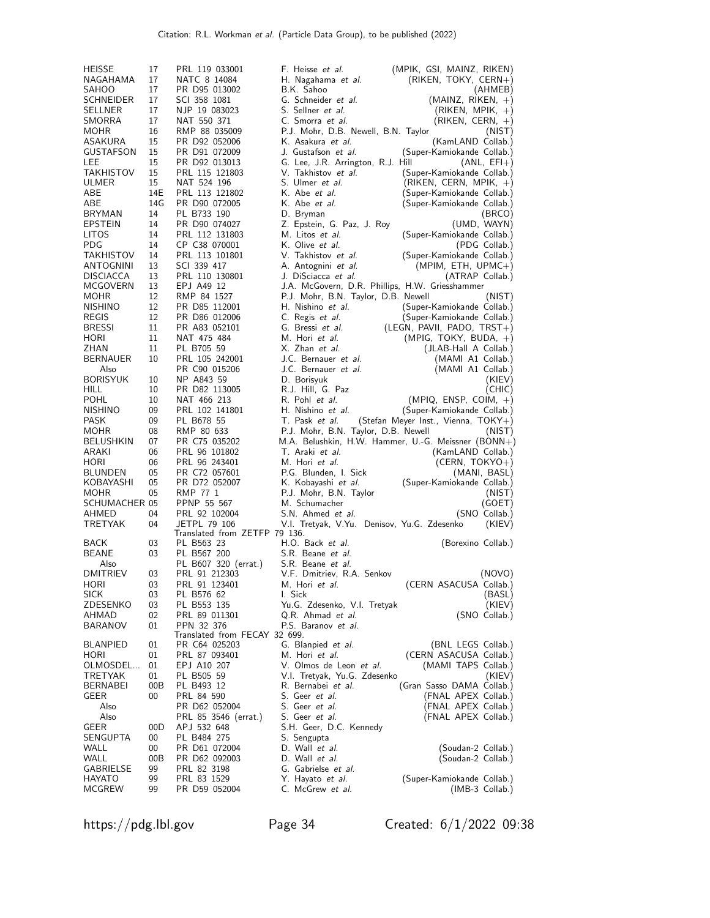| | | | | |
|---|---|---|---|---|
| HEISSE | 17 | PRL 119 033001 | F. Heisse *et al.* | (MPIK, GSI, MAINZ, RIKEN) |
| NAGAHAMA | 17 | NATC 8 14084 | H. Nagahama *et al.* | (RIKEN, TOKY, CERN+) |
| SAHOO | 17 | PR D95 013002 | B.K. Sahoo | (AHMEB) |
| SCHNEIDER | 17 | SCI 358 1081 | G. Schneider *et al.* | (MAINZ, RIKEN, +) |
| SELLNER | 17 | NJP 19 083023 | S. Sellner *et al.* | (RIKEN, MPIK, +) |
| SMORRA | 17 | NAT 550 371 | C. Smorra *et al.* | (RIKEN, CERN, +) |
| MOHR | 16 | RMP 88 035009 | P.J. Mohr, D.B. Newell, B.N. Taylor | (NIST) |
| ASAKURA | 15 | PR D92 052006 | K. Asakura *et al.* | (KamLAND Collab.) |
| GUSTAFSON | 15 | PR D91 072009 | J. Gustafson *et al.* | (Super-Kamiokande Collab.) |
| LEE | 15 | PR D92 013013 | G. Lee, J.R. Arrington, R.J. Hill | (ANL, EFI+) |
| TAKHISTOV | 15 | PRL 115 121803 | V. Takhistov *et al.* | (Super-Kamiokande Collab.) |
| ULMER | 15 | NAT 524 196 | S. Ulmer *et al.* | (RIKEN, CERN, MPIK, +) |
| ABE | 14E | PRL 113 121802 | K. Abe *et al.* | (Super-Kamiokande Collab.) |
| ABE | 14G | PR D90 072005 | K. Abe *et al.* | (Super-Kamiokande Collab.) |
| BRYMAN | 14 | PL B733 190 | D. Bryman | (BRCO) |
| EPSTEIN | 14 | PR D90 074027 | Z. Epstein, G. Paz, J. Roy | (UMD, WAYN) |
| LITOS | 14 | PRL 112 131803 | M. Litos *et al.* | (Super-Kamiokande Collab.) |
| PDG | 14 | CP C38 070001 | K. Olive *et al.* | (PDG Collab.) |
| TAKHISTOV | 14 | PRL 113 101801 | V. Takhistov *et al.* | (Super-Kamiokande Collab.) |
| ANTOGNINI | 13 | SCI 339 417 | A. Antognini *et al.* | (MPIM, ETH, UPMC+) |
| DISCIACCA | 13 | PRL 110 130801 | J. DiSciacca *et al.* | (ATRAP Collab.) |
| MCGOVERN | 13 | EPJ A49 12 | J.A. McGovern, D.R. Phillips, H.W. Griesshammer | |
| MOHR | 12 | RMP 84 1527 | P.J. Mohr, B.N. Taylor, D.B. Newell | (NIST) |
| NISHINO | 12 | PR D85 112001 | H. Nishino *et al.* | (Super-Kamiokande Collab.) |
| REGIS | 12 | PR D86 012006 | C. Regis *et al.* | (Super-Kamiokande Collab.) |
| BRESSI | 11 | PR A83 052101 | G. Bressi *et al.* | (LEGN, PAVII, PADO, TRST+) |
| HORI | 11 | NAT 475 484 | M. Hori *et al.* | (MPIG, TOKY, BUDA, +) |
| ZHAN | 11 | PL B705 59 | X. Zhan *et al.* | (JLAB-Hall A Collab.) |
| BERNAUER | 10 | PRL 105 242001 | J.C. Bernauer *et al.* | (MAMI A1 Collab.) |
| Also | | PR C90 015206 | J.C. Bernauer *et al.* | (MAMI A1 Collab.) |
| BORISYUK | 10 | NP A843 59 | D. Borisyuk | (KIEV) |
| HILL | 10 | PR D82 113005 | R.J. Hill, G. Paz | (CHIC) |
| POHL | 10 | NAT 466 213 | R. Pohl *et al.* | (MPIQ, ENSP, COIM, +) |
| NISHINO | 09 | PRL 102 141801 | H. Nishino *et al.* | (Super-Kamiokande Collab.) |
| PASK | 09 | PL B678 55 | T. Pask *et al.* | (Stefan Meyer Inst., Vienna, TOKY+) |
| MOHR | 08 | RMP 80 633 | P.J. Mohr, B.N. Taylor, D.B. Newell | (NIST) |
| BELUSHKIN | 07 | PR C75 035202 | M.A. Belushkin, H.W. Hammer, U.-G. Meissner | (BONN+) |
| ARAKI | 06 | PRL 96 101802 | T. Araki *et al.* | (KamLAND Collab.) |
| HORI | 06 | PRL 96 243401 | M. Hori *et al.* | (CERN, TOKYO+) |
| BLUNDEN | 05 | PR C72 057601 | P.G. Blunden, I. Sick | (MANI, BASL) |
| KOBAYASHI | 05 | PR D72 052007 | K. Kobayashi *et al.* | (Super-Kamiokande Collab.) |
| MOHR | 05 | RMP 77 1 | P.J. Mohr, B.N. Taylor | (NIST) |
| SCHUMACHER | 05 | PPNP 55 567 | M. Schumacher | (GOET) |
| AHMED | 04 | PRL 92 102004 | S.N. Ahmed *et al.* | (SNO Collab.) |
| TRETYAK | 04 | JETPL 79 106 | V.I. Tretyak, V.Yu. Denisov, Yu.G. Zdesenko | (KIEV) |
| | | Translated from ZETFP 79 136. | | |
| BACK | 03 | PL B563 23 | H.O. Back *et al.* | (Borexino Collab.) |
| BEANE | 03 | PL B567 200 | S.R. Beane *et al.* | |
| Also | | PL B607 320 (errat.) | S.R. Beane *et al.* | |
| DMITRIEV | 03 | PRL 91 212303 | V.F. Dmitriev, R.A. Senkov | (NOVO) |
| HORI | 03 | PRL 91 123401 | M. Hori *et al.* | (CERN ASACUSA Collab.) |
| SICK | 03 | PL B576 62 | I. Sick | (BASL) |
| ZDESENKO | 03 | PL B553 135 | Yu.G. Zdesenko, V.I. Tretyak | (KIEV) |
| AHMAD | 02 | PRL 89 011301 | Q.R. Ahmad *et al.* | (SNO Collab.) |
| BARANOV | 01 | PPN 32 376 | P.S. Baranov *et al.* | |
| | | Translated from FECAY 32 699. | | |
| BLANPIED | 01 | PR C64 025203 | G. Blanpied *et al.* | (BNL LEGS Collab.) |
| HORI | 01 | PRL 87 093401 | M. Hori *et al.* | (CERN ASACUSA Collab.) |
| OLMOSDEL... | 01 | EPJ A10 207 | V. Olmos de Leon *et al.* | (MAMI TAPS Collab.) |
| TRETYAK | 01 | PL B505 59 | V.I. Tretyak, Yu.G. Zdesenko | (KIEV) |
| BERNABEI | 00B | PL B493 12 | R. Bernabei *et al.* | (Gran Sasso DAMA Collab.) |
| GEER | 00 | PRL 84 590 | S. Geer *et al.* | (FNAL APEX Collab.) |
| Also | | PR D62 052004 | S. Geer *et al.* | (FNAL APEX Collab.) |
| Also | | PRL 85 3546 (errat.) | S. Geer *et al.* | (FNAL APEX Collab.) |
| GEER | 00D | APJ 532 648 | S.H. Geer, D.C. Kennedy | |
| SENGUPTA | 00 | PL B484 275 | S. Sengupta | |
| WALL | 00 | PR D61 072004 | D. Wall *et al.* | (Soudan-2 Collab.) |
| WALL | 00B | PR D62 092003 | D. Wall *et al.* | (Soudan-2 Collab.) |
| GABRIELSE | 99 | PRL 82 3198 | G. Gabrielse *et al.* | |
| HAYATO | 99 | PRL 83 1529 | Y. Hayato *et al.* | (Super-Kamiokande Collab.) |
| MCGREW | 99 | PR D59 052004 | C. McGrew *et al.* | (IMB-3 Collab.) |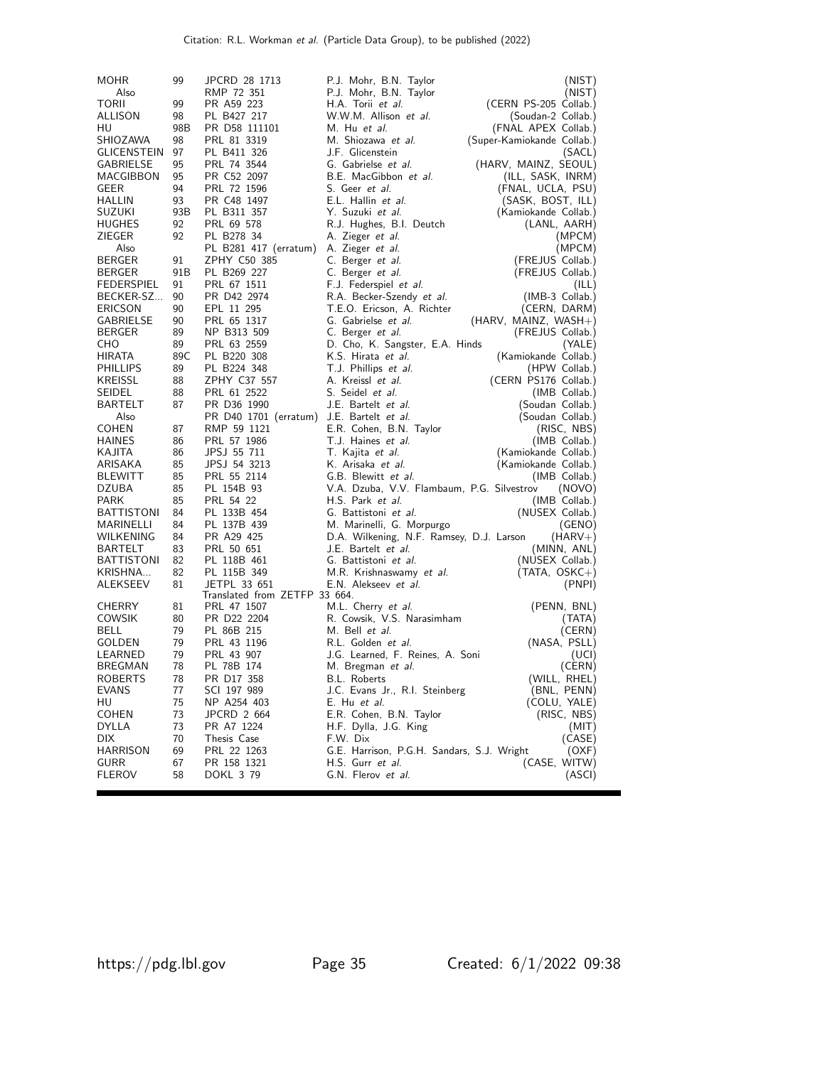| | | | | |
|---|---|---|---|---|
| MOHR | 99 | JPCRD 28 1713 | P.J. Mohr, B.N. Taylor | (NIST) |
| Also | | RMP 72 351 | P.J. Mohr, B.N. Taylor | (NIST) |
| TORII | 99 | PR A59 223 | H.A. Torii *et al.* | (CERN PS-205 Collab.) |
| ALLISON | 98 | PL B427 217 | W.W.M. Allison *et al.* | (Soudan-2 Collab.) |
| HU | 98B | PR D58 111101 | M. Hu *et al.* | (FNAL APEX Collab.) |
| SHIOZAWA | 98 | PRL 81 3319 | M. Shiozawa *et al.* | (Super-Kamiokande Collab.) |
| GLICENSTEIN | 97 | PL B411 326 | J.F. Glicenstein | (SACL) |
| GABRIELSE | 95 | PRL 74 3544 | G. Gabrielse *et al.* | (HARV, MAINZ, SEOUL) |
| MACGIBBON | 95 | PR C52 2097 | B.E. MacGibbon *et al.* | (ILL, SASK, INRM) |
| GEER | 94 | PRL 72 1596 | S. Geer *et al.* | (FNAL, UCLA, PSU) |
| HALLIN | 93 | PR C48 1497 | E.L. Hallin *et al.* | (SASK, BOST, ILL) |
| SUZUKI | 93B | PL B311 357 | Y. Suzuki *et al.* | (Kamiokande Collab.) |
| HUGHES | 92 | PRL 69 578 | R.J. Hughes, B.I. Deutch | (LANL, AARH) |
| ZIEGER | 92 | PL B278 34 | A. Zieger *et al.* | (MPCM) |
| Also | | PL B281 417 (erratum) | A. Zieger *et al.* | (MPCM) |
| BERGER | 91 | ZPHY C50 385 | C. Berger *et al.* | (FREJUS Collab.) |
| BERGER | 91B | PL B269 227 | C. Berger *et al.* | (FREJUS Collab.) |
| FEDERSPIEL | 91 | PRL 67 1511 | F.J. Federspiel *et al.* | (ILL) |
| BECKER-SZ... | 90 | PR D42 2974 | R.A. Becker-Szendy *et al.* | (IMB-3 Collab.) |
| ERICSON | 90 | EPL 11 295 | T.E.O. Ericson, A. Richter | (CERN, DARM) |
| GABRIELSE | 90 | PRL 65 1317 | G. Gabrielse *et al.* | (HARV, MAINZ, WASH+) |
| BERGER | 89 | NP B313 509 | C. Berger *et al.* | (FREJUS Collab.) |
| CHO | 89 | PRL 63 2559 | D. Cho, K. Sangster, E.A. Hinds | (YALE) |
| HIRATA | 89C | PL B220 308 | K.S. Hirata *et al.* | (Kamiokande Collab.) |
| PHILLIPS | 89 | PL B224 348 | T.J. Phillips *et al.* | (HPW Collab.) |
| KREISSL | 88 | ZPHY C37 557 | A. Kreissl *et al.* | (CERN PS176 Collab.) |
| SEIDEL | 88 | PRL 61 2522 | S. Seidel *et al.* | (IMB Collab.) |
| BARTELT | 87 | PR D36 1990 | J.E. Bartelt *et al.* | (Soudan Collab.) |
| Also | | PR D40 1701 (erratum) | J.E. Bartelt *et al.* | (Soudan Collab.) |
| COHEN | 87 | RMP 59 1121 | E.R. Cohen, B.N. Taylor | (RISC, NBS) |
| HAINES | 86 | PRL 57 1986 | T.J. Haines *et al.* | (IMB Collab.) |
| KAJITA | 86 | JPSJ 55 711 | T. Kajita *et al.* | (Kamiokande Collab.) |
| ARISAKA | 85 | JPSJ 54 3213 | K. Arisaka *et al.* | (Kamiokande Collab.) |
| BLEWITT | 85 | PRL 55 2114 | G.B. Blewitt *et al.* | (IMB Collab.) |
| DZUBA | 85 | PL 154B 93 | V.A. Dzuba, V.V. Flambaum, P.G. Silvestrov | (NOVO) |
| PARK | 85 | PRL 54 22 | H.S. Park *et al.* | (IMB Collab.) |
| BATTISTONI | 84 | PL 133B 454 | G. Battistoni *et al.* | (NUSEX Collab.) |
| MARINELLI | 84 | PL 137B 439 | M. Marinelli, G. Morpurgo | (GENO) |
| WILKENING | 84 | PR A29 425 | D.A. Wilkening, N.F. Ramsey, D.J. Larson | (HARV+) |
| BARTELT | 83 | PRL 50 651 | J.E. Bartelt *et al.* | (MINN, ANL) |
| BATTISTONI | 82 | PL 118B 461 | G. Battistoni *et al.* | (NUSEX Collab.) |
| KRISHNA... | 82 | PL 115B 349 | M.R. Krishnaswamy *et al.* | (TATA, OSKC+) |
| ALEKSEEV | 81 | JETPL 33 651 | E.N. Alekseev *et al.* | (PNPI) |
| | | Translated from ZETFP 33 664. | | |
| CHERRY | 81 | PRL 47 1507 | M.L. Cherry *et al.* | (PENN, BNL) |
| COWSIK | 80 | PR D22 2204 | R. Cowsik, V.S. Narasimham | (TATA) |
| BELL | 79 | PL 86B 215 | M. Bell *et al.* | (CERN) |
| GOLDEN | 79 | PRL 43 1196 | R.L. Golden *et al.* | (NASA, PSLL) |
| LEARNED | 79 | PRL 43 907 | J.G. Learned, F. Reines, A. Soni | (UCI) |
| BREGMAN | 78 | PL 78B 174 | M. Bregman *et al.* | (CERN) |
| ROBERTS | 78 | PR D17 358 | B.L. Roberts | (WILL, RHEL) |
| EVANS | 77 | SCI 197 989 | J.C. Evans Jr., R.I. Steinberg | (BNL, PENN) |
| HU | 75 | NP A254 403 | E. Hu *et al.* | (COLU, YALE) |
| COHEN | 73 | JPCRD 2 664 | E.R. Cohen, B.N. Taylor | (RISC, NBS) |
| DYLLA | 73 | PR A7 1224 | H.F. Dylla, J.G. King | (MIT) |
| DIX | 70 | Thesis Case | F.W. Dix | (CASE) |
| HARRISON | 69 | PRL 22 1263 | G.E. Harrison, P.G.H. Sandars, S.J. Wright | (OXF) |
| GURR | 67 | PR 158 1321 | H.S. Gurr *et al.* | (CASE, WITW) |
| FLEROV | 58 | DOKL 3 79 | G.N. Flerov *et al.* | (ASCI) |